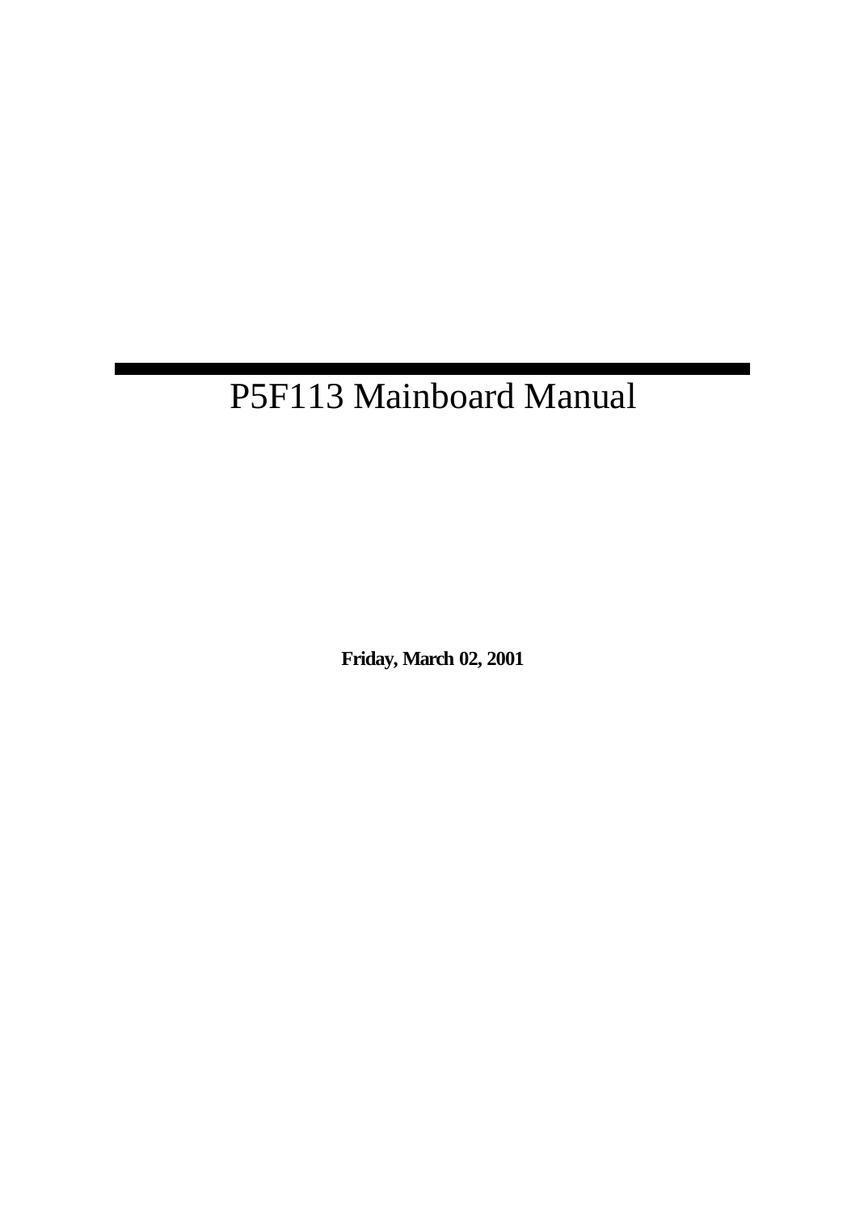# P5F113 Mainboard Manual

**Friday, March 02, 2001**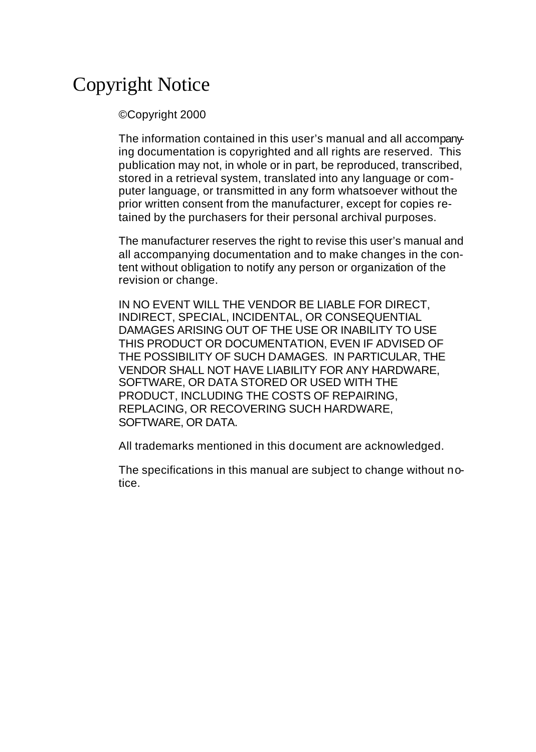# Copyright Notice

©Copyright 2000

The information contained in this user's manual and all accompanying documentation is copyrighted and all rights are reserved. This publication may not, in whole or in part, be reproduced, transcribed, stored in a retrieval system, translated into any language or computer language, or transmitted in any form whatsoever without the prior written consent from the manufacturer, except for copies retained by the purchasers for their personal archival purposes.

The manufacturer reserves the right to revise this user's manual and all accompanying documentation and to make changes in the content without obligation to notify any person or organization of the revision or change.

IN NO EVENT WILL THE VENDOR BE LIABLE FOR DIRECT, INDIRECT, SPECIAL, INCIDENTAL, OR CONSEQUENTIAL DAMAGES ARISING OUT OF THE USE OR INABILITY TO USE THIS PRODUCT OR DOCUMENTATION, EVEN IF ADVISED OF THE POSSIBILITY OF SUCH DAMAGES. IN PARTICULAR, THE VENDOR SHALL NOT HAVE LIABILITY FOR ANY HARDWARE, SOFTWARE, OR DATA STORED OR USED WITH THE PRODUCT, INCLUDING THE COSTS OF REPAIRING, REPLACING, OR RECOVERING SUCH HARDWARE, SOFTWARE, OR DATA.

All trademarks mentioned in this document are acknowledged.

The specifications in this manual are subject to change without notice.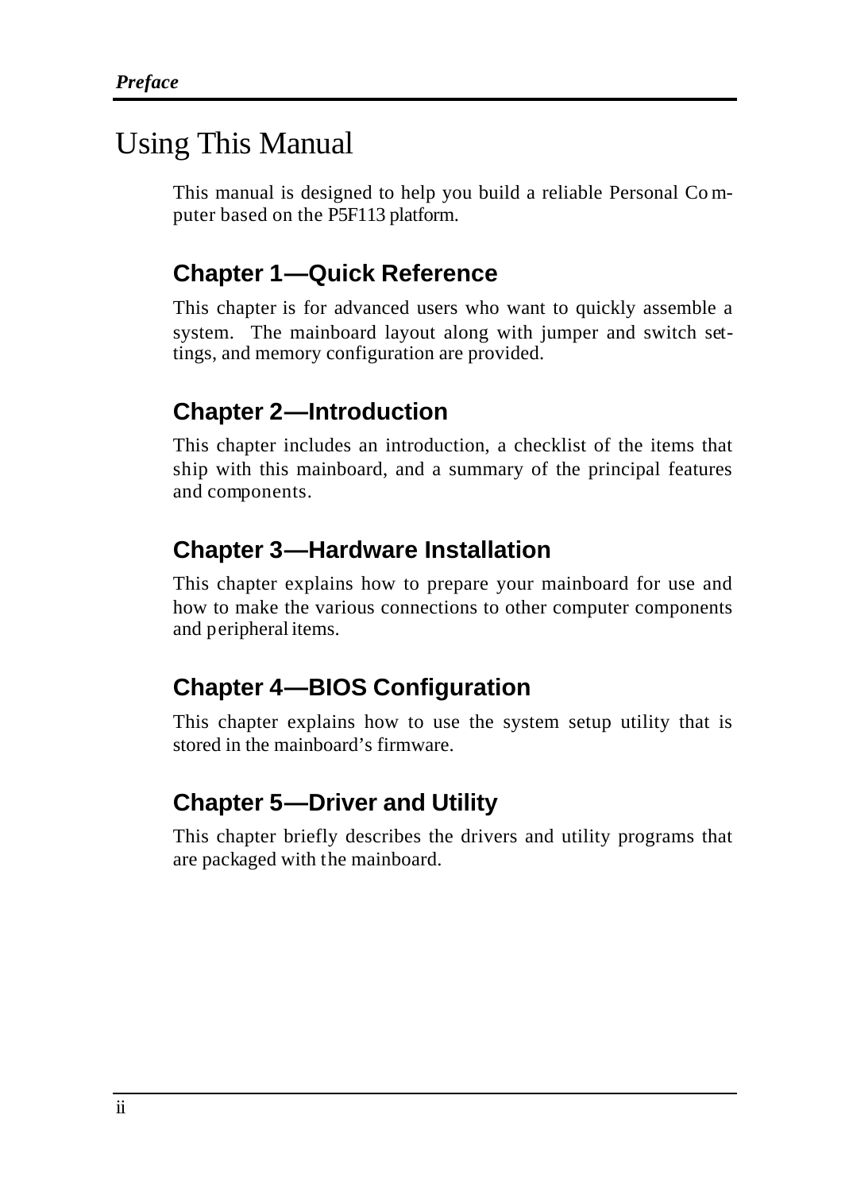# Using This Manual

This manual is designed to help you build a reliable Personal Computer based on the P5F113 platform.

## Chapter 1—Quick Reference

This chapter is for advanced users who want to quickly assemble a system. The mainboard layout along with jumper and switch settings, and memory configuration are provided.

## Chapter 2—Introduction

This chapter includes an introduction, a checklist of the items that ship with this mainboard, and a summary of the principal features and components.

## Chapter 3—Hardware Installation

This chapter explains how to prepare your mainboard for use and how to make the various connections to other computer components and peripheral items.

## Chapter 4—BIOS Configuration

This chapter explains how to use the system setup utility that is stored in the mainboard's firmware.

## Chapter 5—Driver and Utility

This chapter briefly describes the drivers and utility programs that are packaged with the mainboard.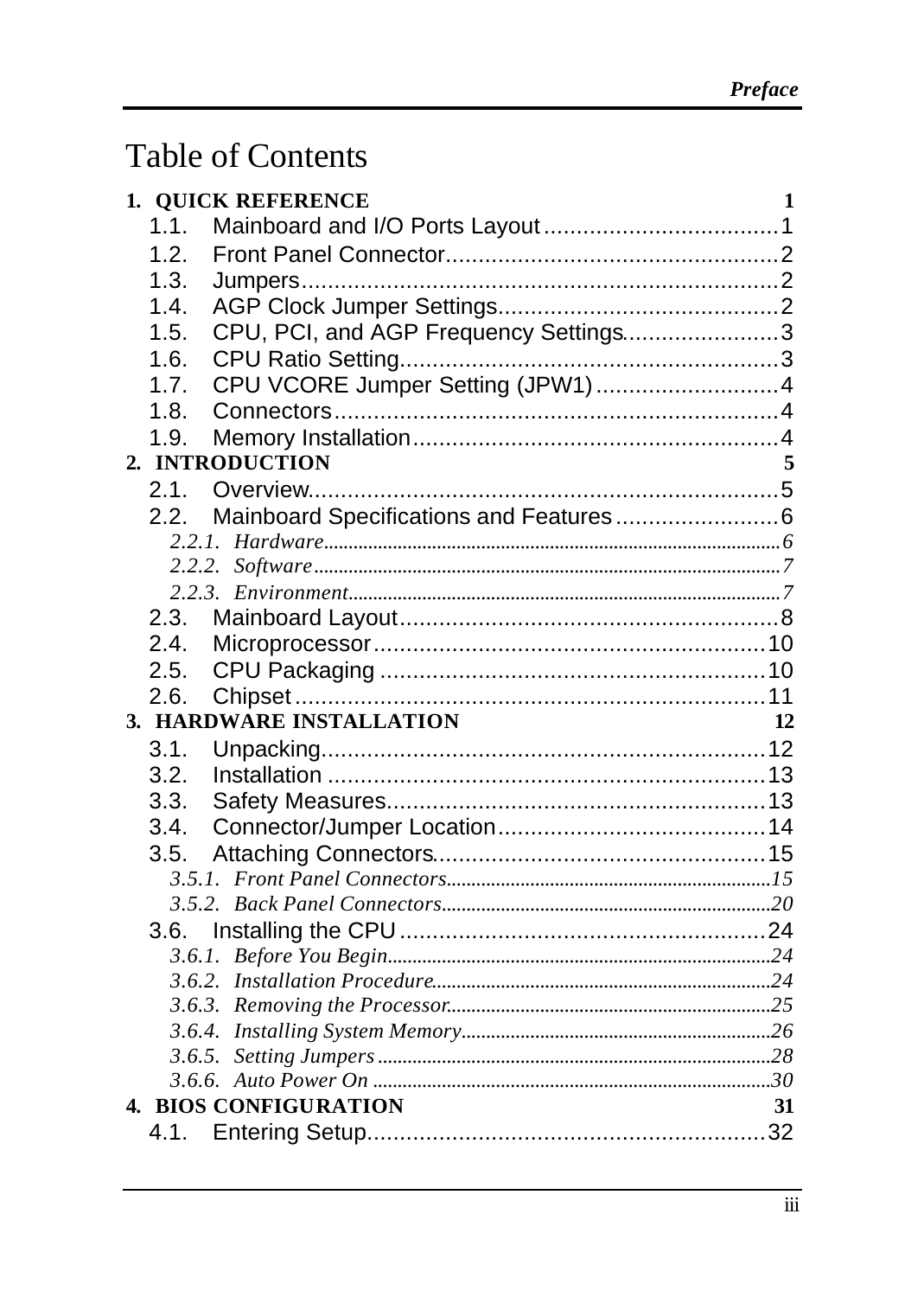# Table of Contents

**1. QUICK REFERENCE** 1

- 1.1. Mainboard and I/O Ports Layout....................................1
- 1.2. Front Panel Connector..................................................2
- 1.3. Jumpers........................................................................2
- 1.4. AGP Clock Jumper Settings...........................................2
- 1.5. CPU, PCI, and AGP Frequency Settings........................3
- 1.6. CPU Ratio Setting..........................................................3
- 1.7. CPU VCORE Jumper Setting (JPW1)............................4
- 1.8. Connectors....................................................................4
- 1.9. Memory Installation........................................................4

**2. INTRODUCTION** 5

- 2.1. Overview........................................................................5
- 2.2. Mainboard Specifications and Features.........................6
  - *2.2.1. Hardware*.............................................................6
  - *2.2.2. Software*..............................................................7
  - *2.2.3. Environment*........................................................7
- 2.3. Mainboard Layout..........................................................8
- 2.4. Microprocessor.............................................................10
- 2.5. CPU Packaging ............................................................10
- 2.6. Chipset.........................................................................11

**3. HARDWARE INSTALLATION** 12

- 3.1. Unpacking.....................................................................12
- 3.2. Installation ....................................................................13
- 3.3. Safety Measures...........................................................13
- 3.4. Connector/Jumper Location..........................................14
- 3.5. Attaching Connectors...................................................15
  - *3.5.1. Front Panel Connectors*.....................................15
  - *3.5.2. Back Panel Connectors*......................................20
- 3.6. Installing the CPU.........................................................24
  - *3.6.1. Before You Begin*................................................24
  - *3.6.2. Installation Procedure*.........................................24
  - *3.6.3. Removing the Processor*.....................................25
  - *3.6.4. Installing System Memory*...................................26
  - *3.6.5. Setting Jumpers*..................................................28
  - *3.6.6. Auto Power On*....................................................30

**4. BIOS CONFIGURATION** 31

- 4.1. Entering Setup..............................................................32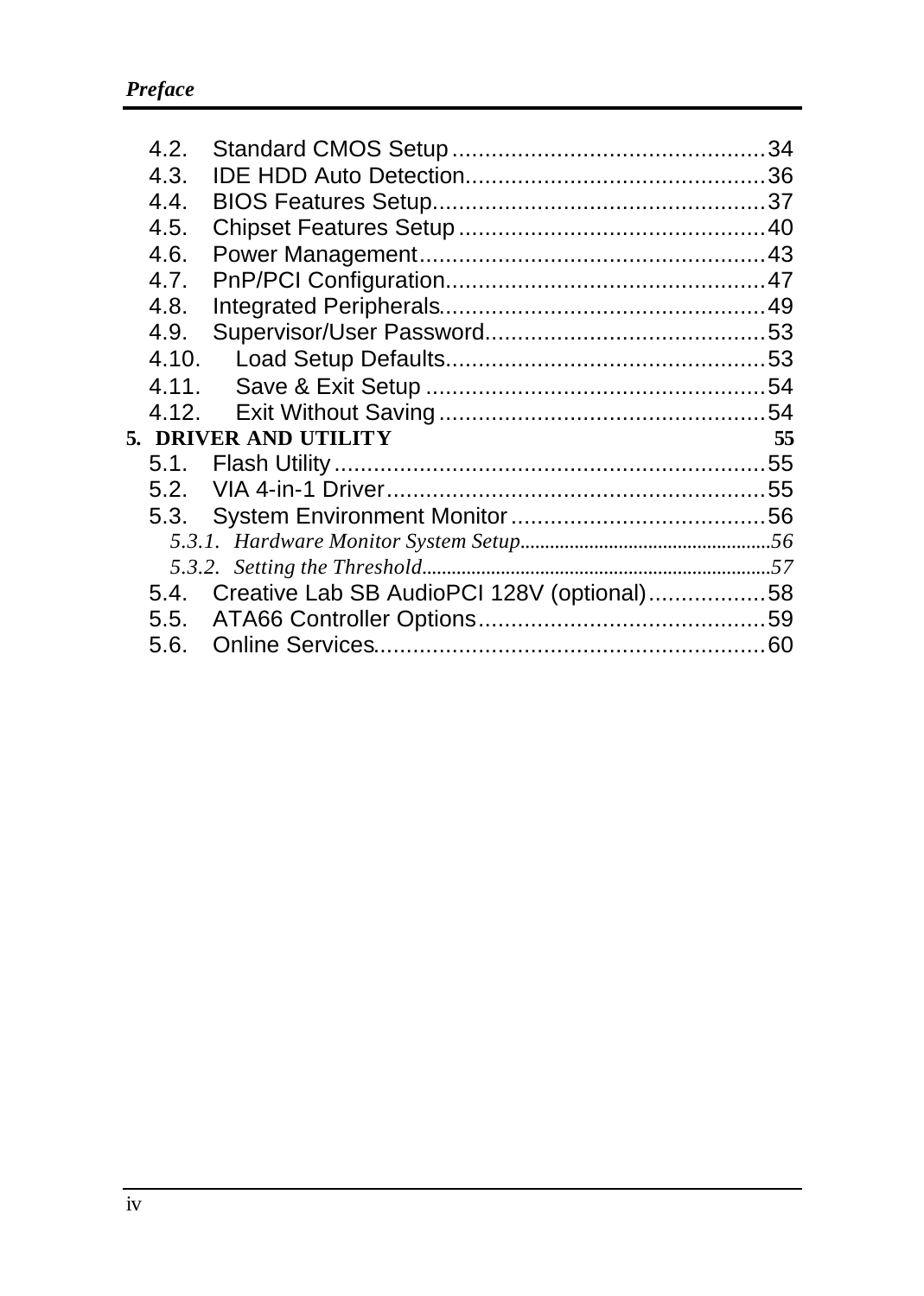4.2. Standard CMOS Setup ................................................34
4.3. IDE HDD Auto Detection.............................................36
4.4. BIOS Features Setup...................................................37
4.5. Chipset Features Setup ...............................................40
4.6. Power Management.....................................................43
4.7. PnP/PCI Configuration................................................47
4.8. Integrated Peripherals.................................................49
4.9. Supervisor/User Password...........................................53
4.10. Load Setup Defaults.................................................53
4.11. Save & Exit Setup ....................................................54
4.12. Exit Without Saving .................................................54

**5. DRIVER AND UTILITY 55**

5.1. Flash Utility ..................................................................55
5.2. VIA 4-in-1 Driver..........................................................55
5.3. System Environment Monitor .......................................56

*5.3.1. Hardware Monitor System Setup....................................................56*

*5.3.2. Setting the Threshold.......................................................................57*

5.4. Creative Lab SB AudioPCI 128V (optional)..................58
5.5. ATA66 Controller Options............................................59
5.6. Online Services............................................................60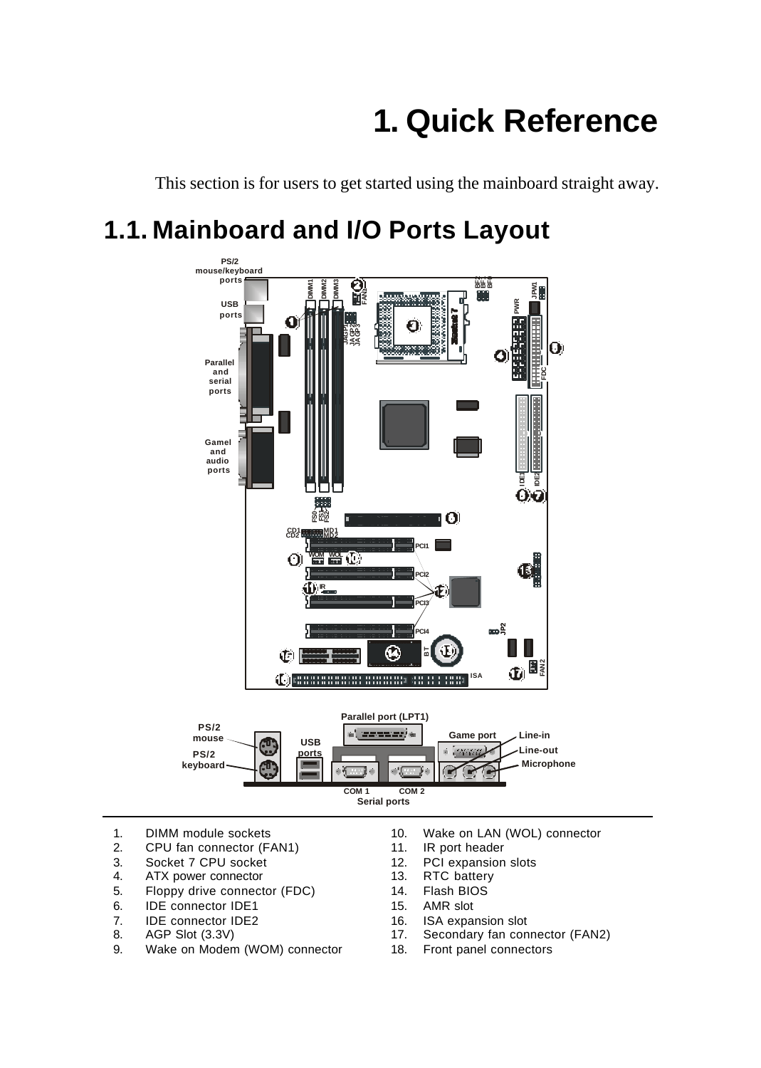# 1. Quick Reference

This section is for users to get started using the mainboard straight away.

## 1.1. Mainboard and I/O Ports Layout

1. DIMM module sockets
2. CPU fan connector (FAN1)
3. Socket 7 CPU socket
4. ATX power connector
5. Floppy drive connector (FDC)
6. IDE connector IDE1
7. IDE connector IDE2
8. AGP Slot (3.3V)
9. Wake on Modem (WOM) connector
10. Wake on LAN (WOL) connector
11. IR port header
12. PCI expansion slots
13. RTC battery
14. Flash BIOS
15. AMR slot
16. ISA expansion slot
17. Secondary fan connector (FAN2)
18. Front panel connectors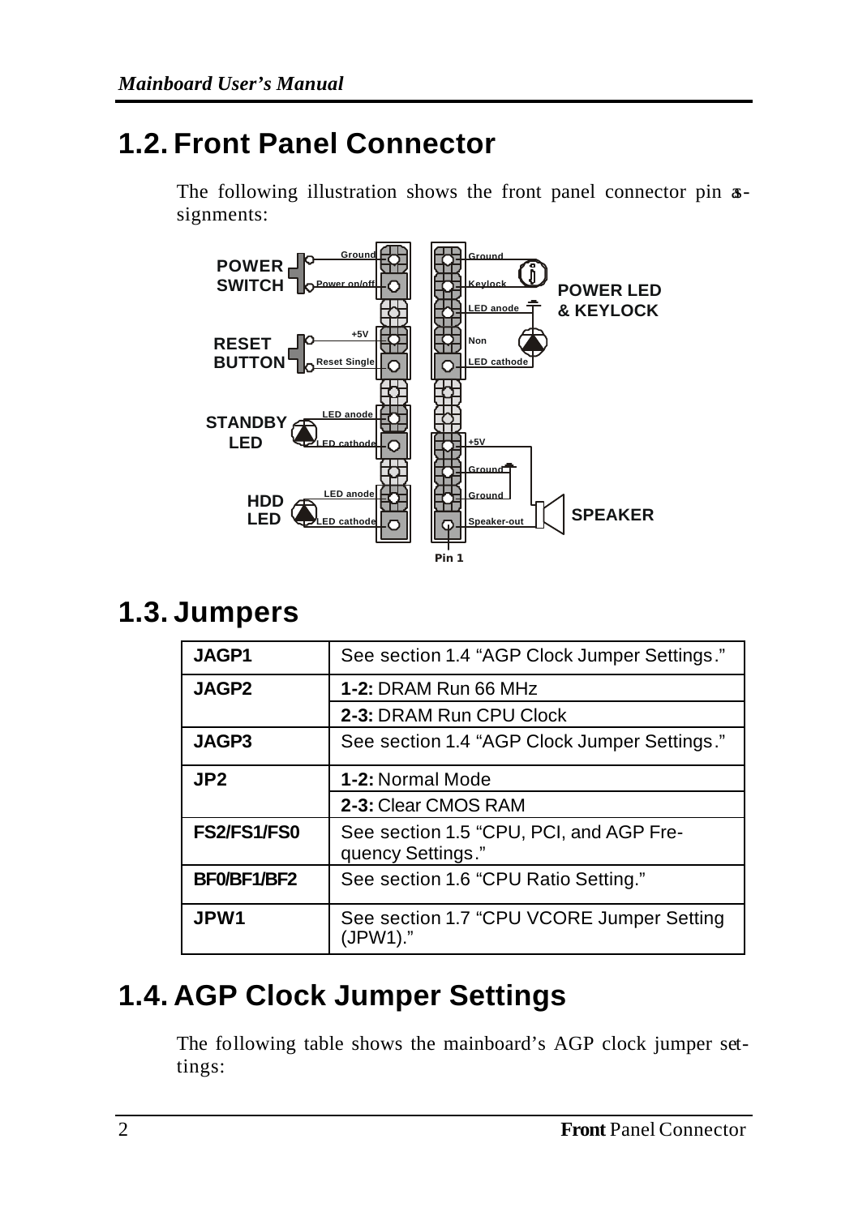## 1.2. Front Panel Connector

The following illustration shows the front panel connector pin assignments:

## 1.3. Jumpers

| JAGP1 | See section 1.4 "AGP Clock Jumper Settings." |
|---|---|
| JAGP2 | **1-2:** DRAM Run 66 MHz |
| | **2-3:** DRAM Run CPU Clock |
| JAGP3 | See section 1.4 "AGP Clock Jumper Settings." |
| JP2 | **1-2:** Normal Mode |
| | **2-3:** Clear CMOS RAM |
| FS2/FS1/FS0 | See section 1.5 "CPU, PCI, and AGP Frequency Settings." |
| BF0/BF1/BF2 | See section 1.6 "CPU Ratio Setting." |
| JPW1 | See section 1.7 "CPU VCORE Jumper Setting (JPW1)." |

## 1.4. AGP Clock Jumper Settings

The following table shows the mainboard's AGP clock jumper settings: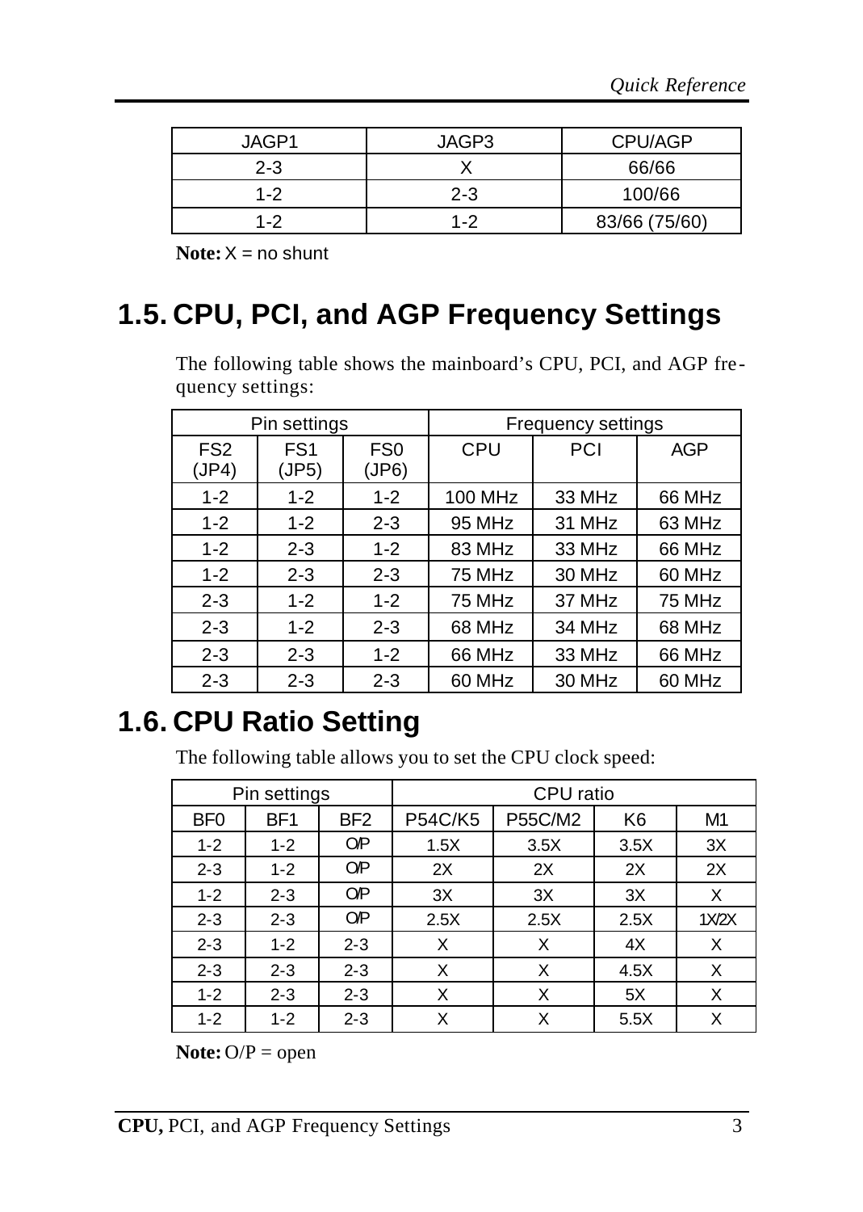| JAGP1 | JAGP3 | CPU/AGP |
| --- | --- | --- |
| 2-3 | X | 66/66 |
| 1-2 | 2-3 | 100/66 |
| 1-2 | 1-2 | 83/66 (75/60) |

**Note:** X = no shunt

## 1.5. CPU, PCI, and AGP Frequency Settings

The following table shows the mainboard's CPU, PCI, and AGP frequency settings:

| Pin settings | | | Frequency settings | | |
| --- | --- | --- | --- | --- | --- |
| FS2 (JP4) | FS1 (JP5) | FS0 (JP6) | CPU | PCI | AGP |
| 1-2 | 1-2 | 1-2 | 100 MHz | 33 MHz | 66 MHz |
| 1-2 | 1-2 | 2-3 | 95 MHz | 31 MHz | 63 MHz |
| 1-2 | 2-3 | 1-2 | 83 MHz | 33 MHz | 66 MHz |
| 1-2 | 2-3 | 2-3 | 75 MHz | 30 MHz | 60 MHz |
| 2-3 | 1-2 | 1-2 | 75 MHz | 37 MHz | 75 MHz |
| 2-3 | 1-2 | 2-3 | 68 MHz | 34 MHz | 68 MHz |
| 2-3 | 2-3 | 1-2 | 66 MHz | 33 MHz | 66 MHz |
| 2-3 | 2-3 | 2-3 | 60 MHz | 30 MHz | 60 MHz |

## 1.6. CPU Ratio Setting

The following table allows you to set the CPU clock speed:

| Pin settings | | | CPU ratio | | | |
| --- | --- | --- | --- | --- | --- | --- |
| BF0 | BF1 | BF2 | P54C/K5 | P55C/M2 | K6 | M1 |
| 1-2 | 1-2 | O/P | 1.5X | 3.5X | 3.5X | 3X |
| 2-3 | 1-2 | O/P | 2X | 2X | 2X | 2X |
| 1-2 | 2-3 | O/P | 3X | 3X | 3X | X |
| 2-3 | 2-3 | O/P | 2.5X | 2.5X | 2.5X | 1X/2X |
| 2-3 | 1-2 | 2-3 | X | X | 4X | X |
| 2-3 | 2-3 | 2-3 | X | X | 4.5X | X |
| 1-2 | 2-3 | 2-3 | X | X | 5X | X |
| 1-2 | 1-2 | 2-3 | X | X | 5.5X | X |

**Note:** O/P = open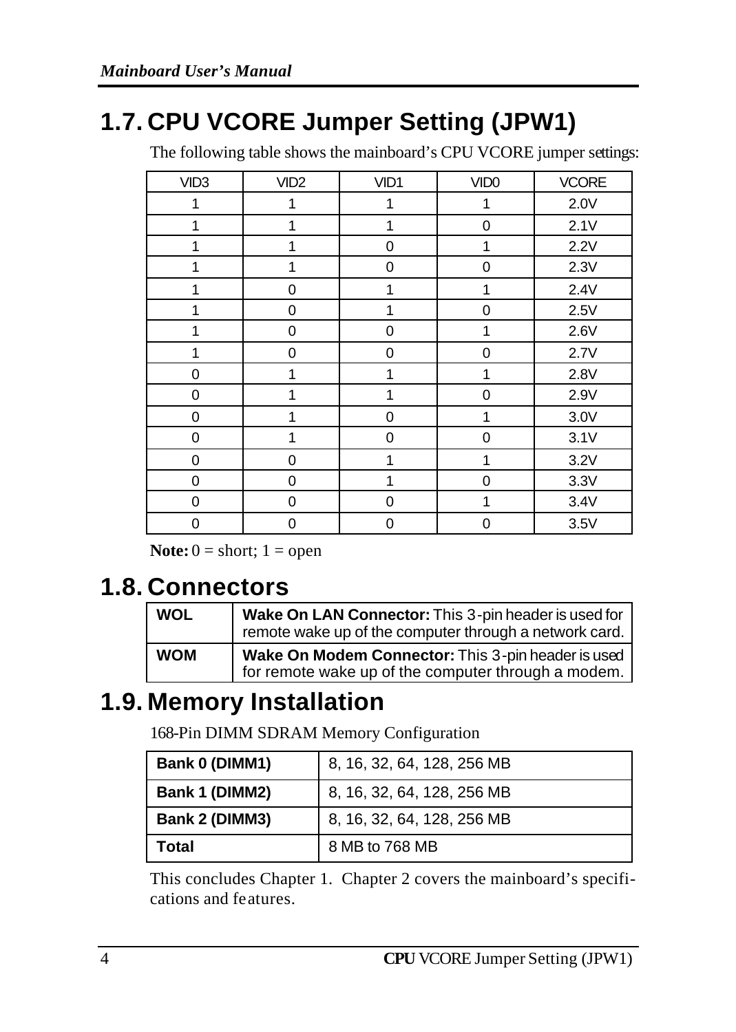## 1.7. CPU VCORE Jumper Setting (JPW1)

The following table shows the mainboard's CPU VCORE jumper settings:

| VID3 | VID2 | VID1 | VID0 | VCORE |
|---|---|---|---|---|
| 1 | 1 | 1 | 1 | 2.0V |
| 1 | 1 | 1 | 0 | 2.1V |
| 1 | 1 | 0 | 1 | 2.2V |
| 1 | 1 | 0 | 0 | 2.3V |
| 1 | 0 | 1 | 1 | 2.4V |
| 1 | 0 | 1 | 0 | 2.5V |
| 1 | 0 | 0 | 1 | 2.6V |
| 1 | 0 | 0 | 0 | 2.7V |
| 0 | 1 | 1 | 1 | 2.8V |
| 0 | 1 | 1 | 0 | 2.9V |
| 0 | 1 | 0 | 1 | 3.0V |
| 0 | 1 | 0 | 0 | 3.1V |
| 0 | 0 | 1 | 1 | 3.2V |
| 0 | 0 | 1 | 0 | 3.3V |
| 0 | 0 | 0 | 1 | 3.4V |
| 0 | 0 | 0 | 0 | 3.5V |

**Note:** 0 = short; 1 = open

## 1.8. Connectors

| | |
|---|---|
| **WOL** | **Wake On LAN Connector:** This 3-pin header is used for remote wake up of the computer through a network card. |
| **WOM** | **Wake On Modem Connector:** This 3-pin header is used for remote wake up of the computer through a modem. |

## 1.9. Memory Installation

168-Pin DIMM SDRAM Memory Configuration

| | |
|---|---|
| **Bank 0 (DIMM1)** | 8, 16, 32, 64, 128, 256 MB |
| **Bank 1 (DIMM2)** | 8, 16, 32, 64, 128, 256 MB |
| **Bank 2 (DIMM3)** | 8, 16, 32, 64, 128, 256 MB |
| **Total** | 8 MB to 768 MB |

This concludes Chapter 1. Chapter 2 covers the mainboard's specifications and features.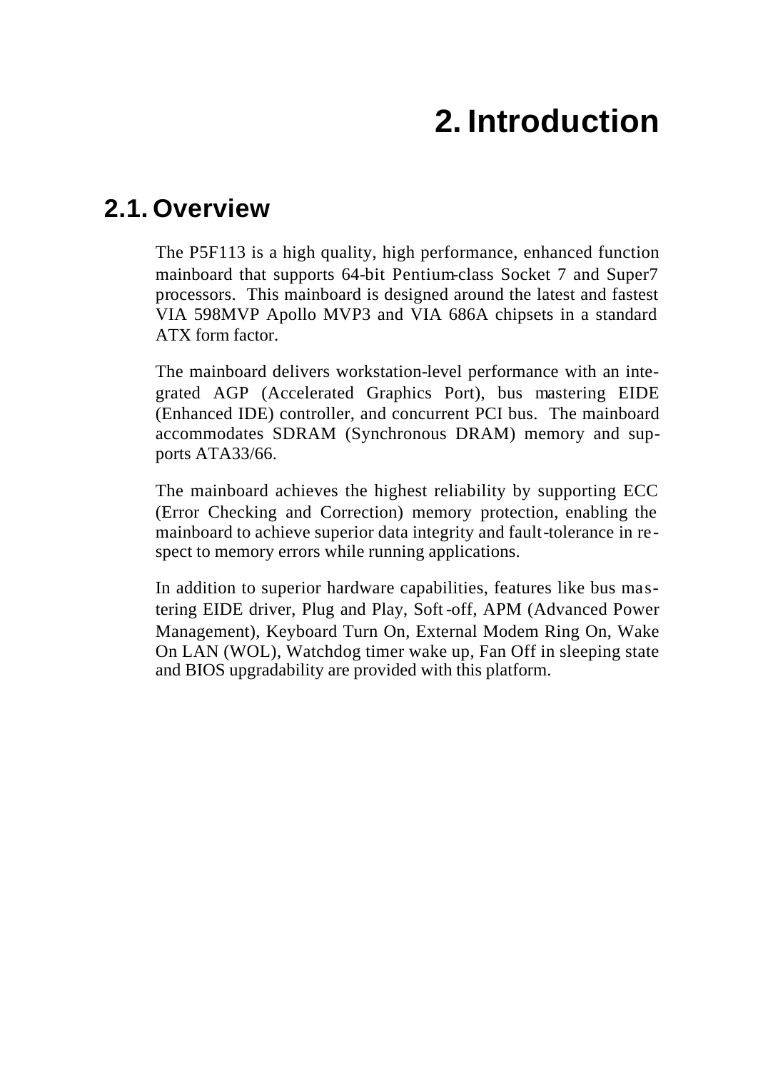# 2. Introduction

## 2.1. Overview

The P5F113 is a high quality, high performance, enhanced function mainboard that supports 64-bit Pentium-class Socket 7 and Super7 processors. This mainboard is designed around the latest and fastest VIA 598MVP Apollo MVP3 and VIA 686A chipsets in a standard ATX form factor.

The mainboard delivers workstation-level performance with an integrated AGP (Accelerated Graphics Port), bus mastering EIDE (Enhanced IDE) controller, and concurrent PCI bus. The mainboard accommodates SDRAM (Synchronous DRAM) memory and supports ATA33/66.

The mainboard achieves the highest reliability by supporting ECC (Error Checking and Correction) memory protection, enabling the mainboard to achieve superior data integrity and fault-tolerance in respect to memory errors while running applications.

In addition to superior hardware capabilities, features like bus mastering EIDE driver, Plug and Play, Soft-off, APM (Advanced Power Management), Keyboard Turn On, External Modem Ring On, Wake On LAN (WOL), Watchdog timer wake up, Fan Off in sleeping state and BIOS upgradability are provided with this platform.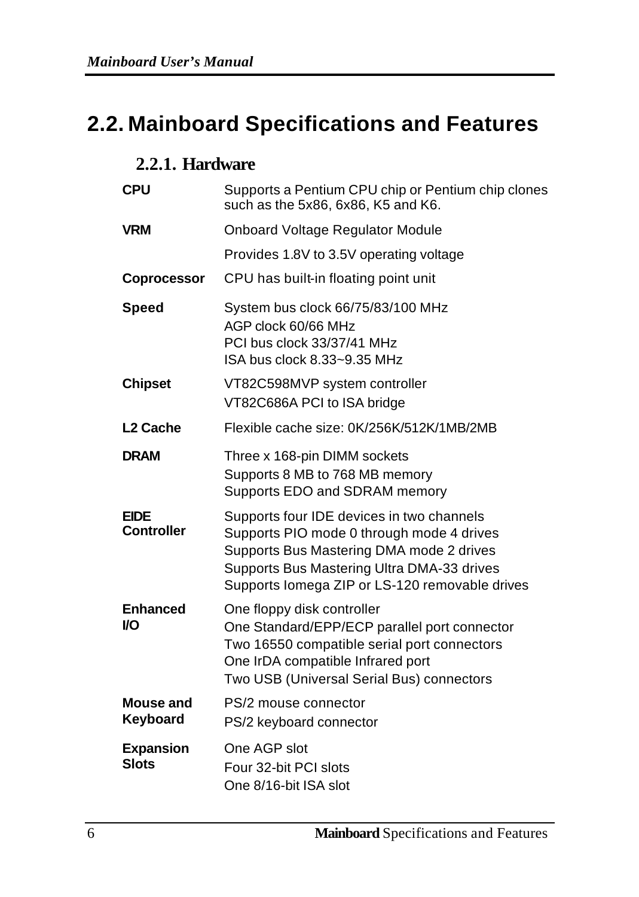## 2.2. Mainboard Specifications and Features

### 2.2.1. Hardware

| | |
|---|---|
| **CPU** | Supports a Pentium CPU chip or Pentium chip clones such as the 5x86, 6x86, K5 and K6. |
| **VRM** | Onboard Voltage Regulator Module<br>Provides 1.8V to 3.5V operating voltage |
| **Coprocessor** | CPU has built-in floating point unit |
| **Speed** | System bus clock 66/75/83/100 MHz<br>AGP clock 60/66 MHz<br>PCI bus clock 33/37/41 MHz<br>ISA bus clock 8.33~9.35 MHz |
| **Chipset** | VT82C598MVP system controller<br>VT82C686A PCI to ISA bridge |
| **L2 Cache** | Flexible cache size: 0K/256K/512K/1MB/2MB |
| **DRAM** | Three x 168-pin DIMM sockets<br>Supports 8 MB to 768 MB memory<br>Supports EDO and SDRAM memory |
| **EIDE Controller** | Supports four IDE devices in two channels<br>Supports PIO mode 0 through mode 4 drives<br>Supports Bus Mastering DMA mode 2 drives<br>Supports Bus Mastering Ultra DMA-33 drives<br>Supports Iomega ZIP or LS-120 removable drives |
| **Enhanced I/O** | One floppy disk controller<br>One Standard/EPP/ECP parallel port connector<br>Two 16550 compatible serial port connectors<br>One IrDA compatible Infrared port<br>Two USB (Universal Serial Bus) connectors |
| **Mouse and Keyboard** | PS/2 mouse connector<br>PS/2 keyboard connector |
| **Expansion Slots** | One AGP slot<br>Four 32-bit PCI slots<br>One 8/16-bit ISA slot |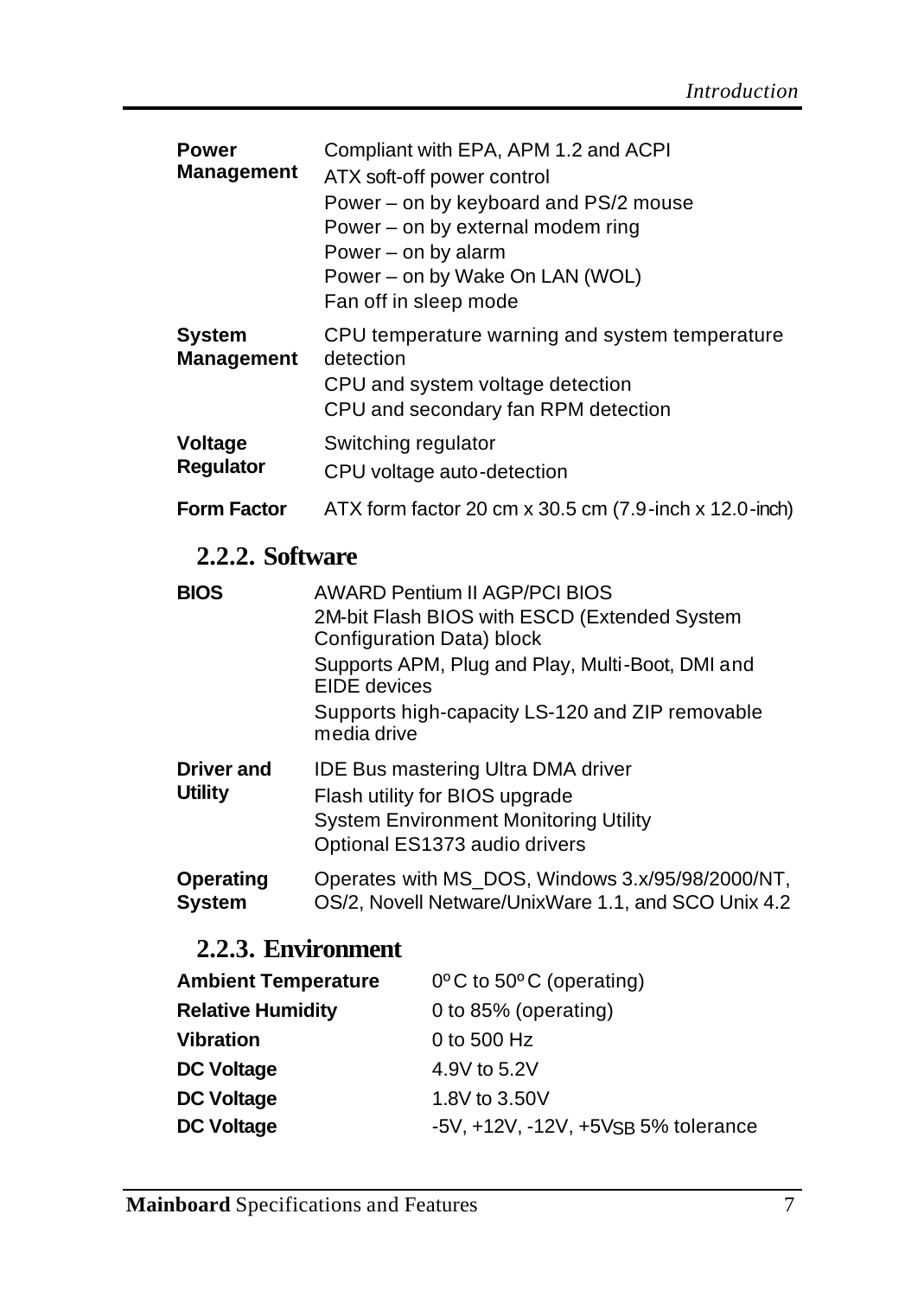| | |
|---|---|
| **Power Management** | Compliant with EPA, APM 1.2 and ACPI<br>ATX soft-off power control<br>Power – on by keyboard and PS/2 mouse<br>Power – on by external modem ring<br>Power – on by alarm<br>Power – on by Wake On LAN (WOL)<br>Fan off in sleep mode |
| **System Management** | CPU temperature warning and system temperature detection<br>CPU and system voltage detection<br>CPU and secondary fan RPM detection |
| **Voltage Regulator** | Switching regulator<br>CPU voltage auto-detection |
| **Form Factor** | ATX form factor 20 cm x 30.5 cm (7.9-inch x 12.0-inch) |

### 2.2.2. Software

| | |
|---|---|
| **BIOS** | AWARD Pentium II AGP/PCI BIOS<br>2M-bit Flash BIOS with ESCD (Extended System Configuration Data) block<br>Supports APM, Plug and Play, Multi-Boot, DMI and EIDE devices<br>Supports high-capacity LS-120 and ZIP removable media drive |
| **Driver and Utility** | IDE Bus mastering Ultra DMA driver<br>Flash utility for BIOS upgrade<br>System Environment Monitoring Utility<br>Optional ES1373 audio drivers |
| **Operating System** | Operates with MS_DOS, Windows 3.x/95/98/2000/NT, OS/2, Novell Netware/UnixWare 1.1, and SCO Unix 4.2 |

### 2.2.3. Environment

| | |
|---|---|
| **Ambient Temperature** | 0°C to 50°C (operating) |
| **Relative Humidity** | 0 to 85% (operating) |
| **Vibration** | 0 to 500 Hz |
| **DC Voltage** | 4.9V to 5.2V |
| **DC Voltage** | 1.8V to 3.50V |
| **DC Voltage** | -5V, +12V, -12V, +5V$_{SB}$ 5% tolerance |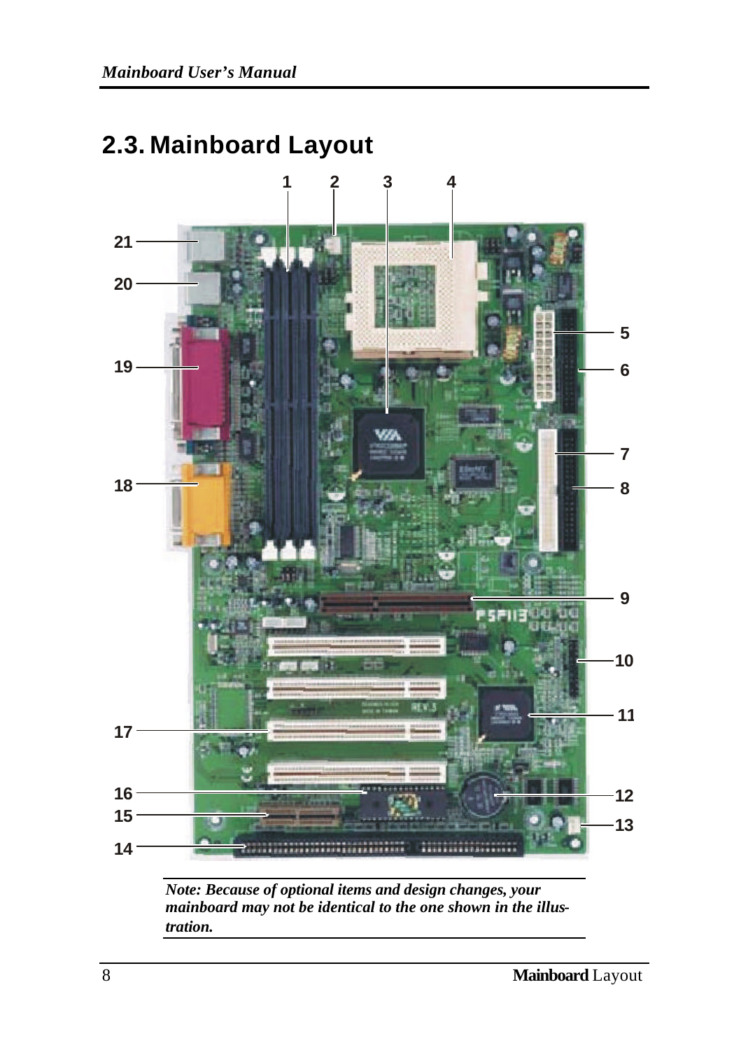## 2.3. Mainboard Layout

*Note: Because of optional items and design changes, your mainboard may not be identical to the one shown in the illustration.*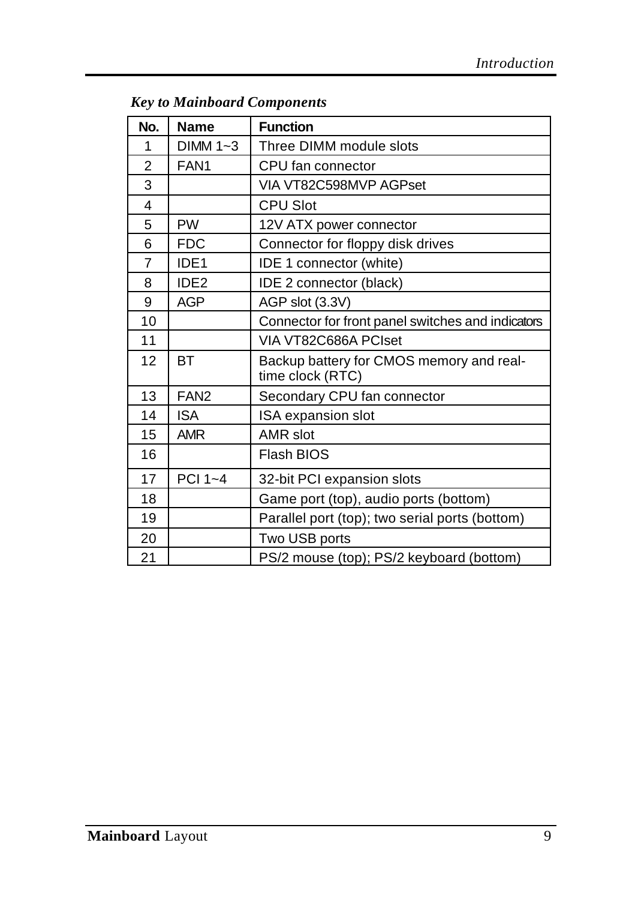### *Key to Mainboard Components*

| No. | Name | Function |
|---|---|---|
| 1 | DIMM 1~3 | Three DIMM module slots |
| 2 | FAN1 | CPU fan connector |
| 3 | | VIA VT82C598MVP AGPset |
| 4 | | CPU Slot |
| 5 | PW | 12V ATX power connector |
| 6 | FDC | Connector for floppy disk drives |
| 7 | IDE1 | IDE 1 connector (white) |
| 8 | IDE2 | IDE 2 connector (black) |
| 9 | AGP | AGP slot (3.3V) |
| 10 | | Connector for front panel switches and indicators |
| 11 | | VIA VT82C686A PCIset |
| 12 | BT | Backup battery for CMOS memory and real-time clock (RTC) |
| 13 | FAN2 | Secondary CPU fan connector |
| 14 | ISA | ISA expansion slot |
| 15 | AMR | AMR slot |
| 16 | | Flash BIOS |
| 17 | PCI 1~4 | 32-bit PCI expansion slots |
| 18 | | Game port (top), audio ports (bottom) |
| 19 | | Parallel port (top); two serial ports (bottom) |
| 20 | | Two USB ports |
| 21 | | PS/2 mouse (top); PS/2 keyboard (bottom) |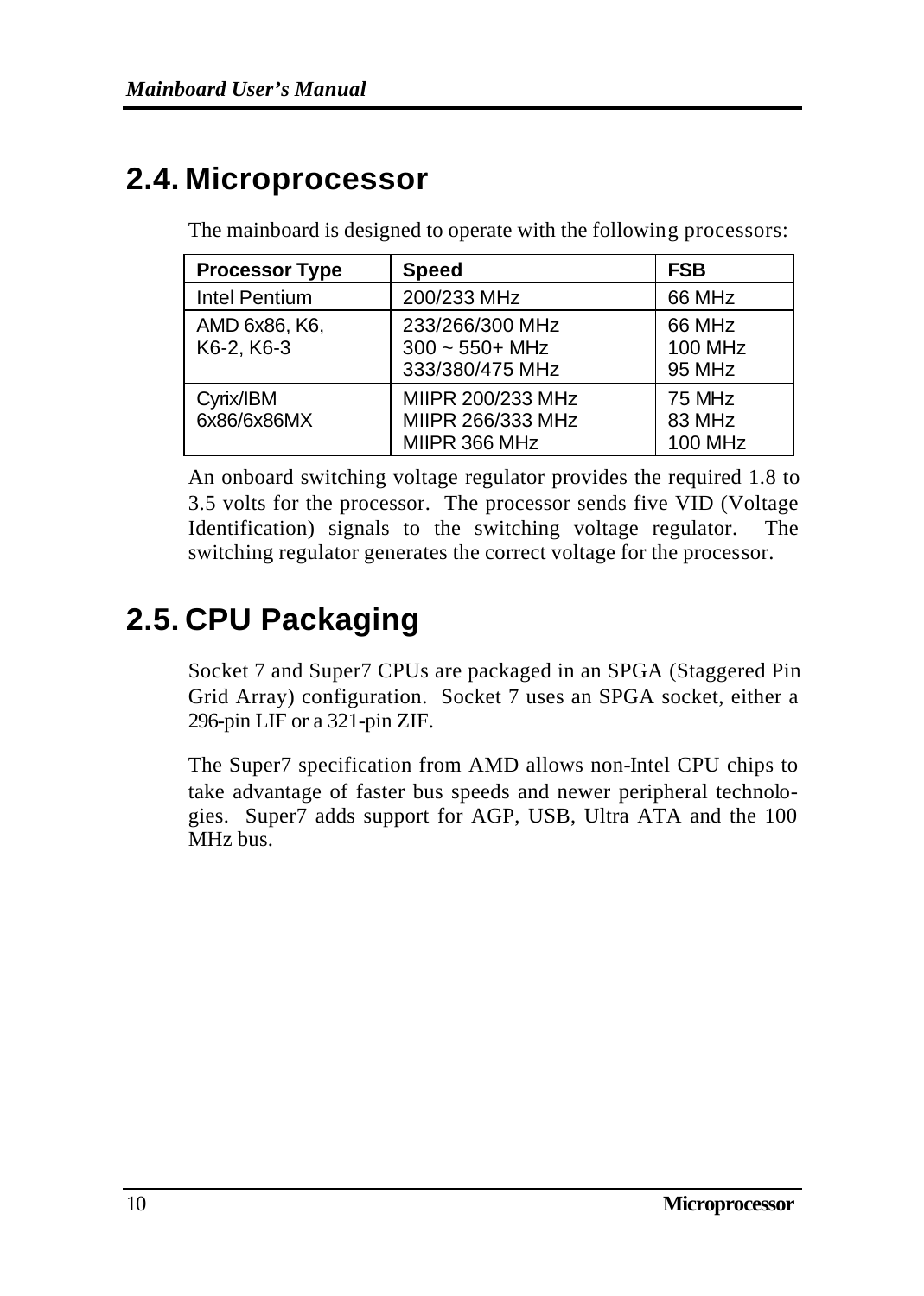## 2.4. Microprocessor

The mainboard is designed to operate with the following processors:

| Processor Type | Speed | FSB |
|---|---|---|
| Intel Pentium | 200/233 MHz | 66 MHz |
| AMD 6x86, K6, K6-2, K6-3 | 233/266/300 MHz<br>300 ~ 550+ MHz<br>333/380/475 MHz | 66 MHz<br>100 MHz<br>95 MHz |
| Cyrix/IBM 6x86/6x86MX | MIIPR 200/233 MHz<br>MIIPR 266/333 MHz<br>MIIPR 366 MHz | 75 MHz<br>83 MHz<br>100 MHz |

An onboard switching voltage regulator provides the required 1.8 to 3.5 volts for the processor. The processor sends five VID (Voltage Identification) signals to the switching voltage regulator. The switching regulator generates the correct voltage for the processor.

## 2.5. CPU Packaging

Socket 7 and Super7 CPUs are packaged in an SPGA (Staggered Pin Grid Array) configuration. Socket 7 uses an SPGA socket, either a 296-pin LIF or a 321-pin ZIF.

The Super7 specification from AMD allows non-Intel CPU chips to take advantage of faster bus speeds and newer peripheral technologies. Super7 adds support for AGP, USB, Ultra ATA and the 100 MHz bus.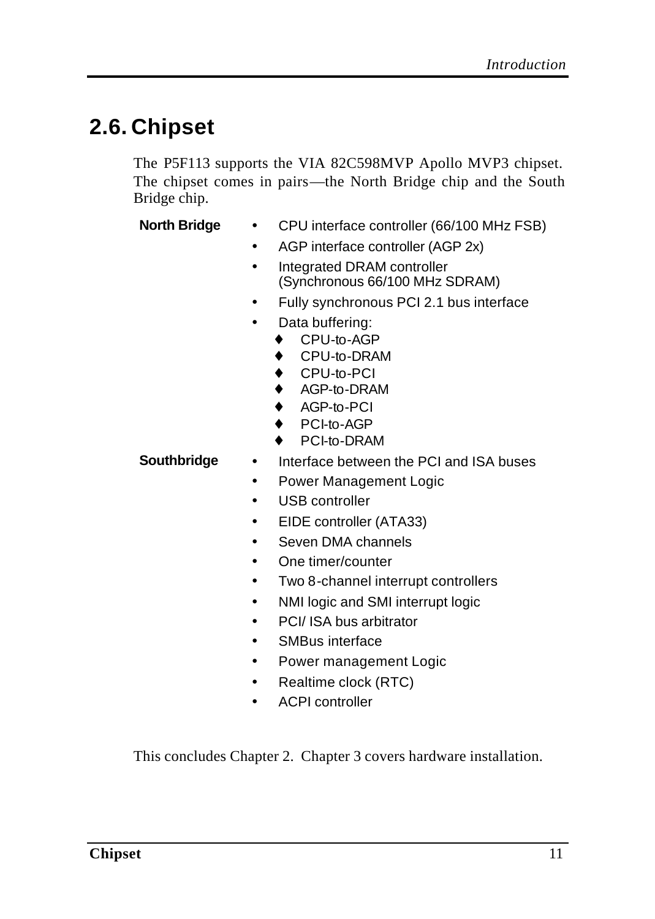## 2.6. Chipset

The P5F113 supports the VIA 82C598MVP Apollo MVP3 chipset. The chipset comes in pairs—the North Bridge chip and the South Bridge chip.

**North Bridge**

- CPU interface controller (66/100 MHz FSB)
- AGP interface controller (AGP 2x)
- Integrated DRAM controller (Synchronous 66/100 MHz SDRAM)
- Fully synchronous PCI 2.1 bus interface
- Data buffering:
  - CPU-to-AGP
  - CPU-to-DRAM
  - CPU-to-PCI
  - AGP-to-DRAM
  - AGP-to-PCI
  - PCI-to-AGP
  - PCI-to-DRAM

**Southbridge**

- Interface between the PCI and ISA buses
- Power Management Logic
- USB controller
- EIDE controller (ATA33)
- Seven DMA channels
- One timer/counter
- Two 8-channel interrupt controllers
- NMI logic and SMI interrupt logic
- PCI/ ISA bus arbitrator
- SMBus interface
- Power management Logic
- Realtime clock (RTC)
- ACPI controller

This concludes Chapter 2. Chapter 3 covers hardware installation.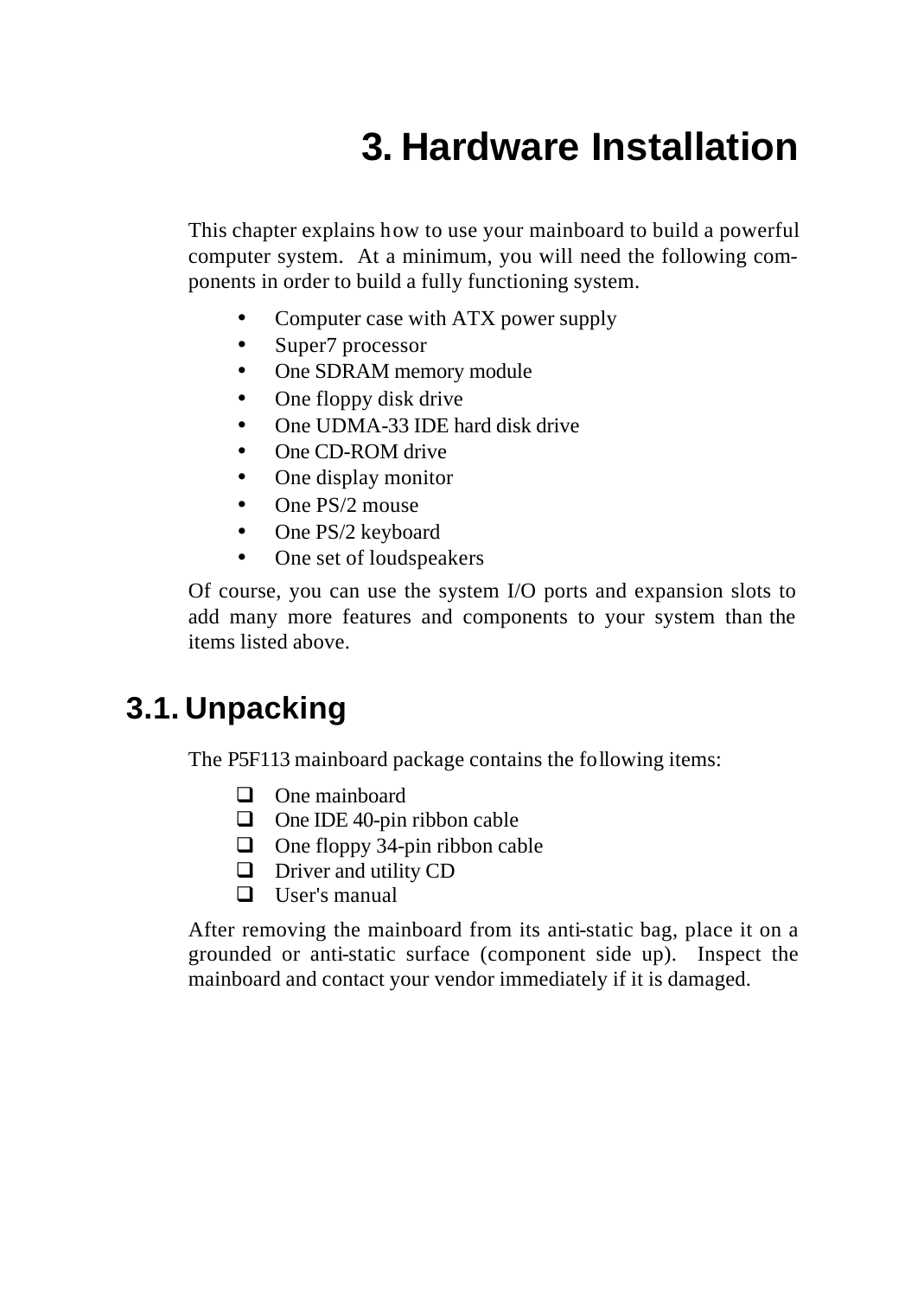# 3. Hardware Installation

This chapter explains how to use your mainboard to build a powerful computer system. At a minimum, you will need the following components in order to build a fully functioning system.

- Computer case with ATX power supply
- Super7 processor
- One SDRAM memory module
- One floppy disk drive
- One UDMA-33 IDE hard disk drive
- One CD-ROM drive
- One display monitor
- One PS/2 mouse
- One PS/2 keyboard
- One set of loudspeakers

Of course, you can use the system I/O ports and expansion slots to add many more features and components to your system than the items listed above.

## 3.1. Unpacking

The P5F113 mainboard package contains the following items:

- [ ] One mainboard
- [ ] One IDE 40-pin ribbon cable
- [ ] One floppy 34-pin ribbon cable
- [ ] Driver and utility CD
- [ ] User's manual

After removing the mainboard from its anti-static bag, place it on a grounded or anti-static surface (component side up). Inspect the mainboard and contact your vendor immediately if it is damaged.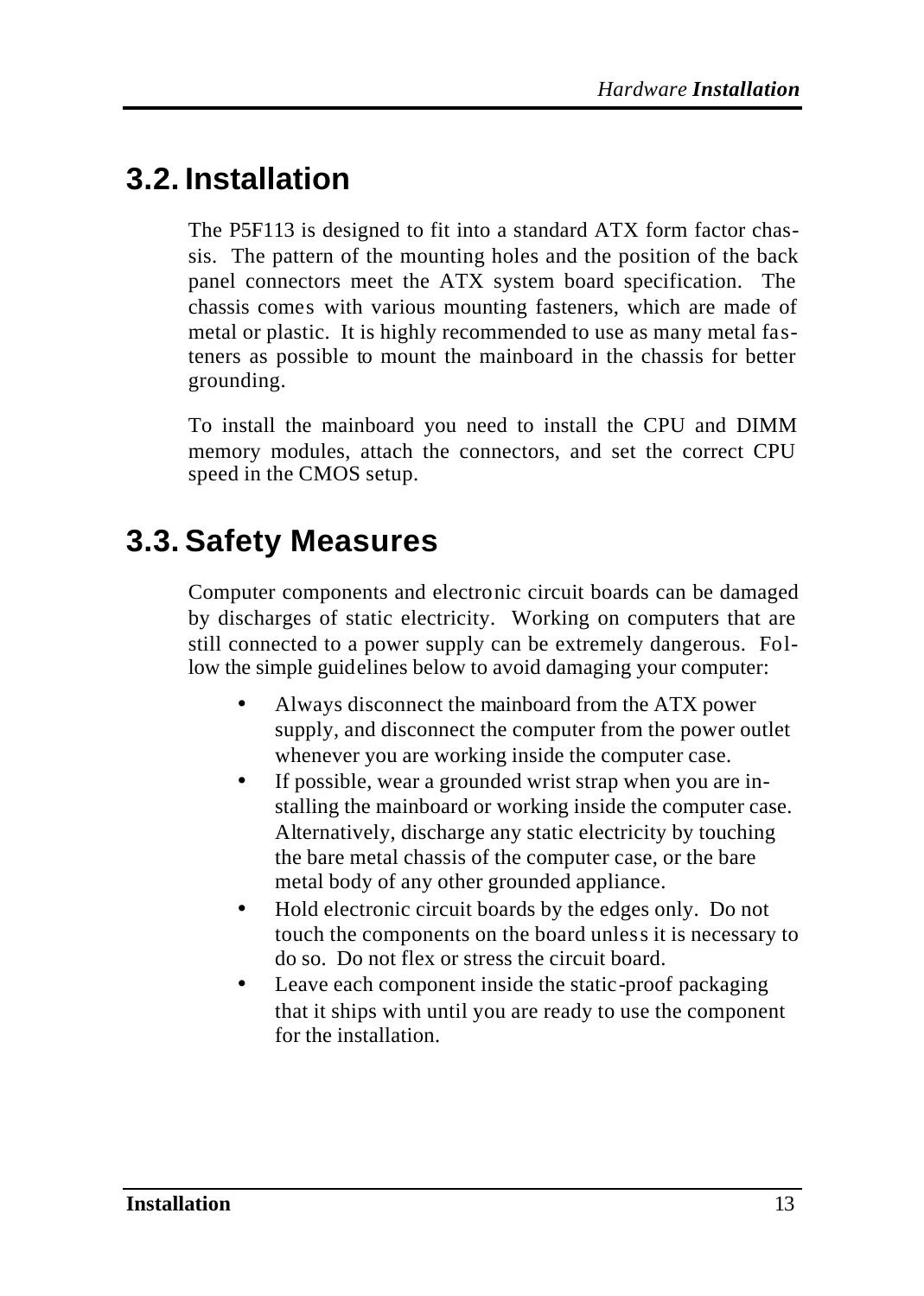## 3.2. Installation

The P5F113 is designed to fit into a standard ATX form factor chassis. The pattern of the mounting holes and the position of the back panel connectors meet the ATX system board specification. The chassis comes with various mounting fasteners, which are made of metal or plastic. It is highly recommended to use as many metal fasteners as possible to mount the mainboard in the chassis for better grounding.

To install the mainboard you need to install the CPU and DIMM memory modules, attach the connectors, and set the correct CPU speed in the CMOS setup.

## 3.3. Safety Measures

Computer components and electronic circuit boards can be damaged by discharges of static electricity. Working on computers that are still connected to a power supply can be extremely dangerous. Follow the simple guidelines below to avoid damaging your computer:

- Always disconnect the mainboard from the ATX power supply, and disconnect the computer from the power outlet whenever you are working inside the computer case.
- If possible, wear a grounded wrist strap when you are installing the mainboard or working inside the computer case. Alternatively, discharge any static electricity by touching the bare metal chassis of the computer case, or the bare metal body of any other grounded appliance.
- Hold electronic circuit boards by the edges only. Do not touch the components on the board unless it is necessary to do so. Do not flex or stress the circuit board.
- Leave each component inside the static-proof packaging that it ships with until you are ready to use the component for the installation.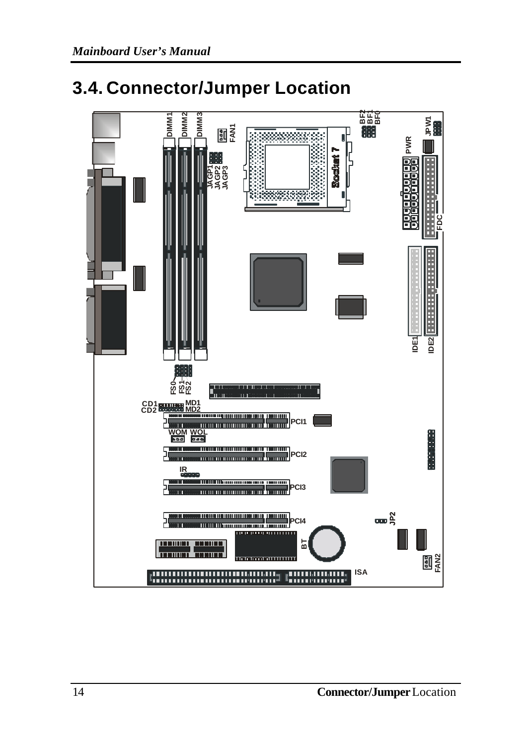## 3.4. Connector/Jumper Location

DIMM1 DIMM2 DIMM3 FAN1 BF2 BF1 BF0 JPW1 PWR JAGP1 JAGP2 JAGP3 Socket 7 FDC IDE1 IDE2 FS0 FS1 FS2 CD1 CD2 MD1 MD2 PCI1 WOM WOL PCI2 IR PCI3 PCI4 JP2 BT FAN2 ISA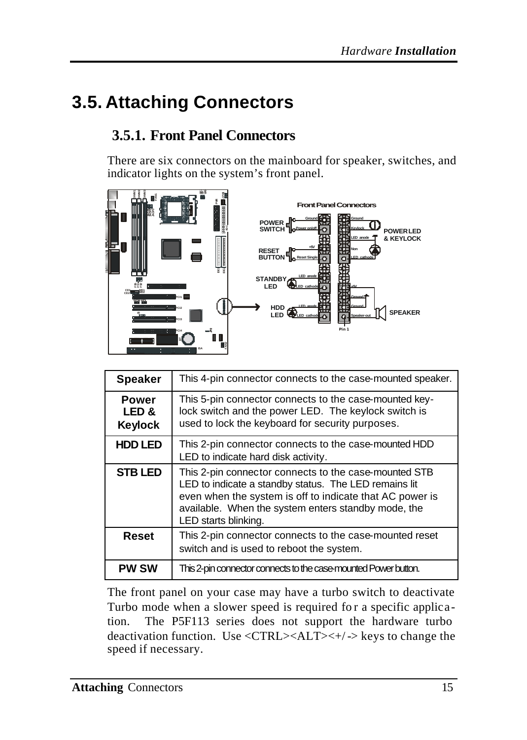# 3.5. Attaching Connectors

## 3.5.1. Front Panel Connectors

There are six connectors on the mainboard for speaker, switches, and indicator lights on the system's front panel.

| Speaker | This 4-pin connector connects to the case-mounted speaker. |
|---|---|
| **Power LED & Keylock** | This 5-pin connector connects to the case-mounted key-lock switch and the power LED. The keylock switch is used to lock the keyboard for security purposes. |
| **HDD LED** | This 2-pin connector connects to the case-mounted HDD LED to indicate hard disk activity. |
| **STB LED** | This 2-pin connector connects to the case-mounted STB LED to indicate a standby status. The LED remains lit even when the system is off to indicate that AC power is available. When the system enters standby mode, the LED starts blinking. |
| **Reset** | This 2-pin connector connects to the case-mounted reset switch and is used to reboot the system. |
| **PW SW** | This 2-pin connector connects to the case-mounted Power button. |

The front panel on your case may have a turbo switch to deactivate Turbo mode when a slower speed is required for a specific application. The P5F113 series does not support the hardware turbo deactivation function. Use <CTRL><ALT><+/-> keys to change the speed if necessary.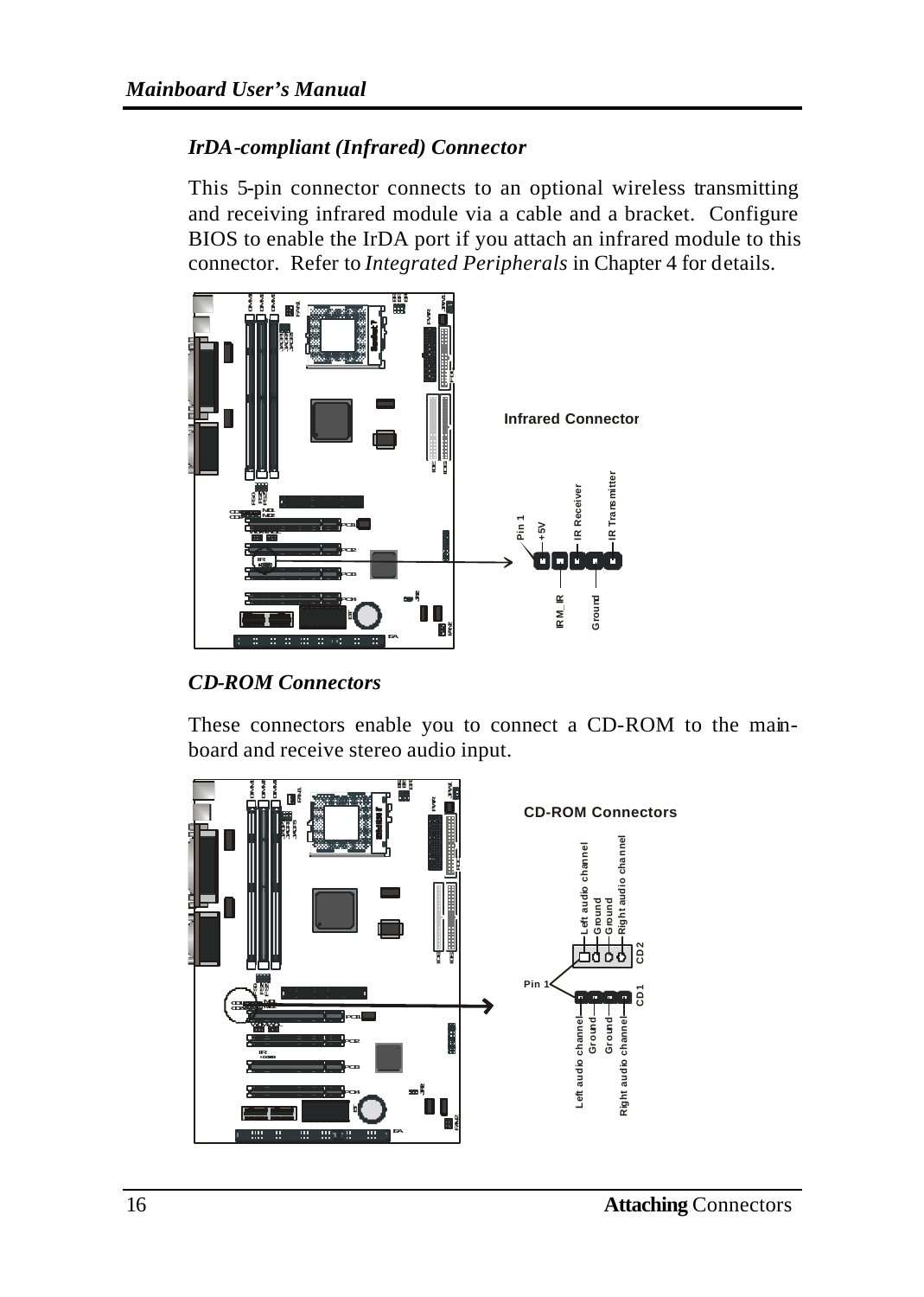### *IrDA-compliant (Infrared) Connector*

This 5-pin connector connects to an optional wireless transmitting and receiving infrared module via a cable and a bracket. Configure BIOS to enable the IrDA port if you attach an infrared module to this connector. Refer to *Integrated Peripherals* in Chapter 4 for details.

**Infrared Connector**

Pin 1, +5V, IRM_IR, IR Receiver, Ground, IR Transmitter

### *CD-ROM Connectors*

These connectors enable you to connect a CD-ROM to the mainboard and receive stereo audio input.

**CD-ROM Connectors**

CD2: Left audio channel, Ground, Ground, Right audio channel

CD1 (Pin 1): Left audio channel, Ground, Ground, Right audio channel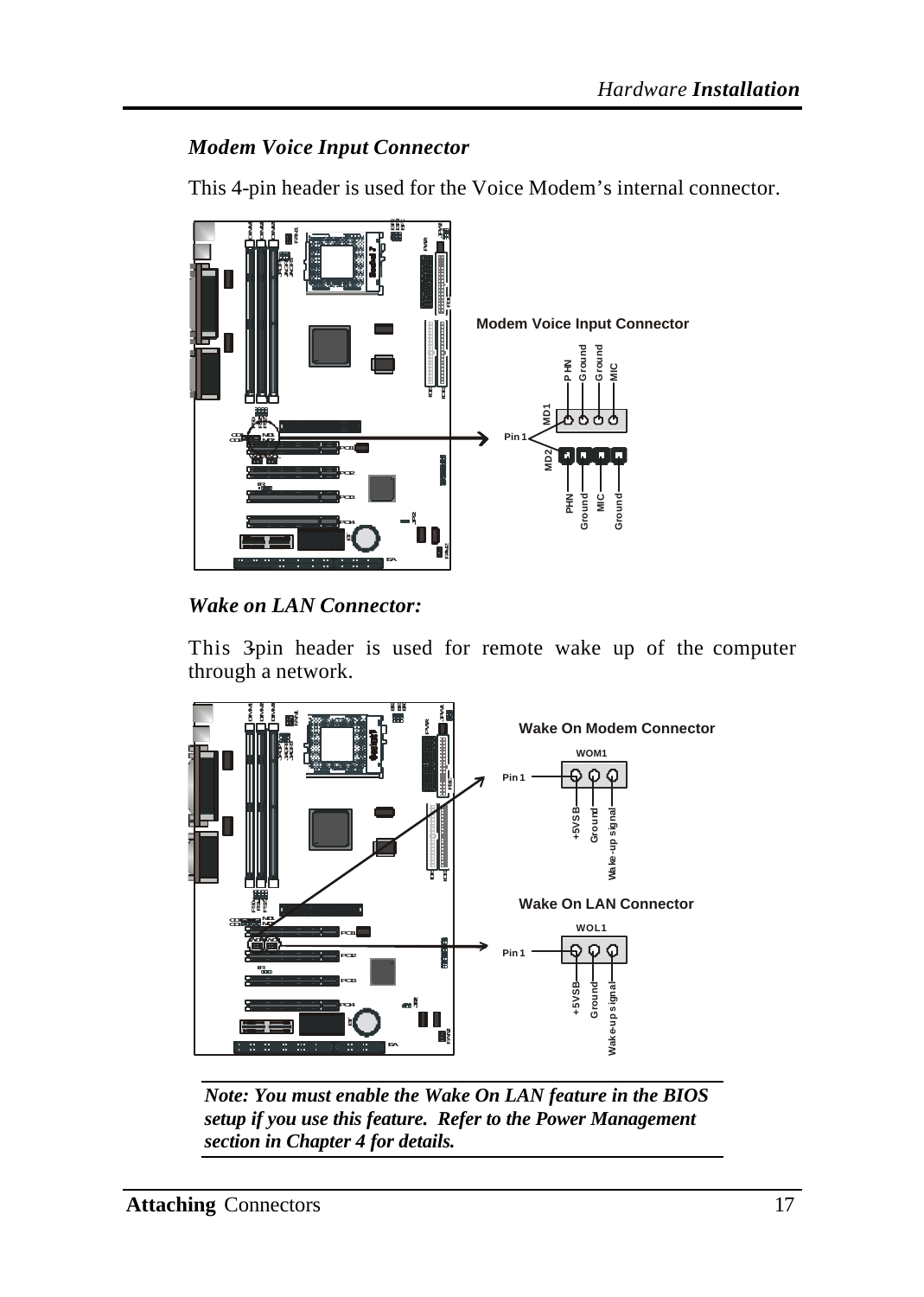### *Modem Voice Input Connector*

This 4-pin header is used for the Voice Modem's internal connector.

### *Wake on LAN Connector:*

This 3-pin header is used for remote wake up of the computer through a network.

***Note: You must enable the Wake On LAN feature in the BIOS setup if you use this feature. Refer to the Power Management section in Chapter 4 for details.***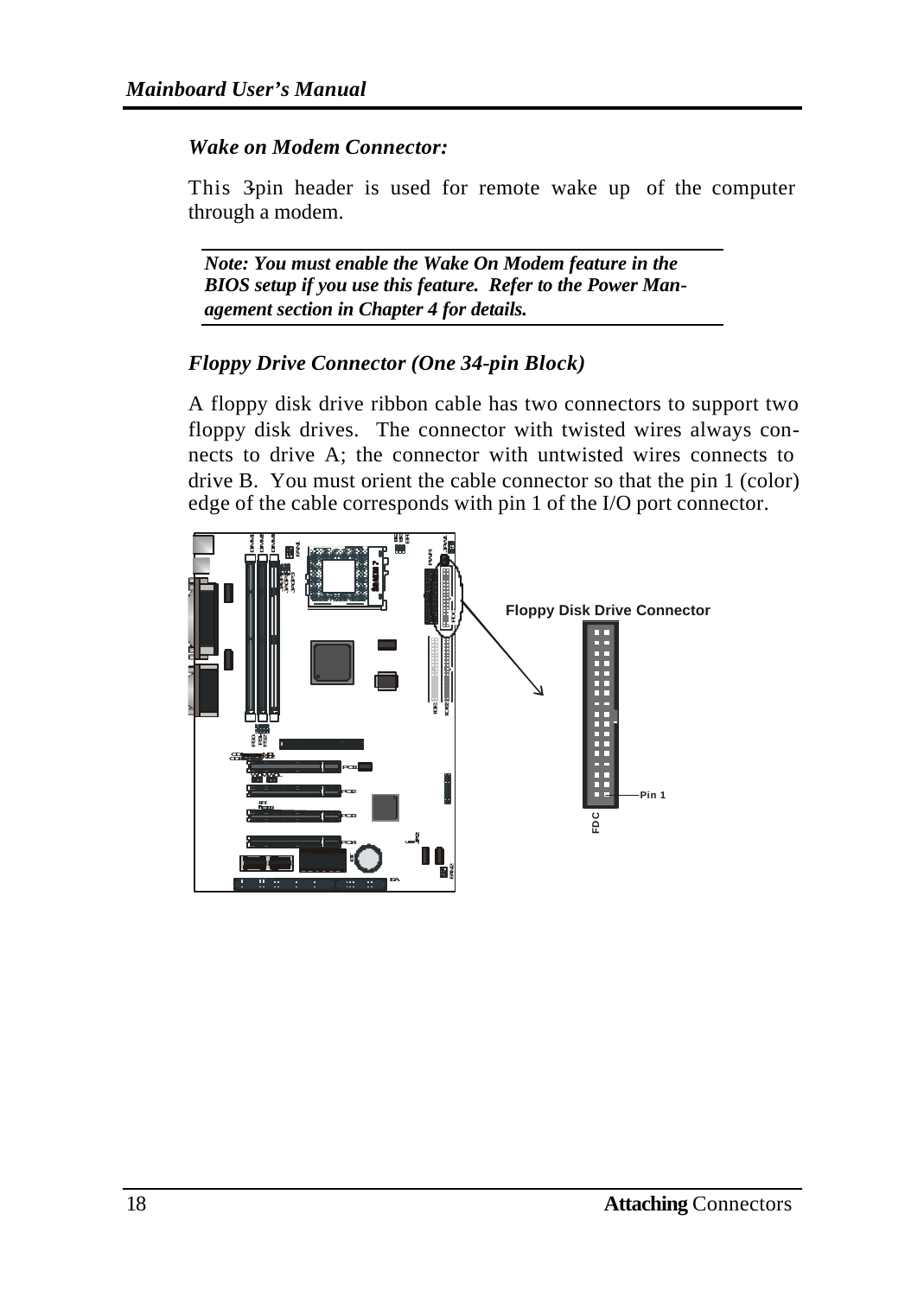### *Wake on Modem Connector:*

This 3-pin header is used for remote wake up of the computer through a modem.

> ***Note: You must enable the Wake On Modem feature in the BIOS setup if you use this feature. Refer to the Power Management section in Chapter 4 for details.***

### *Floppy Drive Connector (One 34-pin Block)*

A floppy disk drive ribbon cable has two connectors to support two floppy disk drives. The connector with twisted wires always connects to drive A; the connector with untwisted wires connects to drive B. You must orient the cable connector so that the pin 1 (color) edge of the cable corresponds with pin 1 of the I/O port connector.

Floppy Disk Drive Connector

Pin 1

FDC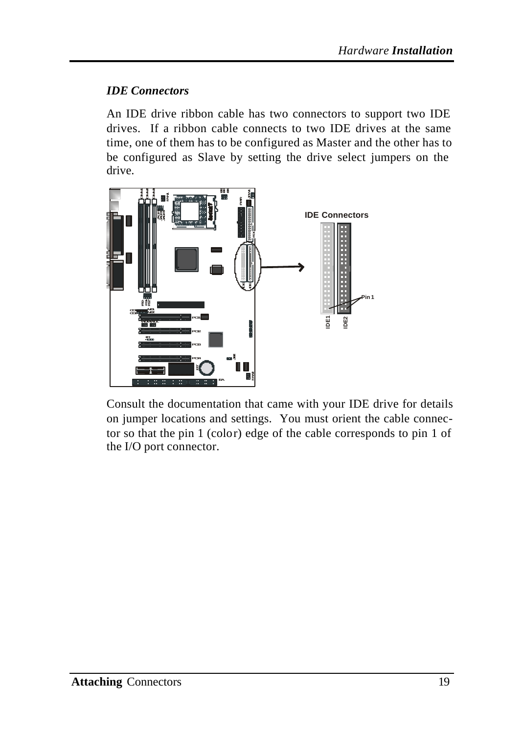### *IDE Connectors*

An IDE drive ribbon cable has two connectors to support two IDE drives. If a ribbon cable connects to two IDE drives at the same time, one of them has to be configured as Master and the other has to be configured as Slave by setting the drive select jumpers on the drive.

Consult the documentation that came with your IDE drive for details on jumper locations and settings. You must orient the cable connector so that the pin 1 (color) edge of the cable corresponds to pin 1 of the I/O port connector.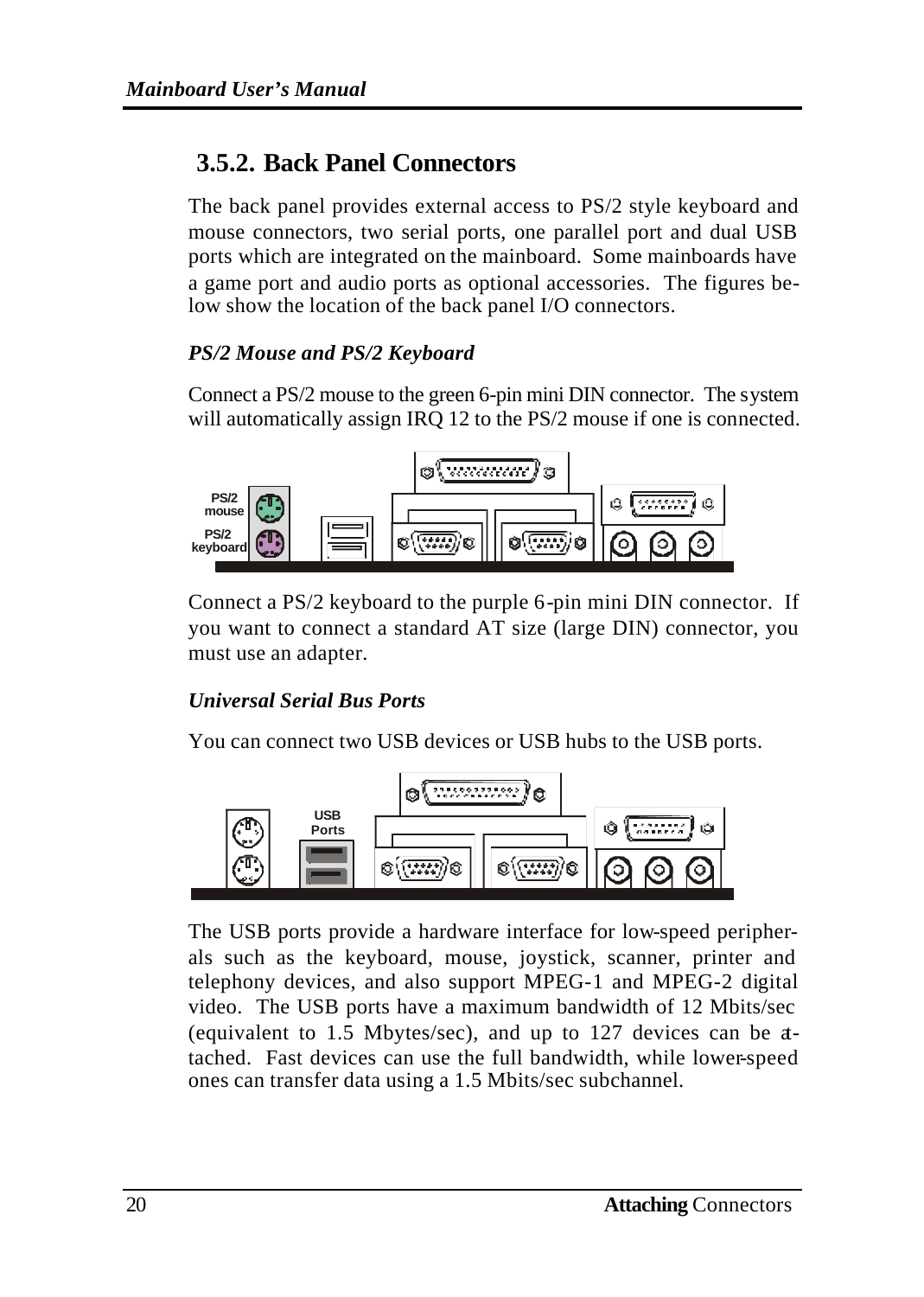## 3.5.2. Back Panel Connectors

The back panel provides external access to PS/2 style keyboard and mouse connectors, two serial ports, one parallel port and dual USB ports which are integrated on the mainboard. Some mainboards have a game port and audio ports as optional accessories. The figures below show the location of the back panel I/O connectors.

### *PS/2 Mouse and PS/2 Keyboard*

Connect a PS/2 mouse to the green 6-pin mini DIN connector. The system will automatically assign IRQ 12 to the PS/2 mouse if one is connected.

PS/2 mouse
PS/2 keyboard

Connect a PS/2 keyboard to the purple 6-pin mini DIN connector. If you want to connect a standard AT size (large DIN) connector, you must use an adapter.

### *Universal Serial Bus Ports*

You can connect two USB devices or USB hubs to the USB ports.

USB Ports

The USB ports provide a hardware interface for low-speed peripherals such as the keyboard, mouse, joystick, scanner, printer and telephony devices, and also support MPEG-1 and MPEG-2 digital video. The USB ports have a maximum bandwidth of 12 Mbits/sec (equivalent to 1.5 Mbytes/sec), and up to 127 devices can be attached. Fast devices can use the full bandwidth, while lower-speed ones can transfer data using a 1.5 Mbits/sec subchannel.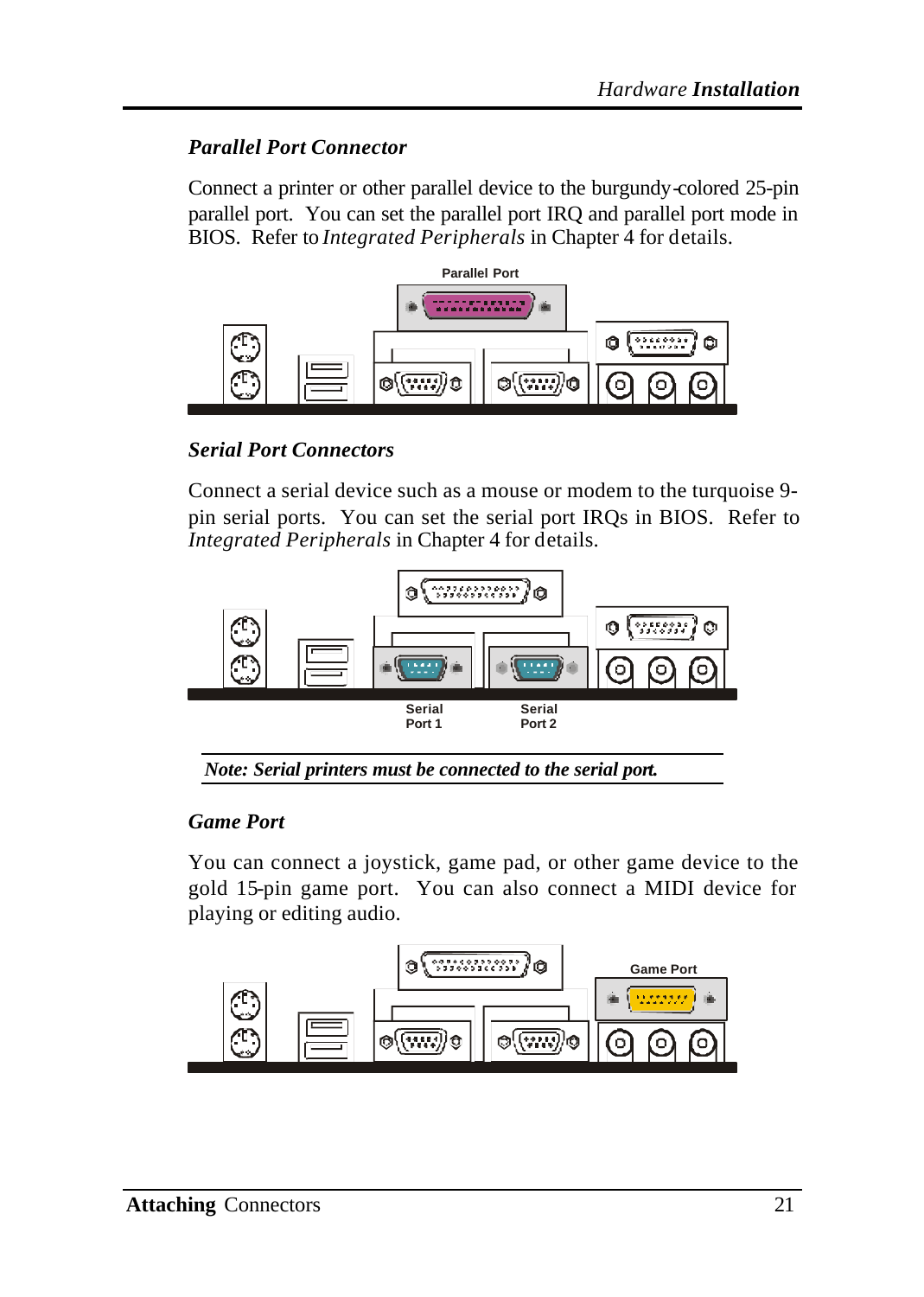### *Parallel Port Connector*

Connect a printer or other parallel device to the burgundy-colored 25-pin parallel port. You can set the parallel port IRQ and parallel port mode in BIOS. Refer to *Integrated Peripherals* in Chapter 4 for details.

Parallel Port

### *Serial Port Connectors*

Connect a serial device such as a mouse or modem to the turquoise 9-pin serial ports. You can set the serial port IRQs in BIOS. Refer to *Integrated Peripherals* in Chapter 4 for details.

Serial Port 1

Serial Port 2

***Note: Serial printers must be connected to the serial port.***

### *Game Port*

You can connect a joystick, game pad, or other game device to the gold 15-pin game port. You can also connect a MIDI device for playing or editing audio.

Game Port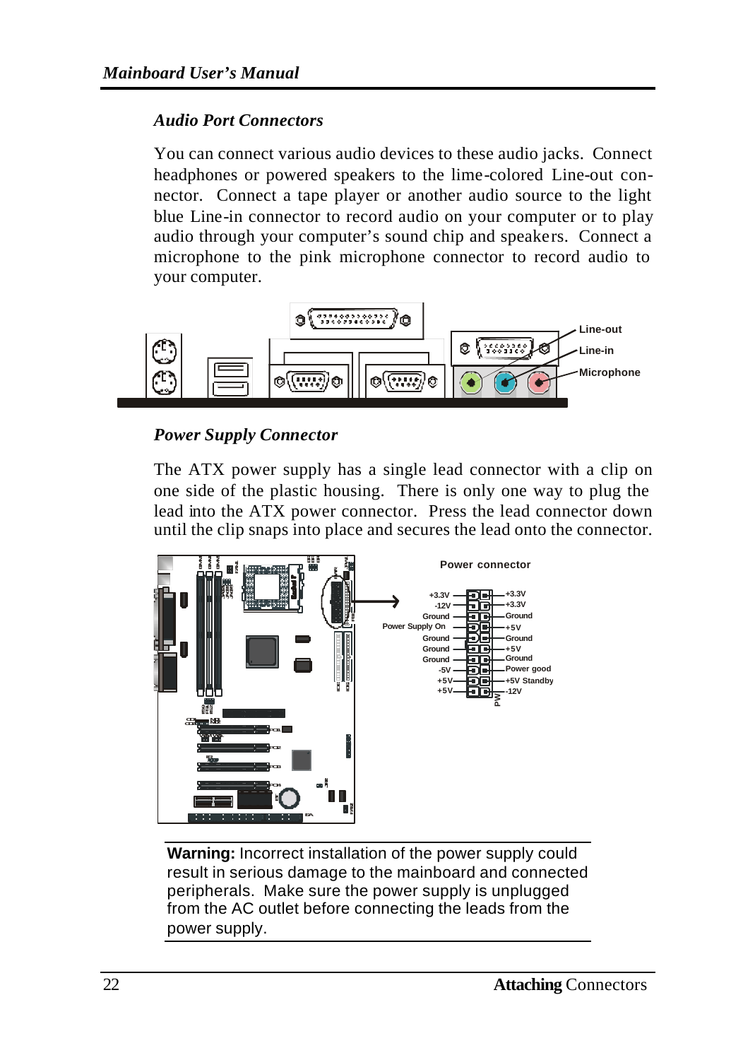### *Audio Port Connectors*

You can connect various audio devices to these audio jacks. Connect headphones or powered speakers to the lime-colored Line-out connector. Connect a tape player or another audio source to the light blue Line-in connector to record audio on your computer or to play audio through your computer's sound chip and speakers. Connect a microphone to the pink microphone connector to record audio to your computer.

Line-out
Line-in
Microphone

### *Power Supply Connector*

The ATX power supply has a single lead connector with a clip on one side of the plastic housing. There is only one way to plug the lead into the ATX power connector. Press the lead connector down until the clip snaps into place and secures the lead onto the connector.

**Power connector**

| | |
|---|---|
| +3.3V | +3.3V |
| -12V | +3.3V |
| Ground | Ground |
| Power Supply On | +5V |
| Ground | Ground |
| Ground | +5V |
| Ground | Ground |
| -5V | Power good |
| +5V | +5V Standby |
| +5V | -12V |

PW

**Warning:** Incorrect installation of the power supply could result in serious damage to the mainboard and connected peripherals. Make sure the power supply is unplugged from the AC outlet before connecting the leads from the power supply.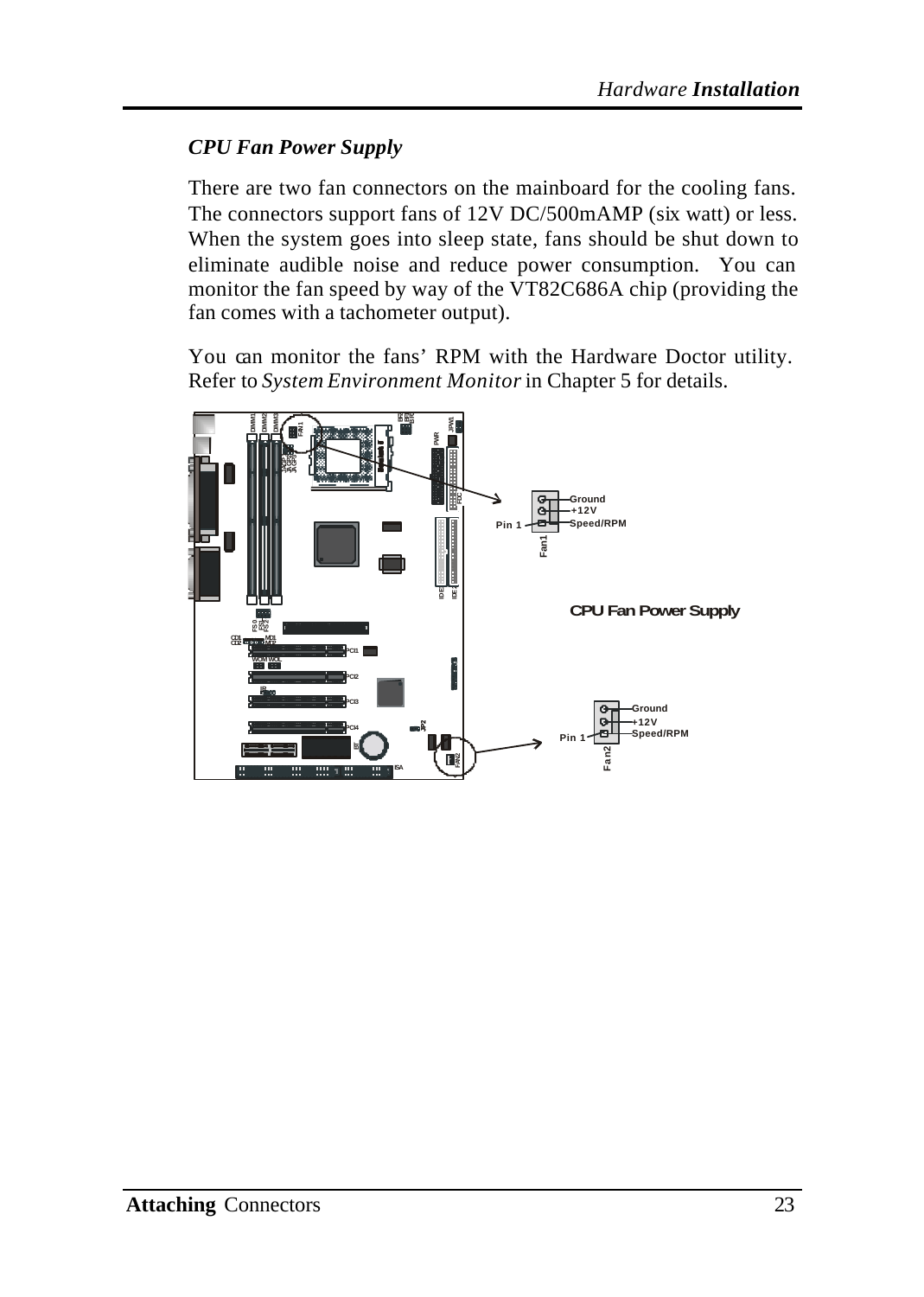### *CPU Fan Power Supply*

There are two fan connectors on the mainboard for the cooling fans. The connectors support fans of 12V DC/500mAMP (six watt) or less. When the system goes into sleep state, fans should be shut down to eliminate audible noise and reduce power consumption. You can monitor the fan speed by way of the VT82C686A chip (providing the fan comes with a tachometer output).

You can monitor the fans' RPM with the Hardware Doctor utility. Refer to *System Environment Monitor* in Chapter 5 for details.

CPU Fan Power Supply

Fan1: Ground, +12V, Speed/RPM (Pin 1)

Fan2: Ground, +12V, Speed/RPM (Pin 1)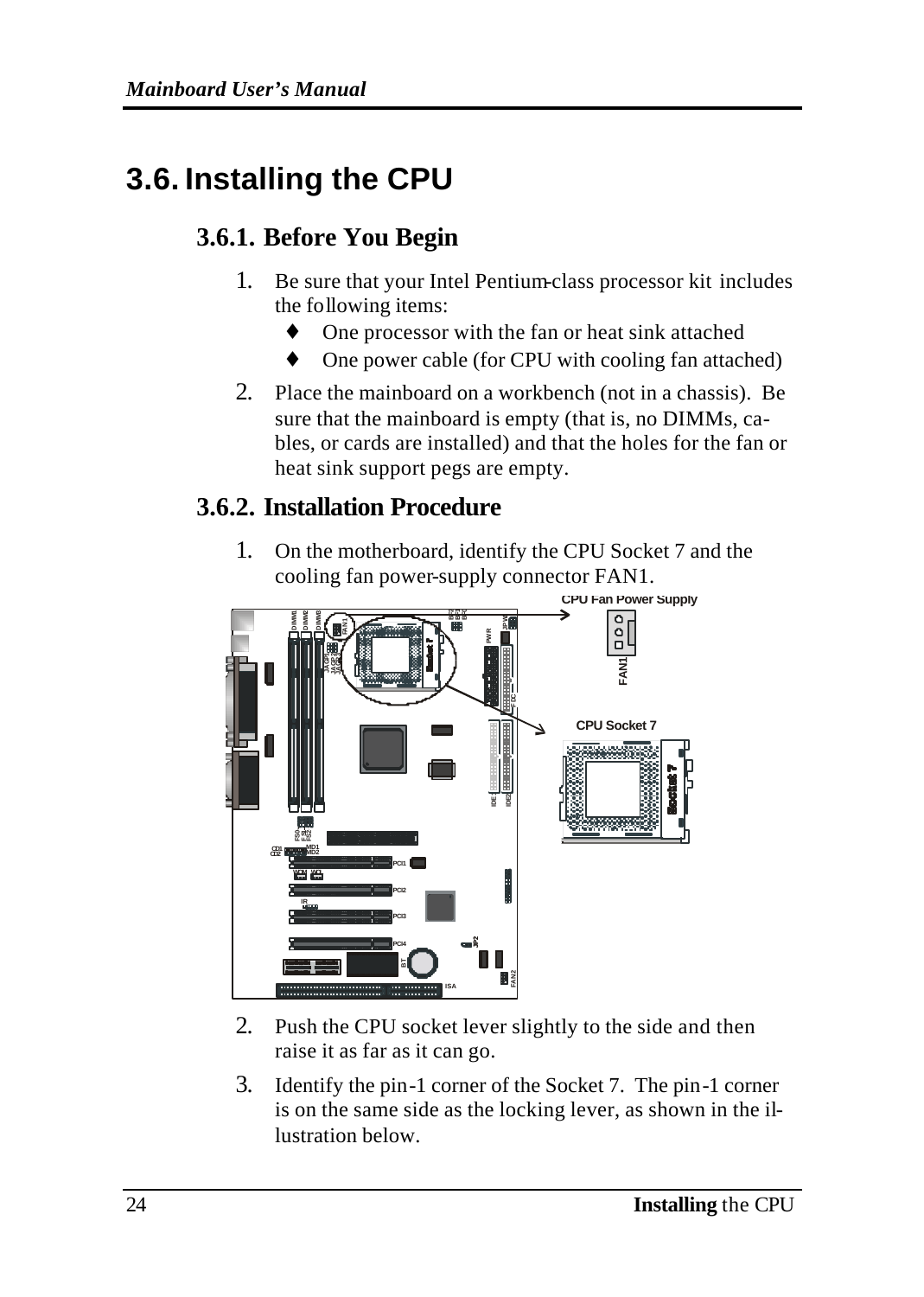# 3.6. Installing the CPU

## 3.6.1. Before You Begin

1. Be sure that your Intel Pentium-class processor kit includes the following items:
   - One processor with the fan or heat sink attached
   - One power cable (for CPU with cooling fan attached)
2. Place the mainboard on a workbench (not in a chassis). Be sure that the mainboard is empty (that is, no DIMMs, cables, or cards are installed) and that the holes for the fan or heat sink support pegs are empty.

## 3.6.2. Installation Procedure

1. On the motherboard, identify the CPU Socket 7 and the cooling fan power-supply connector FAN1.

2. Push the CPU socket lever slightly to the side and then raise it as far as it can go.
3. Identify the pin-1 corner of the Socket 7. The pin-1 corner is on the same side as the locking lever, as shown in the illustration below.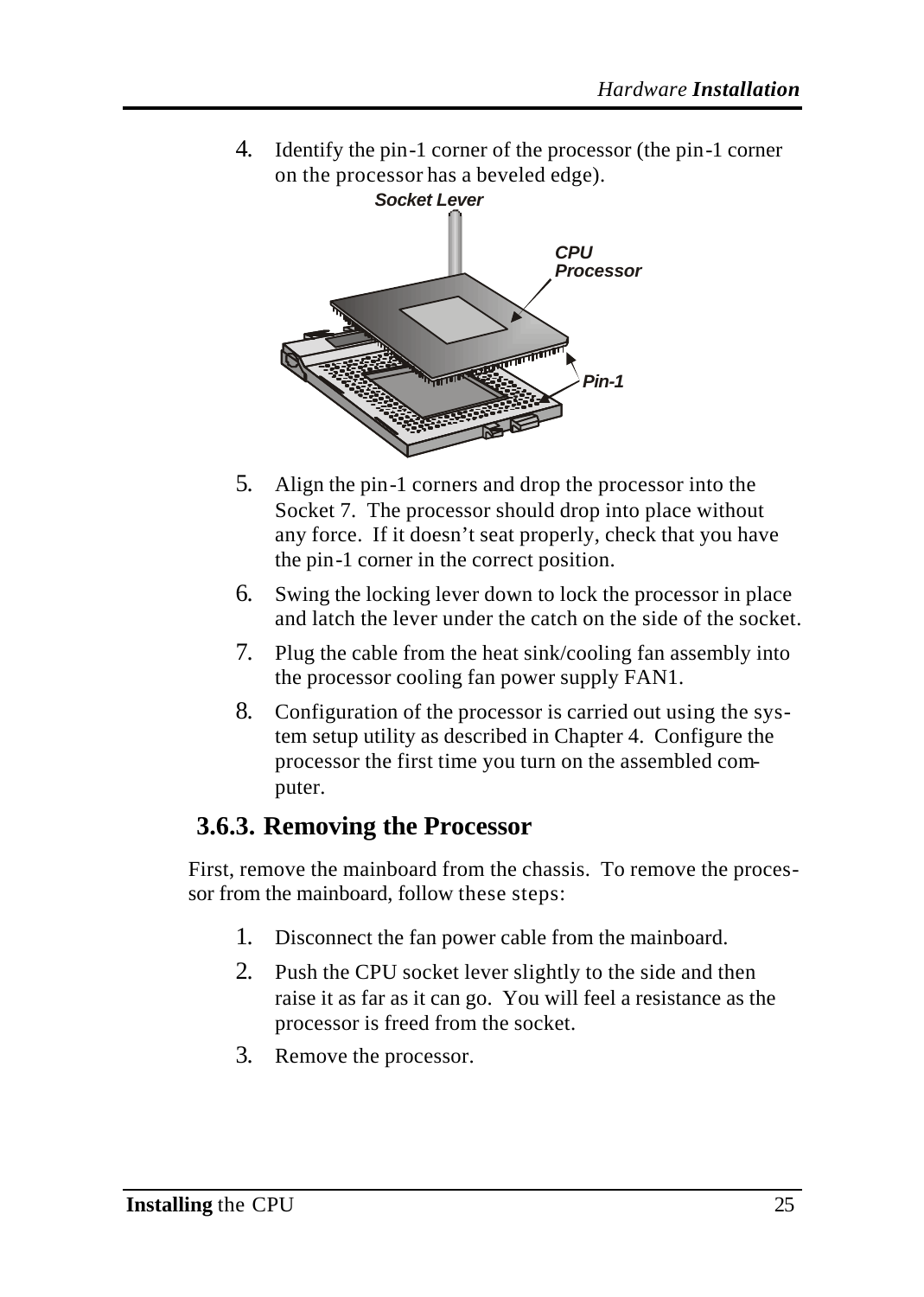4. Identify the pin-1 corner of the processor (the pin-1 corner on the processor has a beveled edge).

5. Align the pin-1 corners and drop the processor into the Socket 7. The processor should drop into place without any force. If it doesn't seat properly, check that you have the pin-1 corner in the correct position.

6. Swing the locking lever down to lock the processor in place and latch the lever under the catch on the side of the socket.

7. Plug the cable from the heat sink/cooling fan assembly into the processor cooling fan power supply FAN1.

8. Configuration of the processor is carried out using the system setup utility as described in Chapter 4. Configure the processor the first time you turn on the assembled computer.

### 3.6.3. Removing the Processor

First, remove the mainboard from the chassis. To remove the processor from the mainboard, follow these steps:

1. Disconnect the fan power cable from the mainboard.

2. Push the CPU socket lever slightly to the side and then raise it as far as it can go. You will feel a resistance as the processor is freed from the socket.

3. Remove the processor.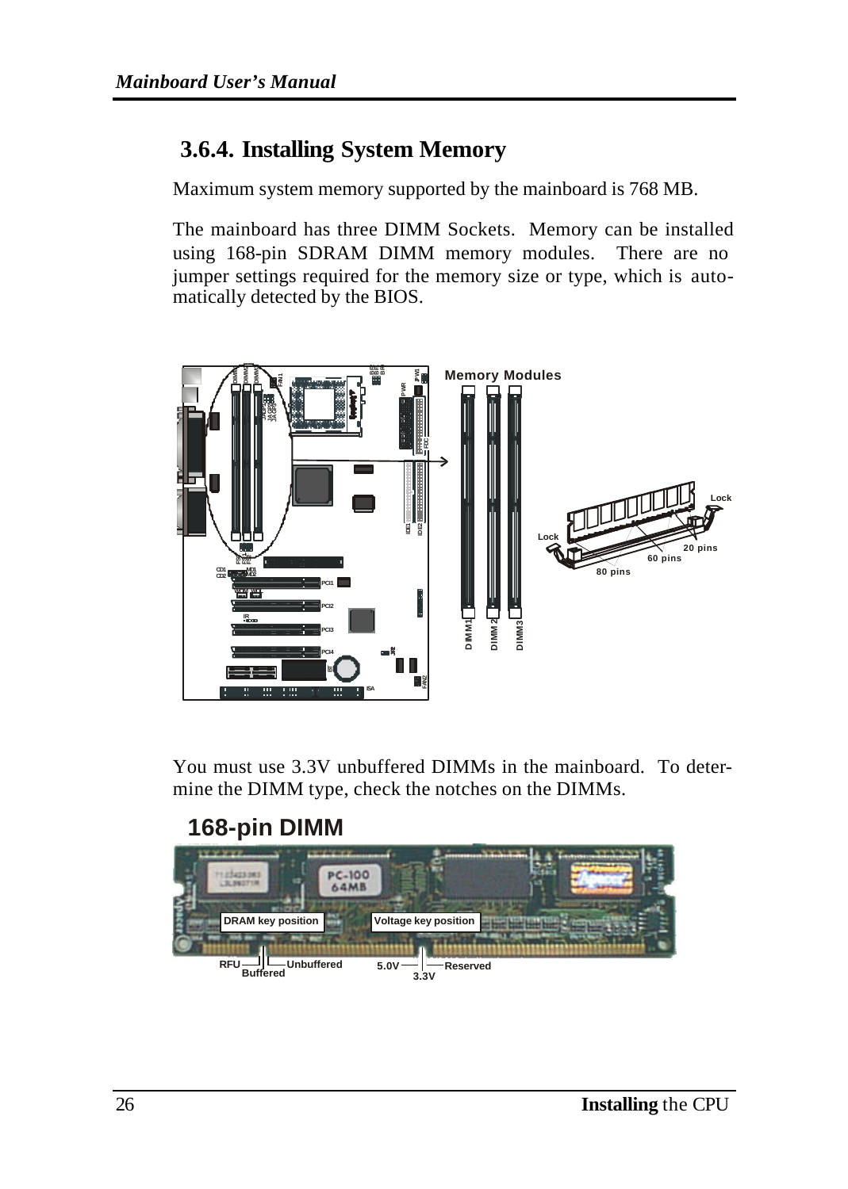### 3.6.4. Installing System Memory

Maximum system memory supported by the mainboard is 768 MB.

The mainboard has three DIMM Sockets. Memory can be installed using 168-pin SDRAM DIMM memory modules. There are no jumper settings required for the memory size or type, which is automatically detected by the BIOS.

You must use 3.3V unbuffered DIMMs in the mainboard. To determine the DIMM type, check the notches on the DIMMs.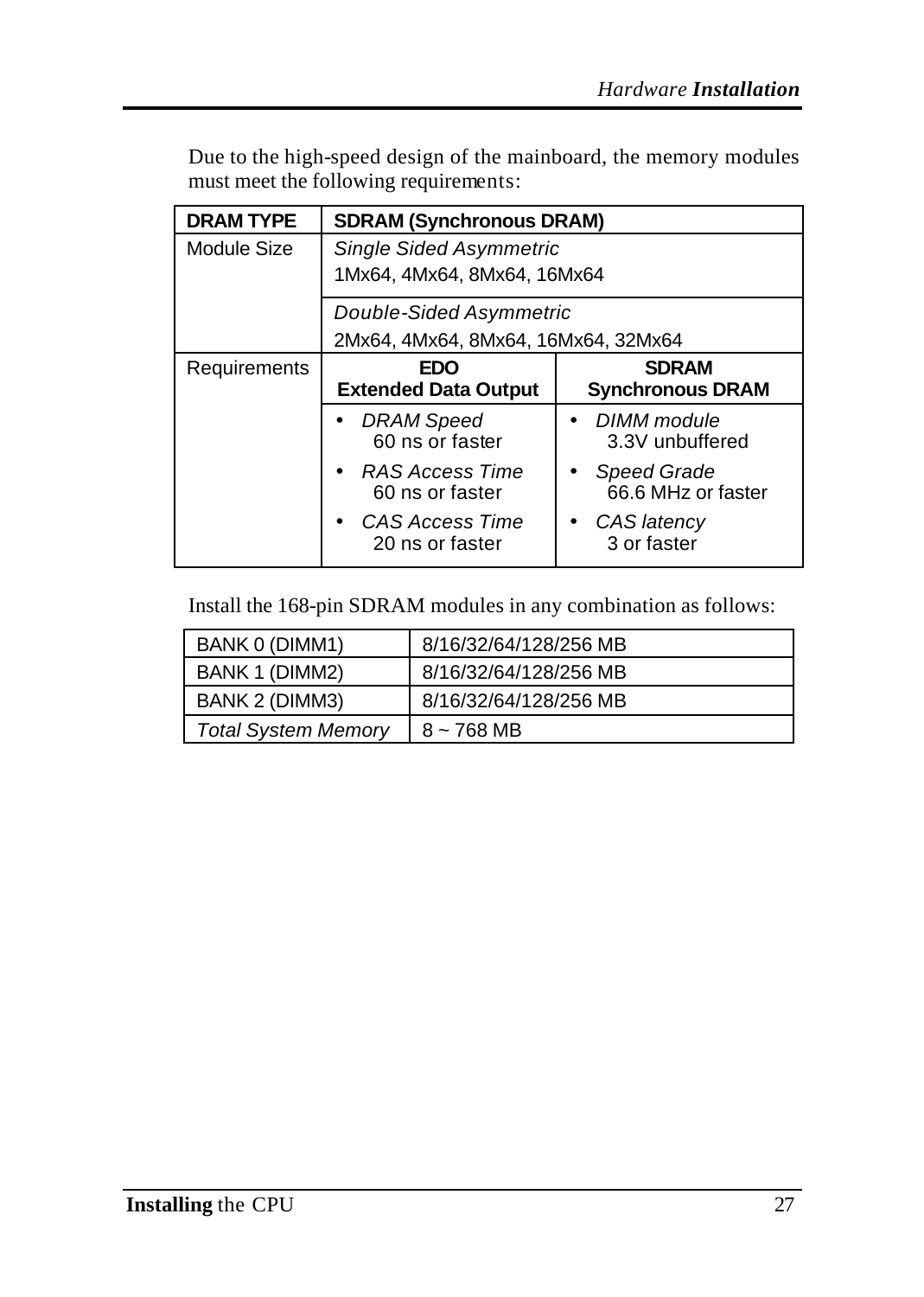Due to the high-speed design of the mainboard, the memory modules must meet the following requirements:

| DRAM TYPE | SDRAM (Synchronous DRAM) | |
|---|---|---|
| Module Size | *Single Sided Asymmetric*<br>1Mx64, 4Mx64, 8Mx64, 16Mx64 | |
| | *Double-Sided Asymmetric*<br>2Mx64, 4Mx64, 8Mx64, 16Mx64, 32Mx64 | |
| Requirements | **EDO**<br>**Extended Data Output** | **SDRAM**<br>**Synchronous DRAM** |
| | • *DRAM Speed*<br>60 ns or faster<br>• *RAS Access Time*<br>60 ns or faster<br>• *CAS Access Time*<br>20 ns or faster | • *DIMM module*<br>3.3V unbuffered<br>• *Speed Grade*<br>66.6 MHz or faster<br>• *CAS latency*<br>3 or faster |

Install the 168-pin SDRAM modules in any combination as follows:

| BANK 0 (DIMM1) | 8/16/32/64/128/256 MB |
|---|---|
| BANK 1 (DIMM2) | 8/16/32/64/128/256 MB |
| BANK 2 (DIMM3) | 8/16/32/64/128/256 MB |
| *Total System Memory* | 8 ~ 768 MB |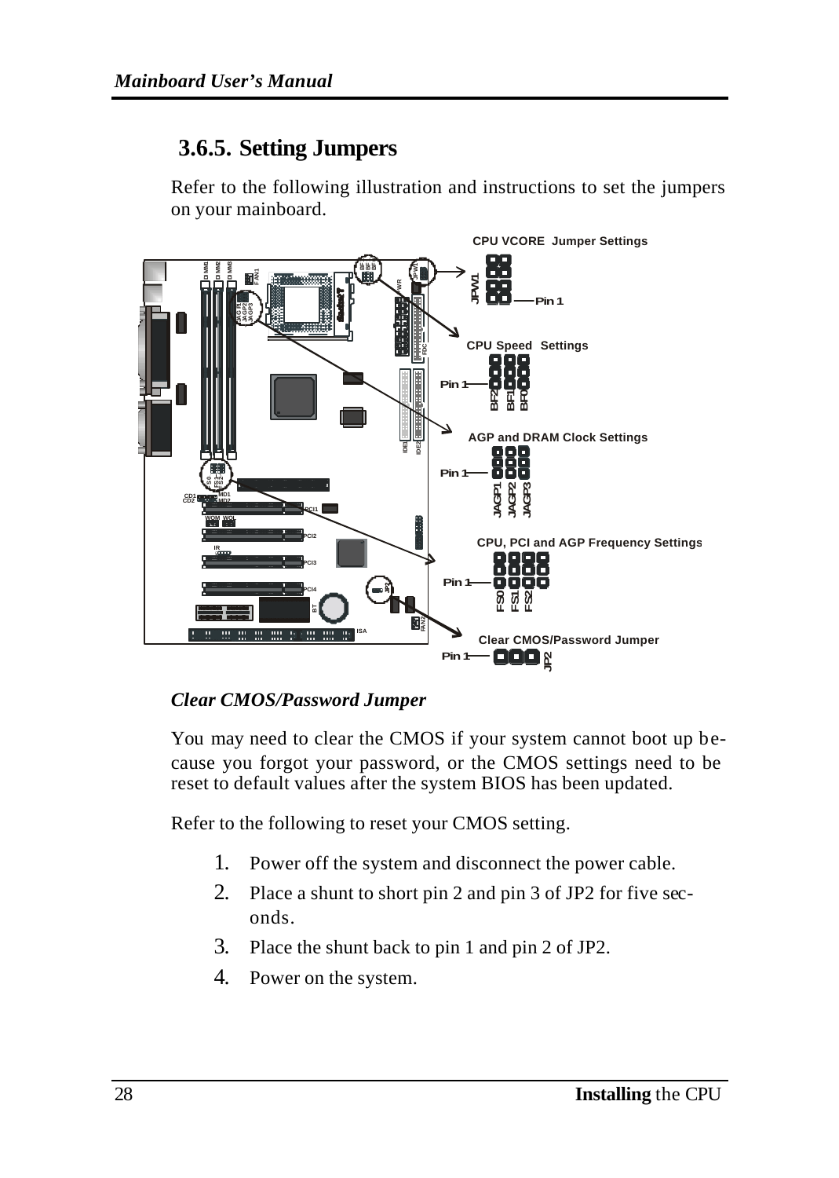### 3.6.5. Setting Jumpers

Refer to the following illustration and instructions to set the jumpers on your mainboard.

*Clear CMOS/Password Jumper*

You may need to clear the CMOS if your system cannot boot up because you forgot your password, or the CMOS settings need to be reset to default values after the system BIOS has been updated.

Refer to the following to reset your CMOS setting.

1. Power off the system and disconnect the power cable.
2. Place a shunt to short pin 2 and pin 3 of JP2 for five seconds.
3. Place the shunt back to pin 1 and pin 2 of JP2.
4. Power on the system.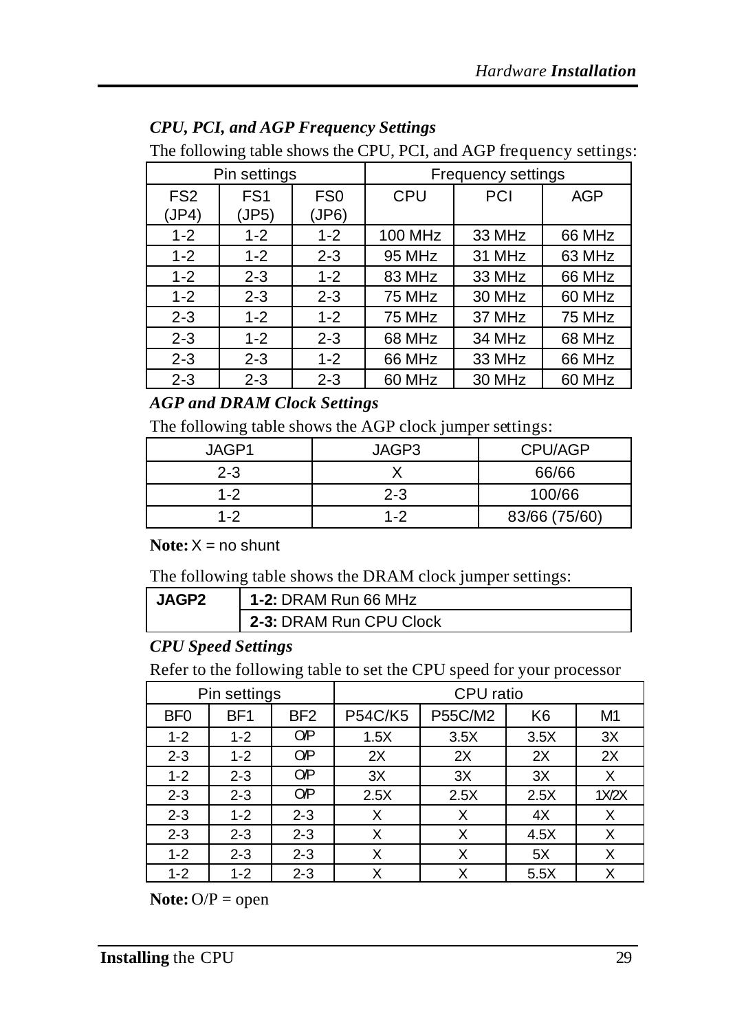### *CPU, PCI, and AGP Frequency Settings*

The following table shows the CPU, PCI, and AGP frequency settings:

| Pin settings | | | Frequency settings | | |
|---|---|---|---|---|---|
| FS2 (JP4) | FS1 (JP5) | FS0 (JP6) | CPU | PCI | AGP |
| 1-2 | 1-2 | 1-2 | 100 MHz | 33 MHz | 66 MHz |
| 1-2 | 1-2 | 2-3 | 95 MHz | 31 MHz | 63 MHz |
| 1-2 | 2-3 | 1-2 | 83 MHz | 33 MHz | 66 MHz |
| 1-2 | 2-3 | 2-3 | 75 MHz | 30 MHz | 60 MHz |
| 2-3 | 1-2 | 1-2 | 75 MHz | 37 MHz | 75 MHz |
| 2-3 | 1-2 | 2-3 | 68 MHz | 34 MHz | 68 MHz |
| 2-3 | 2-3 | 1-2 | 66 MHz | 33 MHz | 66 MHz |
| 2-3 | 2-3 | 2-3 | 60 MHz | 30 MHz | 60 MHz |

### *AGP and DRAM Clock Settings*

The following table shows the AGP clock jumper settings:

| JAGP1 | JAGP3 | CPU/AGP |
|---|---|---|
| 2-3 | X | 66/66 |
| 1-2 | 2-3 | 100/66 |
| 1-2 | 1-2 | 83/66 (75/60) |

**Note:** X = no shunt

The following table shows the DRAM clock jumper settings:

| JAGP2 | |
|---|---|
| | **1-2:** DRAM Run 66 MHz |
| | **2-3:** DRAM Run CPU Clock |

### *CPU Speed Settings*

Refer to the following table to set the CPU speed for your processor

| Pin settings | | | CPU ratio | | | |
|---|---|---|---|---|---|---|
| BF0 | BF1 | BF2 | P54C/K5 | P55C/M2 | K6 | M1 |
| 1-2 | 1-2 | O/P | 1.5X | 3.5X | 3.5X | 3X |
| 2-3 | 1-2 | O/P | 2X | 2X | 2X | 2X |
| 1-2 | 2-3 | O/P | 3X | 3X | 3X | X |
| 2-3 | 2-3 | O/P | 2.5X | 2.5X | 2.5X | 1X/2X |
| 2-3 | 1-2 | 2-3 | X | X | 4X | X |
| 2-3 | 2-3 | 2-3 | X | X | 4.5X | X |
| 1-2 | 2-3 | 2-3 | X | X | 5X | X |
| 1-2 | 1-2 | 2-3 | X | X | 5.5X | X |

**Note:** O/P = open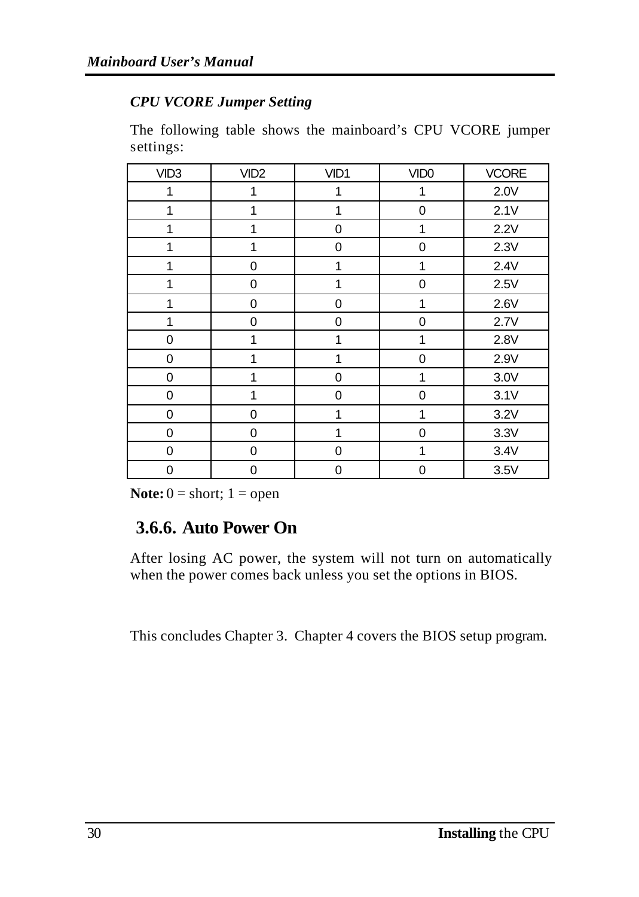### *CPU VCORE Jumper Setting*

The following table shows the mainboard's CPU VCORE jumper settings:

| VID3 | VID2 | VID1 | VID0 | VCORE |
|---|---|---|---|---|
| 1 | 1 | 1 | 1 | 2.0V |
| 1 | 1 | 1 | 0 | 2.1V |
| 1 | 1 | 0 | 1 | 2.2V |
| 1 | 1 | 0 | 0 | 2.3V |
| 1 | 0 | 1 | 1 | 2.4V |
| 1 | 0 | 1 | 0 | 2.5V |
| 1 | 0 | 0 | 1 | 2.6V |
| 1 | 0 | 0 | 0 | 2.7V |
| 0 | 1 | 1 | 1 | 2.8V |
| 0 | 1 | 1 | 0 | 2.9V |
| 0 | 1 | 0 | 1 | 3.0V |
| 0 | 1 | 0 | 0 | 3.1V |
| 0 | 0 | 1 | 1 | 3.2V |
| 0 | 0 | 1 | 0 | 3.3V |
| 0 | 0 | 0 | 1 | 3.4V |
| 0 | 0 | 0 | 0 | 3.5V |

**Note:** 0 = short; 1 = open

## 3.6.6. Auto Power On

After losing AC power, the system will not turn on automatically when the power comes back unless you set the options in BIOS.

This concludes Chapter 3. Chapter 4 covers the BIOS setup program.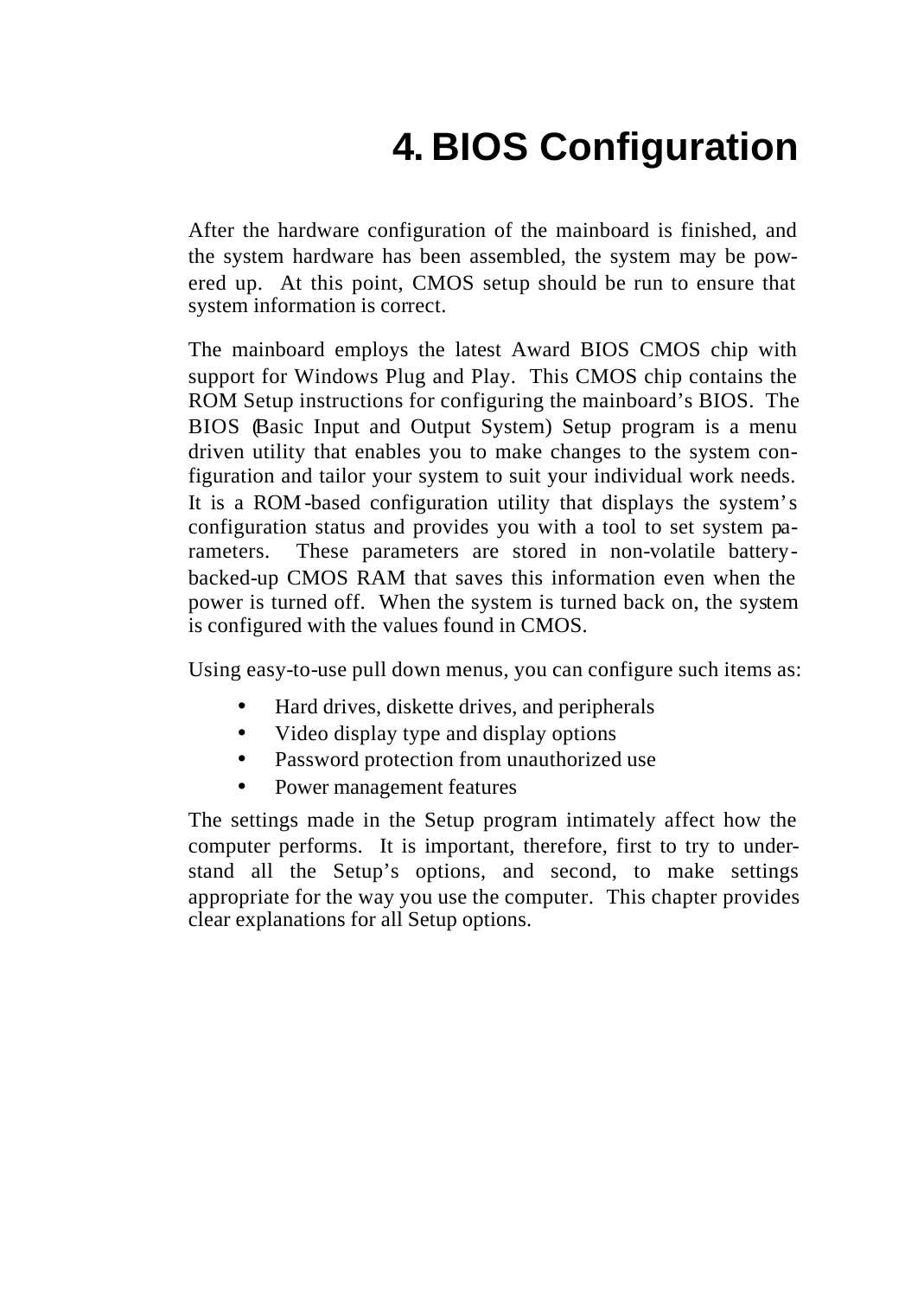# 4. BIOS Configuration

After the hardware configuration of the mainboard is finished, and the system hardware has been assembled, the system may be powered up. At this point, CMOS setup should be run to ensure that system information is correct.

The mainboard employs the latest Award BIOS CMOS chip with support for Windows Plug and Play. This CMOS chip contains the ROM Setup instructions for configuring the mainboard's BIOS. The BIOS (Basic Input and Output System) Setup program is a menu driven utility that enables you to make changes to the system configuration and tailor your system to suit your individual work needs. It is a ROM-based configuration utility that displays the system's configuration status and provides you with a tool to set system parameters. These parameters are stored in non-volatile battery-backed-up CMOS RAM that saves this information even when the power is turned off. When the system is turned back on, the system is configured with the values found in CMOS.

Using easy-to-use pull down menus, you can configure such items as:

- Hard drives, diskette drives, and peripherals
- Video display type and display options
- Password protection from unauthorized use
- Power management features

The settings made in the Setup program intimately affect how the computer performs. It is important, therefore, first to try to understand all the Setup's options, and second, to make settings appropriate for the way you use the computer. This chapter provides clear explanations for all Setup options.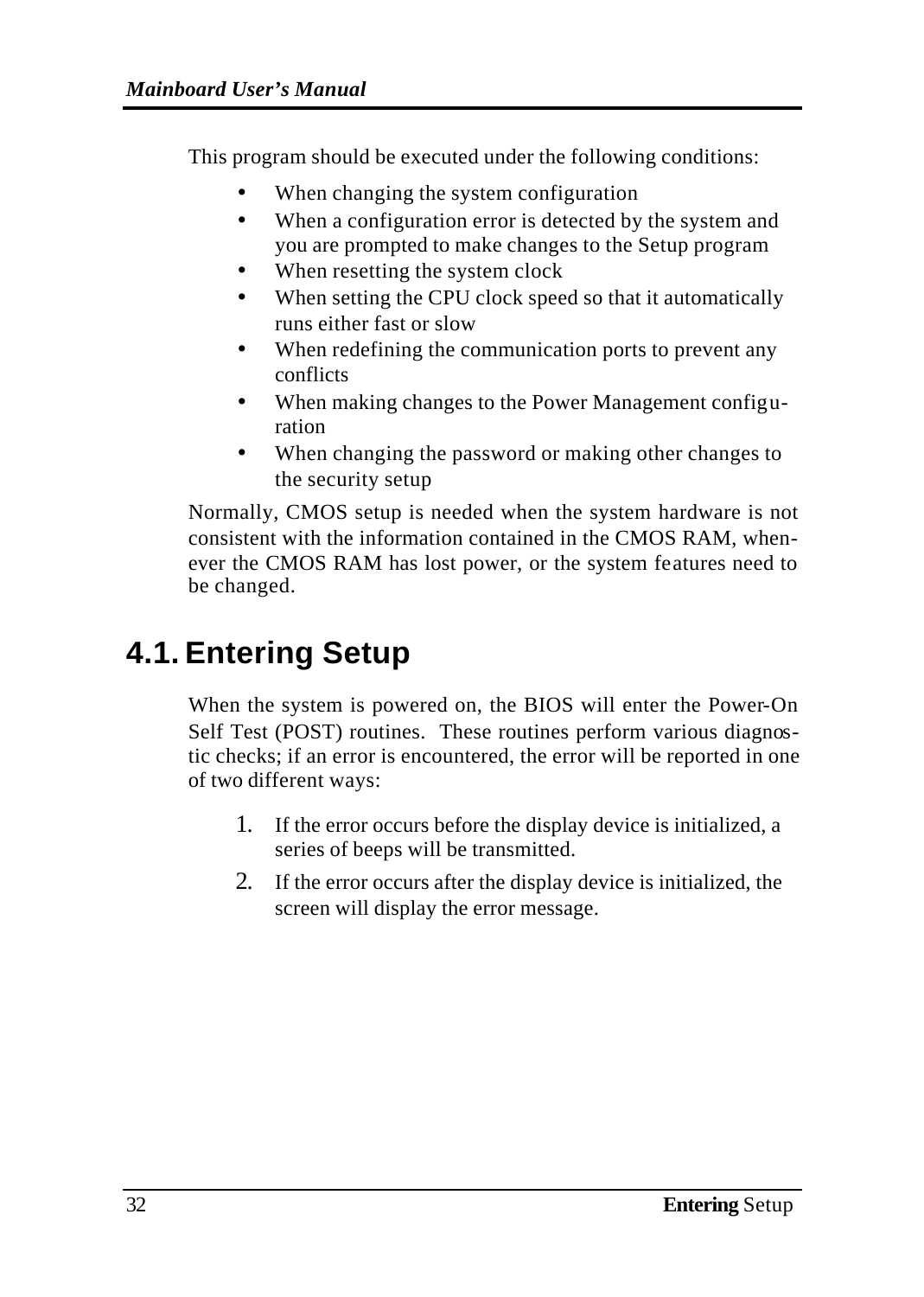This program should be executed under the following conditions:

- When changing the system configuration
- When a configuration error is detected by the system and you are prompted to make changes to the Setup program
- When resetting the system clock
- When setting the CPU clock speed so that it automatically runs either fast or slow
- When redefining the communication ports to prevent any conflicts
- When making changes to the Power Management configuration
- When changing the password or making other changes to the security setup

Normally, CMOS setup is needed when the system hardware is not consistent with the information contained in the CMOS RAM, whenever the CMOS RAM has lost power, or the system features need to be changed.

## 4.1. Entering Setup

When the system is powered on, the BIOS will enter the Power-On Self Test (POST) routines. These routines perform various diagnostic checks; if an error is encountered, the error will be reported in one of two different ways:

1. If the error occurs before the display device is initialized, a series of beeps will be transmitted.
2. If the error occurs after the display device is initialized, the screen will display the error message.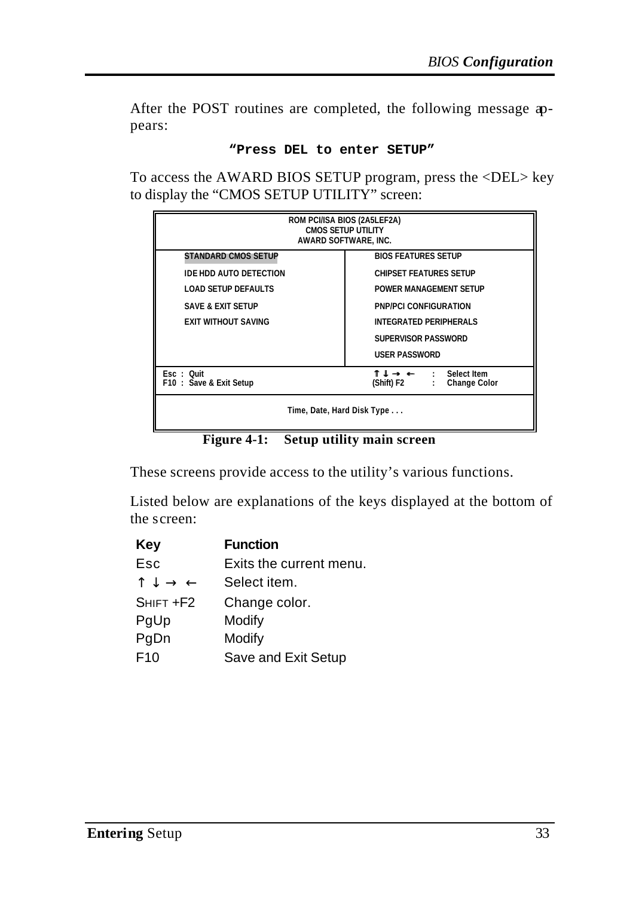After the POST routines are completed, the following message appears:

**"Press DEL to enter SETUP"**

To access the AWARD BIOS SETUP program, press the <DEL> key to display the "CMOS SETUP UTILITY" screen:

```
                    ROM PCI/ISA BIOS (2A5LEF2A)
                        CMOS SETUP UTILITY
                       AWARD SOFTWARE, INC.

  STANDARD CMOS SETUP            BIOS FEATURES SETUP
  IDE HDD AUTO DETECTION         CHIPSET FEATURES SETUP
  LOAD SETUP DEFAULTS            POWER MANAGEMENT SETUP
  SAVE & EXIT SETUP              PNP/PCI CONFIGURATION
  EXIT WITHOUT SAVING            INTEGRATED PERIPHERALS
                                 SUPERVISOR PASSWORD
                                 USER PASSWORD

Esc : Quit                       ⇑ ⇓ → ←     :  Select Item
F10 : Save & Exit Setup          (Shift) F2  :  Change Color

                    Time, Date, Hard Disk Type . . .
```

**Figure 4-1: Setup utility main screen**

These screens provide access to the utility's various functions.

Listed below are explanations of the keys displayed at the bottom of the screen:

| Key | Function |
|---|---|
| Esc | Exits the current menu. |
| ↑ ↓ → ← | Select item. |
| SHIFT +F2 | Change color. |
| PgUp | Modify |
| PgDn | Modify |
| F10 | Save and Exit Setup |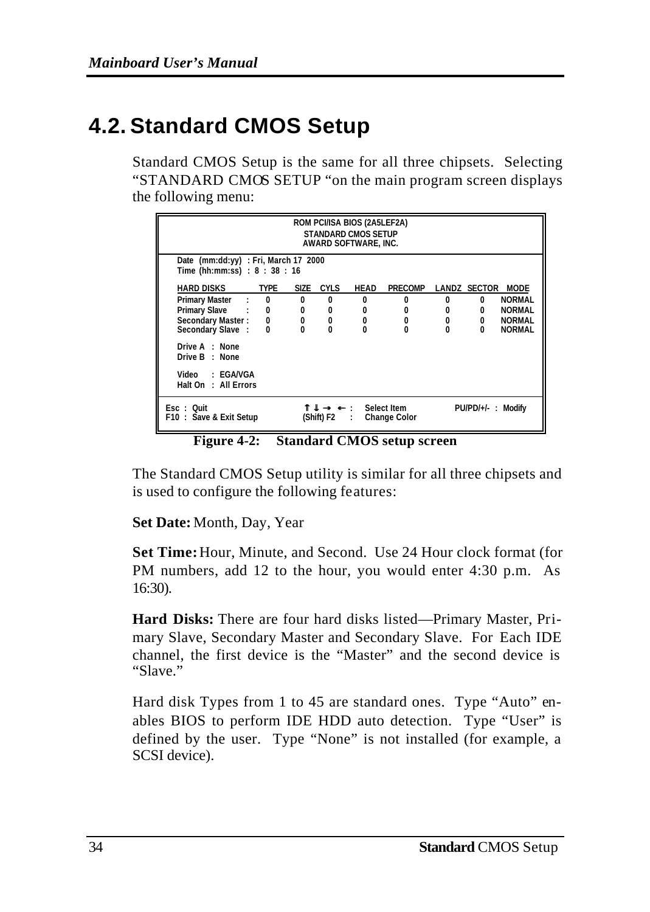# 4.2. Standard CMOS Setup

Standard CMOS Setup is the same for all three chipsets. Selecting "STANDARD CMOS SETUP "on the main program screen displays the following menu:

```
                        ROM PCI/ISA BIOS (2A5LEF2A)
                           STANDARD CMOS SETUP
                          AWARD SOFTWARE, INC.

  Date (mm:dd:yy) : Fri, March 17 2000
  Time (hh:mm:ss) : 8 : 38 : 16

  HARD DISKS          TYPE   SIZE  CYLS   HEAD   PRECOMP   LANDZ  SECTOR  MODE
  Primary Master   :   0      0     0      0       0         0      0     NORMAL
  Primary Slave    :   0      0     0      0       0         0      0     NORMAL
  Secondary Master :   0      0     0      0       0         0      0     NORMAL
  Secondary Slave  :   0      0     0      0       0         0      0     NORMAL

  Drive A  : None
  Drive B  : None

  Video    : EGA/VGA
  Halt On  : All Errors

Esc : Quit                    ↑ ↓ → ← :  Select Item       PU/PD/+/- : Modify
F10 : Save & Exit Setup       (Shift) F2 : Change Color
```

**Figure 4-2: Standard CMOS setup screen**

The Standard CMOS Setup utility is similar for all three chipsets and is used to configure the following features:

**Set Date:** Month, Day, Year

**Set Time:** Hour, Minute, and Second. Use 24 Hour clock format (for PM numbers, add 12 to the hour, you would enter 4:30 p.m. As 16:30).

**Hard Disks:** There are four hard disks listed—Primary Master, Primary Slave, Secondary Master and Secondary Slave. For Each IDE channel, the first device is the "Master" and the second device is "Slave."

Hard disk Types from 1 to 45 are standard ones. Type "Auto" enables BIOS to perform IDE HDD auto detection. Type "User" is defined by the user. Type "None" is not installed (for example, a SCSI device).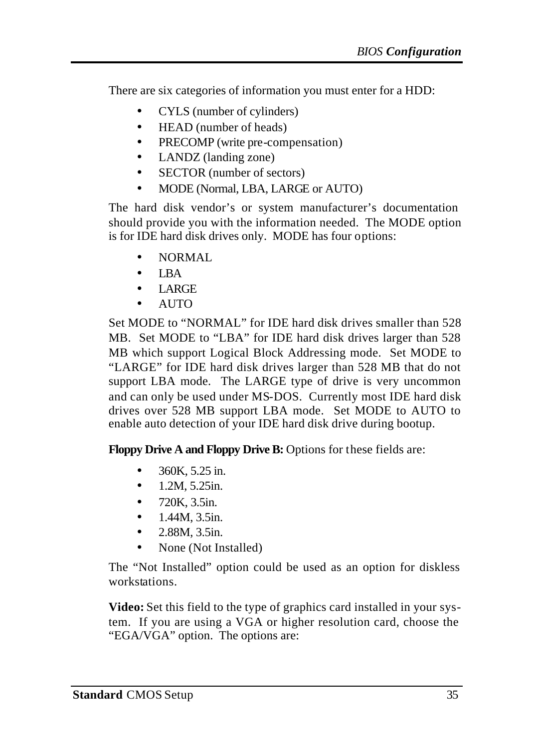There are six categories of information you must enter for a HDD:

- CYLS (number of cylinders)
- HEAD (number of heads)
- PRECOMP (write pre-compensation)
- LANDZ (landing zone)
- SECTOR (number of sectors)
- MODE (Normal, LBA, LARGE or AUTO)

The hard disk vendor's or system manufacturer's documentation should provide you with the information needed. The MODE option is for IDE hard disk drives only. MODE has four options:

- NORMAL
- LBA
- LARGE
- AUTO

Set MODE to "NORMAL" for IDE hard disk drives smaller than 528 MB. Set MODE to "LBA" for IDE hard disk drives larger than 528 MB which support Logical Block Addressing mode. Set MODE to "LARGE" for IDE hard disk drives larger than 528 MB that do not support LBA mode. The LARGE type of drive is very uncommon and can only be used under MS-DOS. Currently most IDE hard disk drives over 528 MB support LBA mode. Set MODE to AUTO to enable auto detection of your IDE hard disk drive during bootup.

**Floppy Drive A and Floppy Drive B:** Options for these fields are:

- 360K, 5.25 in.
- 1.2M, 5.25in.
- 720K, 3.5in.
- 1.44M, 3.5in.
- 2.88M, 3.5in.
- None (Not Installed)

The "Not Installed" option could be used as an option for diskless workstations.

**Video:** Set this field to the type of graphics card installed in your system. If you are using a VGA or higher resolution card, choose the "EGA/VGA" option. The options are: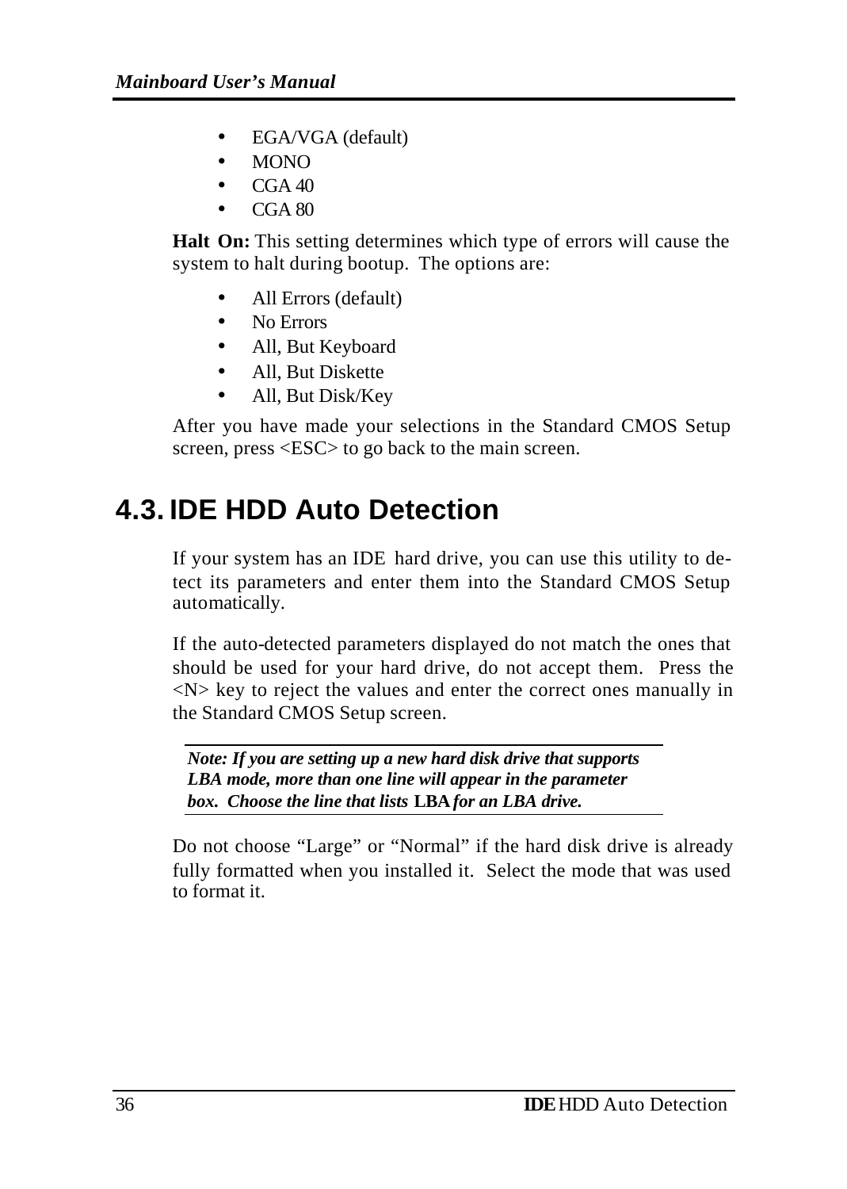- EGA/VGA (default)
- MONO
- CGA 40
- CGA 80

**Halt On:** This setting determines which type of errors will cause the system to halt during bootup. The options are:

- All Errors (default)
- No Errors
- All, But Keyboard
- All, But Diskette
- All, But Disk/Key

After you have made your selections in the Standard CMOS Setup screen, press <ESC> to go back to the main screen.

## 4.3. IDE HDD Auto Detection

If your system has an IDE hard drive, you can use this utility to detect its parameters and enter them into the Standard CMOS Setup automatically.

If the auto-detected parameters displayed do not match the ones that should be used for your hard drive, do not accept them. Press the <N> key to reject the values and enter the correct ones manually in the Standard CMOS Setup screen.

***Note: If you are setting up a new hard disk drive that supports LBA mode, more than one line will appear in the parameter box. Choose the line that lists* LBA *for an LBA drive.***

Do not choose "Large" or "Normal" if the hard disk drive is already fully formatted when you installed it. Select the mode that was used to format it.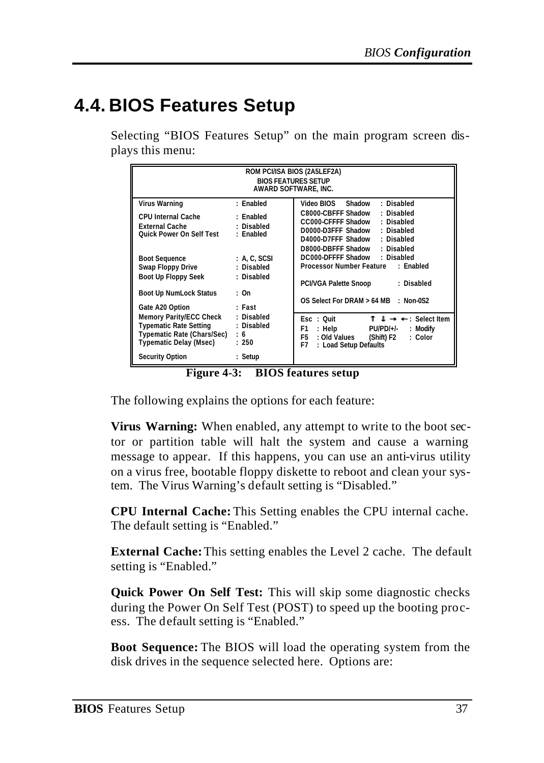# 4.4. BIOS Features Setup

Selecting "BIOS Features Setup" on the main program screen displays this menu:

```
ROM PCI/ISA BIOS (2A5LEF2A)
BIOS FEATURES SETUP
AWARD SOFTWARE, INC.

Virus Warning                : Enabled      Video BIOS   Shadow      : Disabled
CPU Internal Cache           : Enabled      C8000-CBFFF Shadow       : Disabled
External Cache               : Disabled     CC000-CFFFF Shadow       : Disabled
Quick Power On Self Test     : Enabled      D0000-D3FFF Shadow       : Disabled
                                            D4000-D7FFF Shadow       : Disabled
                                            D8000-DBFFF Shadow       : Disabled
Boot Sequence                : A, C, SCSI   DC000-DFFFF Shadow       : Disabled
Swap Floppy Drive            : Disabled     Processor Number Feature    : Enabled
Boot Up Floppy Seek          : Disabled
                                            PCI/VGA Palette Snoop       : Disabled
Boot Up NumLock Status       : On
                                            OS Select For DRAM > 64 MB  : Non-0S2
Gate A20 Option              : Fast
Memory Parity/ECC Check      : Disabled     Esc  : Quit          ⇑ ⇓ → ← : Select Item
Typematic Rate Setting       : Disabled     F1   : Help          PU/PD/+/-  : Modify
Typematic Rate (Chars/Sec)   : 6            F5   : Old Values    (Shift) F2 : Color
Typematic Delay (Msec)       : 250          F7   : Load Setup Defaults
Security Option              : Setup
```

**Figure 4-3: BIOS features setup**

The following explains the options for each feature:

**Virus Warning:** When enabled, any attempt to write to the boot sector or partition table will halt the system and cause a warning message to appear. If this happens, you can use an anti-virus utility on a virus free, bootable floppy diskette to reboot and clean your system. The Virus Warning's default setting is "Disabled."

**CPU Internal Cache:** This Setting enables the CPU internal cache. The default setting is "Enabled."

**External Cache:** This setting enables the Level 2 cache. The default setting is "Enabled."

**Quick Power On Self Test:** This will skip some diagnostic checks during the Power On Self Test (POST) to speed up the booting process. The default setting is "Enabled."

**Boot Sequence:** The BIOS will load the operating system from the disk drives in the sequence selected here. Options are: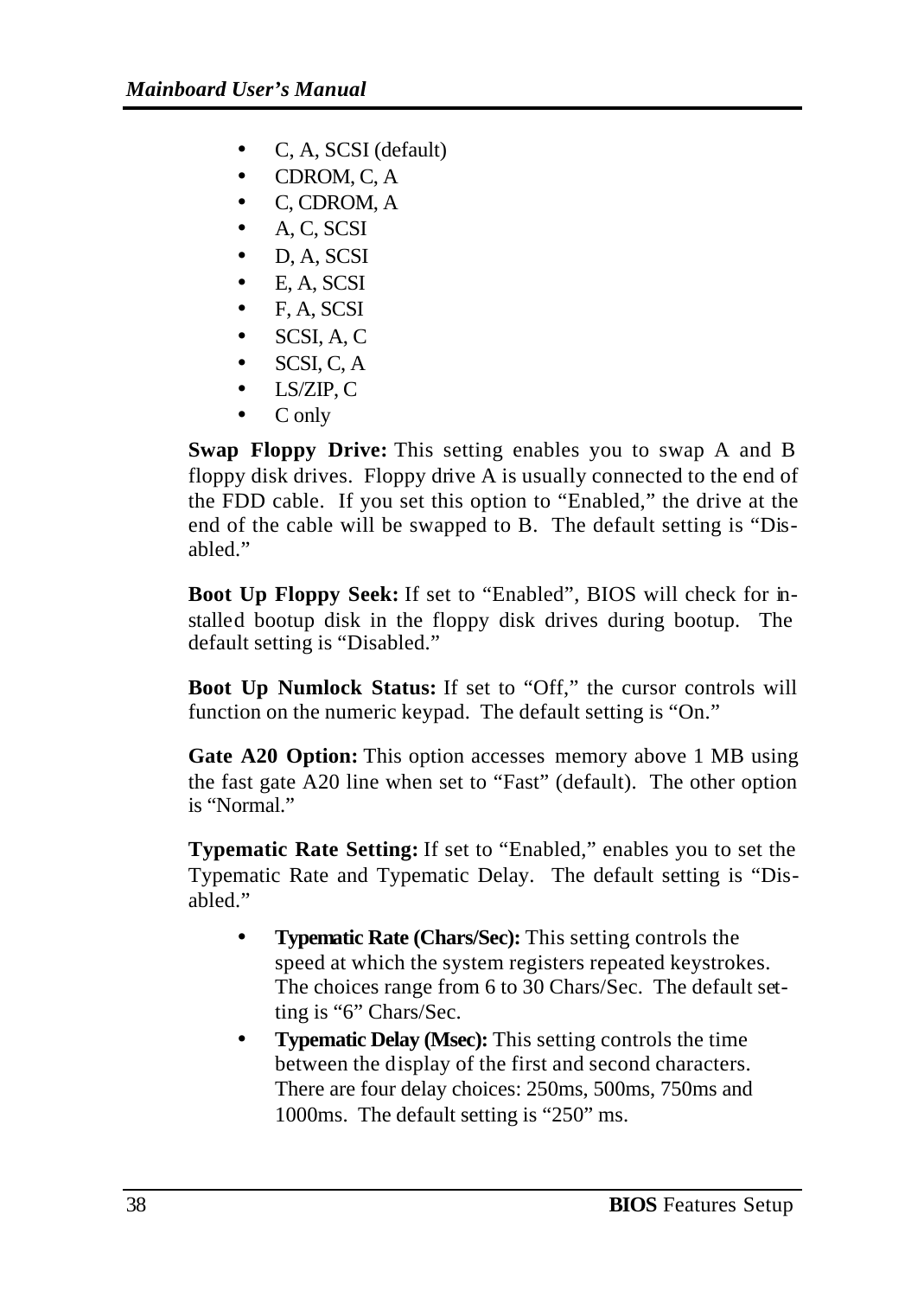- C, A, SCSI (default)
- CDROM, C, A
- C, CDROM, A
- A, C, SCSI
- D, A, SCSI
- E, A, SCSI
- F, A, SCSI
- SCSI, A, C
- SCSI, C, A
- LS/ZIP, C
- C only

**Swap Floppy Drive:** This setting enables you to swap A and B floppy disk drives. Floppy drive A is usually connected to the end of the FDD cable. If you set this option to "Enabled," the drive at the end of the cable will be swapped to B. The default setting is "Disabled."

**Boot Up Floppy Seek:** If set to "Enabled", BIOS will check for installed bootup disk in the floppy disk drives during bootup. The default setting is "Disabled."

**Boot Up Numlock Status:** If set to "Off," the cursor controls will function on the numeric keypad. The default setting is "On."

**Gate A20 Option:** This option accesses memory above 1 MB using the fast gate A20 line when set to "Fast" (default). The other option is "Normal."

**Typematic Rate Setting:** If set to "Enabled," enables you to set the Typematic Rate and Typematic Delay. The default setting is "Disabled."

- **Typematic Rate (Chars/Sec):** This setting controls the speed at which the system registers repeated keystrokes. The choices range from 6 to 30 Chars/Sec. The default setting is "6" Chars/Sec.
- **Typematic Delay (Msec):** This setting controls the time between the display of the first and second characters. There are four delay choices: 250ms, 500ms, 750ms and 1000ms. The default setting is "250" ms.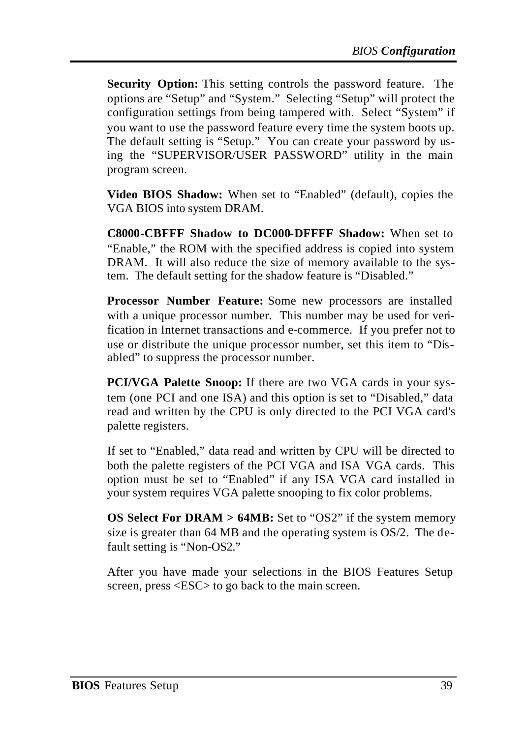**Security Option:** This setting controls the password feature. The options are "Setup" and "System." Selecting "Setup" will protect the configuration settings from being tampered with. Select "System" if you want to use the password feature every time the system boots up. The default setting is "Setup." You can create your password by using the "SUPERVISOR/USER PASSWORD" utility in the main program screen.

**Video BIOS Shadow:** When set to "Enabled" (default), copies the VGA BIOS into system DRAM.

**C8000-CBFFF Shadow to DC000-DFFFF Shadow:** When set to "Enable," the ROM with the specified address is copied into system DRAM. It will also reduce the size of memory available to the system. The default setting for the shadow feature is "Disabled."

**Processor Number Feature:** Some new processors are installed with a unique processor number. This number may be used for verification in Internet transactions and e-commerce. If you prefer not to use or distribute the unique processor number, set this item to "Disabled" to suppress the processor number.

**PCI/VGA Palette Snoop:** If there are two VGA cards in your system (one PCI and one ISA) and this option is set to "Disabled," data read and written by the CPU is only directed to the PCI VGA card's palette registers.

If set to "Enabled," data read and written by CPU will be directed to both the palette registers of the PCI VGA and ISA VGA cards. This option must be set to "Enabled" if any ISA VGA card installed in your system requires VGA palette snooping to fix color problems.

**OS Select For DRAM > 64MB:** Set to "OS2" if the system memory size is greater than 64 MB and the operating system is OS/2. The default setting is "Non-OS2."

After you have made your selections in the BIOS Features Setup screen, press <ESC> to go back to the main screen.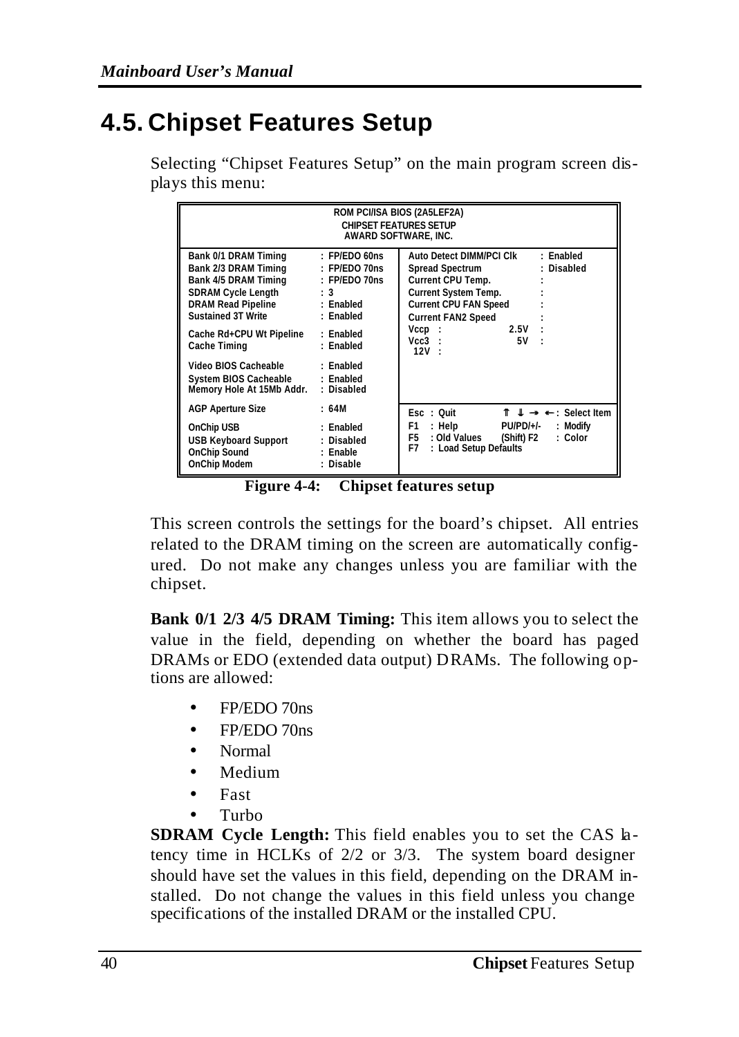# 4.5. Chipset Features Setup

Selecting "Chipset Features Setup" on the main program screen displays this menu:

```
                          ROM PCI/ISA BIOS (2A5LEF2A)
                            CHIPSET FEATURES SETUP
                             AWARD SOFTWARE, INC.

Bank 0/1 DRAM Timing       : FP/EDO 60ns   Auto Detect DIMM/PCI Clk    : Enabled
Bank 2/3 DRAM Timing       : FP/EDO 70ns   Spread Spectrum             : Disabled
Bank 4/5 DRAM Timing       : FP/EDO 70ns   Current CPU Temp.           :
SDRAM Cycle Length         : 3             Current System Temp.        :
DRAM Read Pipeline         : Enabled       Current CPU FAN Speed       :
Sustained 3T Write         : Enabled       Current FAN2 Speed          :
Cache Rd+CPU Wt Pipeline   : Enabled       Vccp  :              2.5V   :
Cache Timing               : Enabled       Vcc3  :                5V   :
                                            12V  :
Video BIOS Cacheable       : Enabled
System BIOS Cacheable      : Enabled
Memory Hole At 15Mb Addr.  : Disabled

AGP Aperture Size          : 64M           Esc  : Quit        ↑ ↓ → ← : Select Item
OnChip USB                 : Enabled       F1   : Help        PU/PD/+/-  : Modify
USB Keyboard Support       : Disabled      F5   : Old Values  (Shift) F2 : Color
OnChip Sound               : Enable        F7   : Load Setup Defaults
OnChip Modem               : Disable
```

**Figure 4-4: Chipset features setup**

This screen controls the settings for the board's chipset. All entries related to the DRAM timing on the screen are automatically configured. Do not make any changes unless you are familiar with the chipset.

**Bank 0/1 2/3 4/5 DRAM Timing:** This item allows you to select the value in the field, depending on whether the board has paged DRAMs or EDO (extended data output) DRAMs. The following options are allowed:

- FP/EDO 70ns
- FP/EDO 70ns
- Normal
- Medium
- Fast
- Turbo

**SDRAM Cycle Length:** This field enables you to set the CAS latency time in HCLKs of 2/2 or 3/3. The system board designer should have set the values in this field, depending on the DRAM installed. Do not change the values in this field unless you change specifications of the installed DRAM or the installed CPU.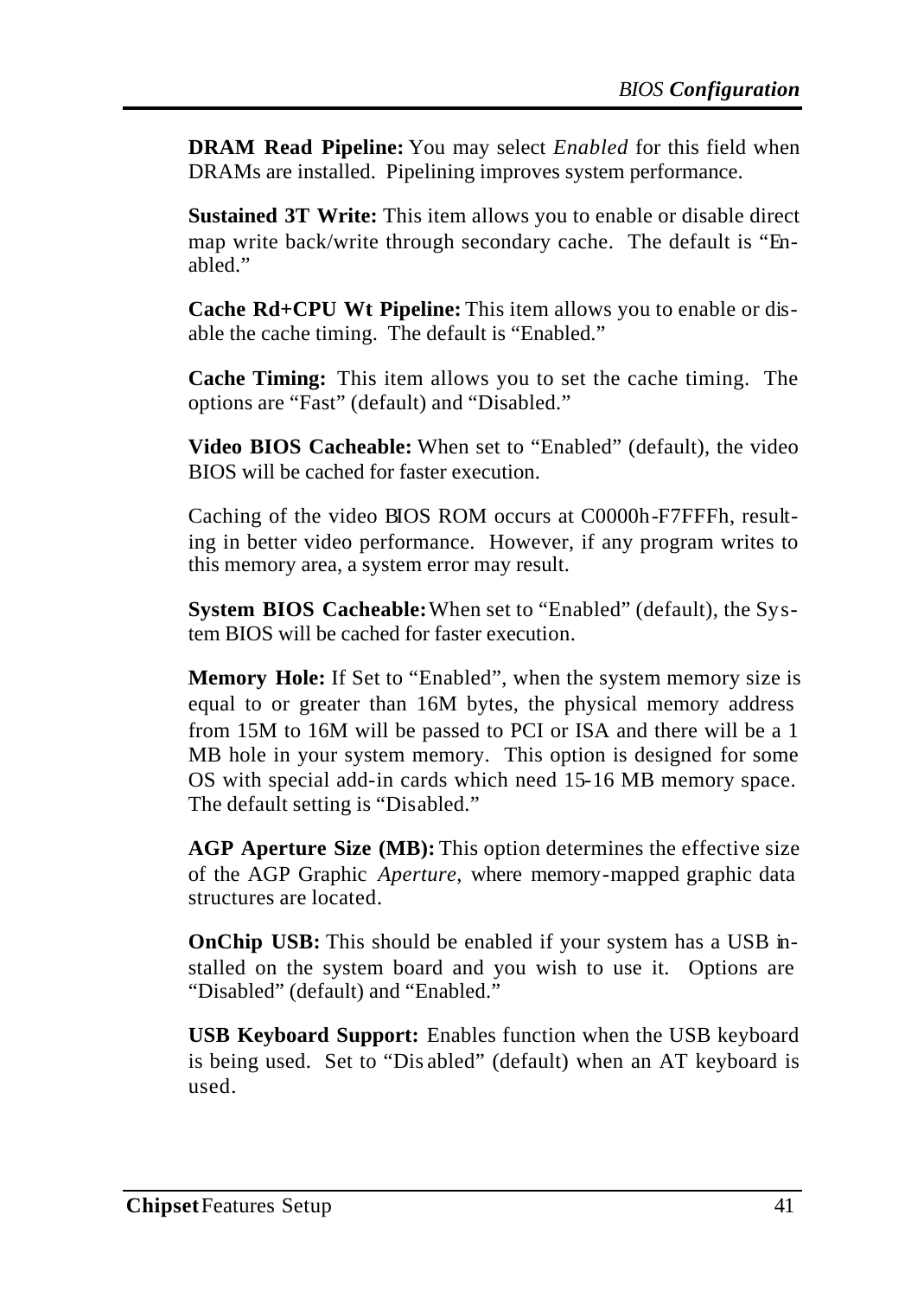**DRAM Read Pipeline:** You may select *Enabled* for this field when DRAMs are installed. Pipelining improves system performance.

**Sustained 3T Write:** This item allows you to enable or disable direct map write back/write through secondary cache. The default is "Enabled."

**Cache Rd+CPU Wt Pipeline:** This item allows you to enable or disable the cache timing. The default is "Enabled."

**Cache Timing:** This item allows you to set the cache timing. The options are "Fast" (default) and "Disabled."

**Video BIOS Cacheable:** When set to "Enabled" (default), the video BIOS will be cached for faster execution.

Caching of the video BIOS ROM occurs at C0000h-F7FFFh, resulting in better video performance. However, if any program writes to this memory area, a system error may result.

**System BIOS Cacheable:** When set to "Enabled" (default), the System BIOS will be cached for faster execution.

**Memory Hole:** If Set to "Enabled", when the system memory size is equal to or greater than 16M bytes, the physical memory address from 15M to 16M will be passed to PCI or ISA and there will be a 1 MB hole in your system memory. This option is designed for some OS with special add-in cards which need 15-16 MB memory space. The default setting is "Disabled."

**AGP Aperture Size (MB):** This option determines the effective size of the AGP Graphic *Aperture*, where memory-mapped graphic data structures are located.

**OnChip USB:** This should be enabled if your system has a USB installed on the system board and you wish to use it. Options are "Disabled" (default) and "Enabled."

**USB Keyboard Support:** Enables function when the USB keyboard is being used. Set to "Disabled" (default) when an AT keyboard is used.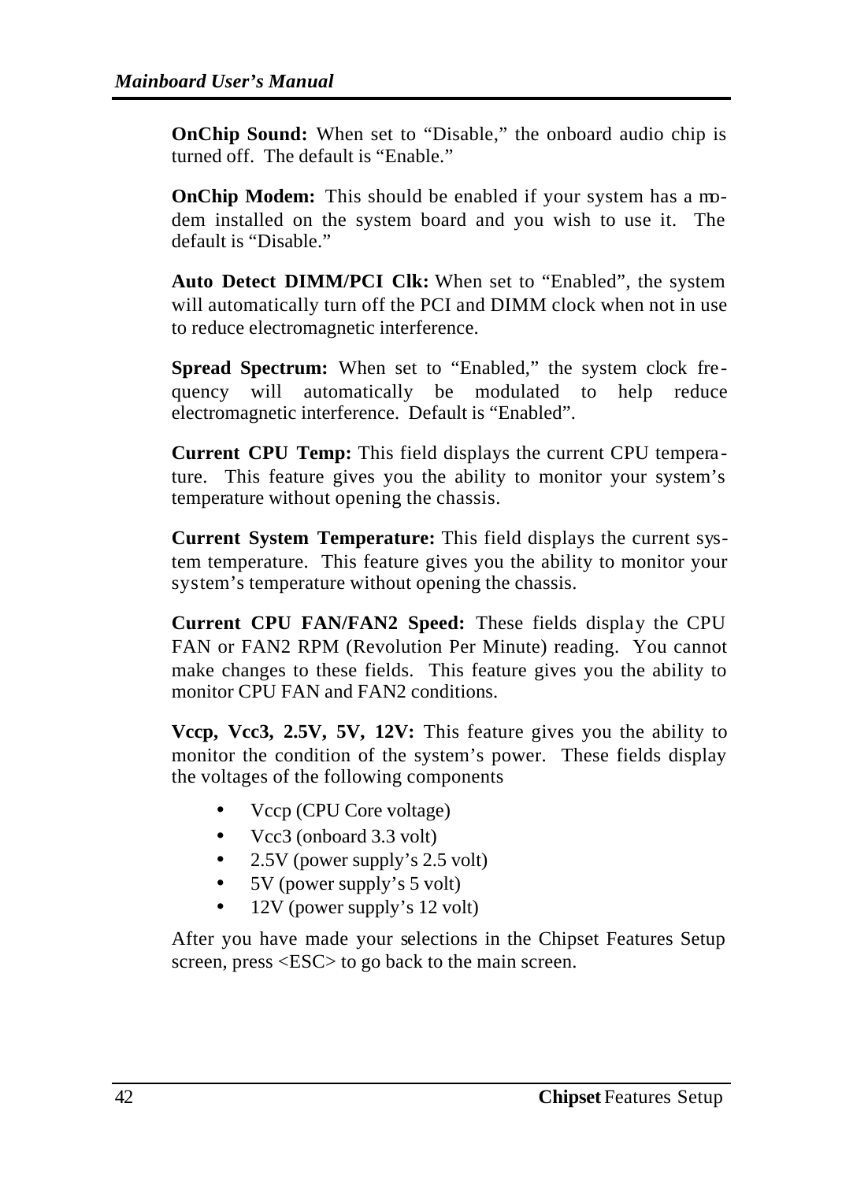**OnChip Sound:** When set to "Disable," the onboard audio chip is turned off. The default is "Enable."

**OnChip Modem:** This should be enabled if your system has a modem installed on the system board and you wish to use it. The default is "Disable."

**Auto Detect DIMM/PCI Clk:** When set to "Enabled", the system will automatically turn off the PCI and DIMM clock when not in use to reduce electromagnetic interference.

**Spread Spectrum:** When set to "Enabled," the system clock frequency will automatically be modulated to help reduce electromagnetic interference. Default is "Enabled".

**Current CPU Temp:** This field displays the current CPU temperature. This feature gives you the ability to monitor your system's temperature without opening the chassis.

**Current System Temperature:** This field displays the current system temperature. This feature gives you the ability to monitor your system's temperature without opening the chassis.

**Current CPU FAN/FAN2 Speed:** These fields display the CPU FAN or FAN2 RPM (Revolution Per Minute) reading. You cannot make changes to these fields. This feature gives you the ability to monitor CPU FAN and FAN2 conditions.

**Vccp, Vcc3, 2.5V, 5V, 12V:** This feature gives you the ability to monitor the condition of the system's power. These fields display the voltages of the following components

- Vccp (CPU Core voltage)
- Vcc3 (onboard 3.3 volt)
- 2.5V (power supply's 2.5 volt)
- 5V (power supply's 5 volt)
- 12V (power supply's 12 volt)

After you have made your selections in the Chipset Features Setup screen, press <ESC> to go back to the main screen.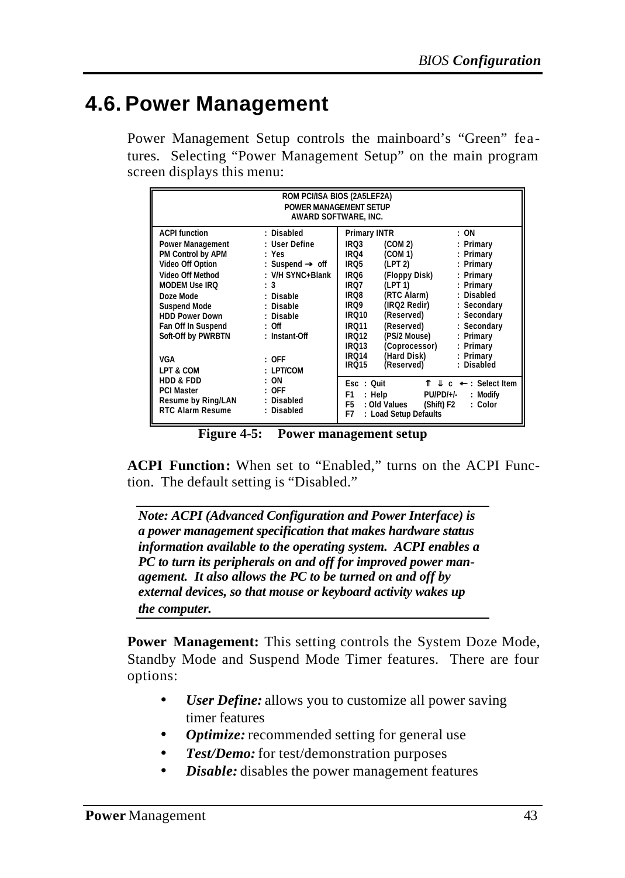# 4.6. Power Management

Power Management Setup controls the mainboard's "Green" features. Selecting "Power Management Setup" on the main program screen displays this menu:

```
                         ROM PCI/ISA BIOS (2A5LEF2A)
                           POWER MANAGEMENT SETUP
                            AWARD SOFTWARE, INC.

ACPI function        : Disabled        | Primary INTR                 : ON
Power Management     : User Define     | IRQ3    (COM 2)              : Primary
PM Control by APM    : Yes             | IRQ4    (COM 1)              : Primary
Video Off Option     : Suspend → off   | IRQ5    (LPT 2)              : Primary
Video Off Method     : V/H SYNC+Blank  | IRQ6    (Floppy Disk)        : Primary
MODEM Use IRQ        : 3               | IRQ7    (LPT 1)              : Primary
Doze Mode            : Disable         | IRQ8    (RTC Alarm)          : Disabled
Suspend Mode         : Disable         | IRQ9    (IRQ2 Redir)         : Secondary
HDD Power Down       : Disable         | IRQ10   (Reserved)           : Secondary
Fan Off In Suspend   : Off             | IRQ11   (Reserved)           : Secondary
Soft-Off by PWRBTN   : Instant-Off     | IRQ12   (PS/2 Mouse)         : Primary
                                       | IRQ13   (Coprocessor)        : Primary
VGA                  : OFF             | IRQ14   (Hard Disk)          : Primary
LPT & COM            : LPT/COM         | IRQ15   (Reserved)           : Disabled
HDD & FDD            : ON              |
PCI Master           : OFF             | Esc : Quit         ↑ ↓ → ← : Select Item
Resume by Ring/LAN   : Disabled        | F1  : Help         PU/PD/+/- : Modify
RTC Alarm Resume     : Disabled        | F5  : Old Values   (Shift) F2 : Color
                                       | F7  : Load Setup Defaults
```

**Figure 4-5: Power management setup**

**ACPI Function:** When set to "Enabled," turns on the ACPI Function. The default setting is "Disabled."

---

***Note: ACPI (Advanced Configuration and Power Interface) is a power management specification that makes hardware status information available to the operating system. ACPI enables a PC to turn its peripherals on and off for improved power management. It also allows the PC to be turned on and off by external devices, so that mouse or keyboard activity wakes up the computer.***

---

**Power Management:** This setting controls the System Doze Mode, Standby Mode and Suspend Mode Timer features. There are four options:

- ***User Define:*** allows you to customize all power saving timer features
- ***Optimize:*** recommended setting for general use
- ***Test/Demo:*** for test/demonstration purposes
- ***Disable:*** disables the power management features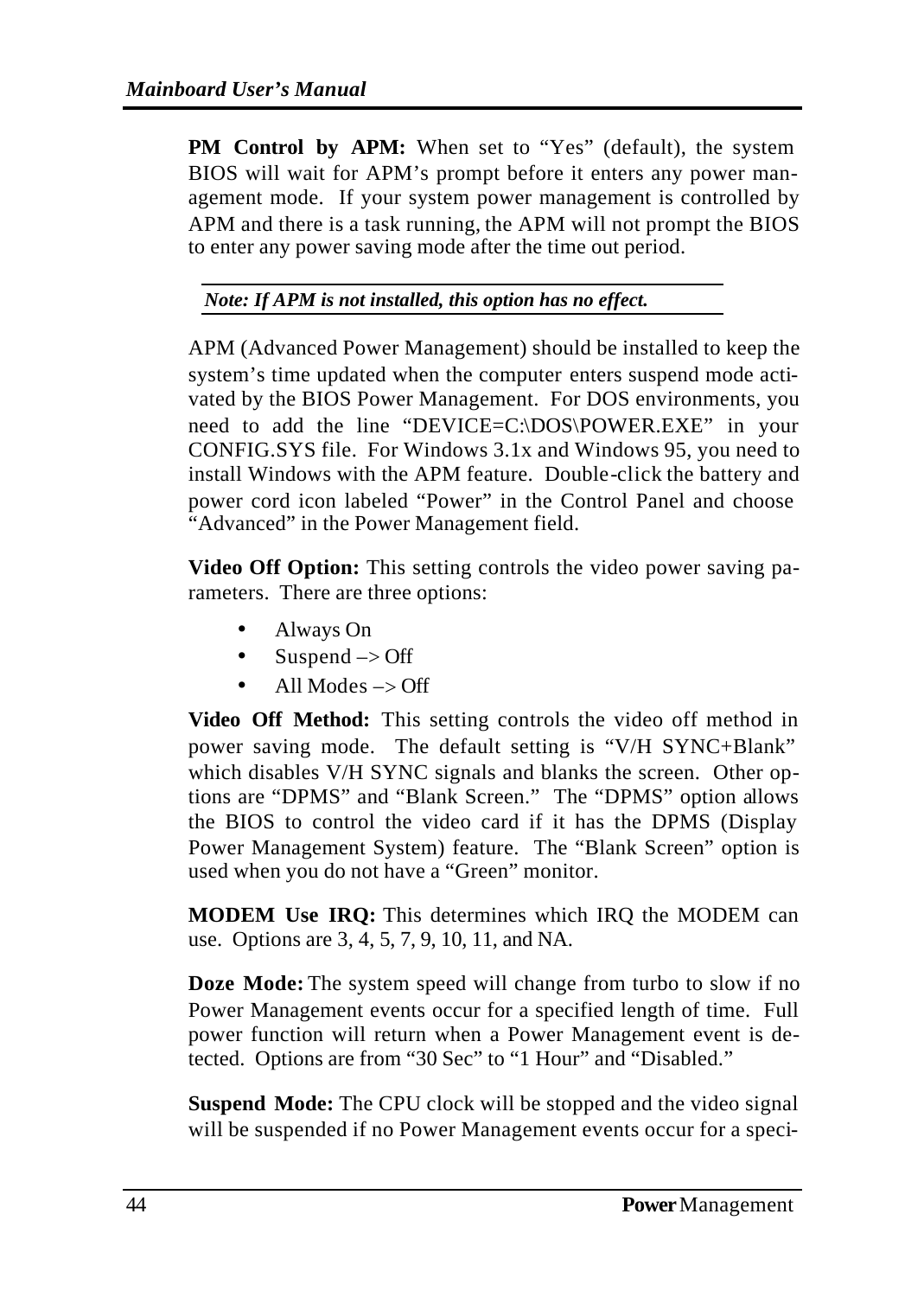**PM Control by APM:** When set to “Yes” (default), the system BIOS will wait for APM’s prompt before it enters any power management mode. If your system power management is controlled by APM and there is a task running, the APM will not prompt the BIOS to enter any power saving mode after the time out period.

***Note: If APM is not installed, this option has no effect.***

APM (Advanced Power Management) should be installed to keep the system’s time updated when the computer enters suspend mode activated by the BIOS Power Management. For DOS environments, you need to add the line “DEVICE=C:\DOS\POWER.EXE” in your CONFIG.SYS file. For Windows 3.1x and Windows 95, you need to install Windows with the APM feature. Double-click the battery and power cord icon labeled “Power” in the Control Panel and choose “Advanced” in the Power Management field.

**Video Off Option:** This setting controls the video power saving parameters. There are three options:

- Always On
- Suspend –> Off
- All Modes –> Off

**Video Off Method:** This setting controls the video off method in power saving mode. The default setting is “V/H SYNC+Blank” which disables V/H SYNC signals and blanks the screen. Other options are “DPMS” and “Blank Screen.” The “DPMS” option allows the BIOS to control the video card if it has the DPMS (Display Power Management System) feature. The “Blank Screen” option is used when you do not have a “Green” monitor.

**MODEM Use IRQ:** This determines which IRQ the MODEM can use. Options are 3, 4, 5, 7, 9, 10, 11, and NA.

**Doze Mode:** The system speed will change from turbo to slow if no Power Management events occur for a specified length of time. Full power function will return when a Power Management event is detected. Options are from “30 Sec” to “1 Hour” and “Disabled.”

**Suspend Mode:** The CPU clock will be stopped and the video signal will be suspended if no Power Management events occur for a speci-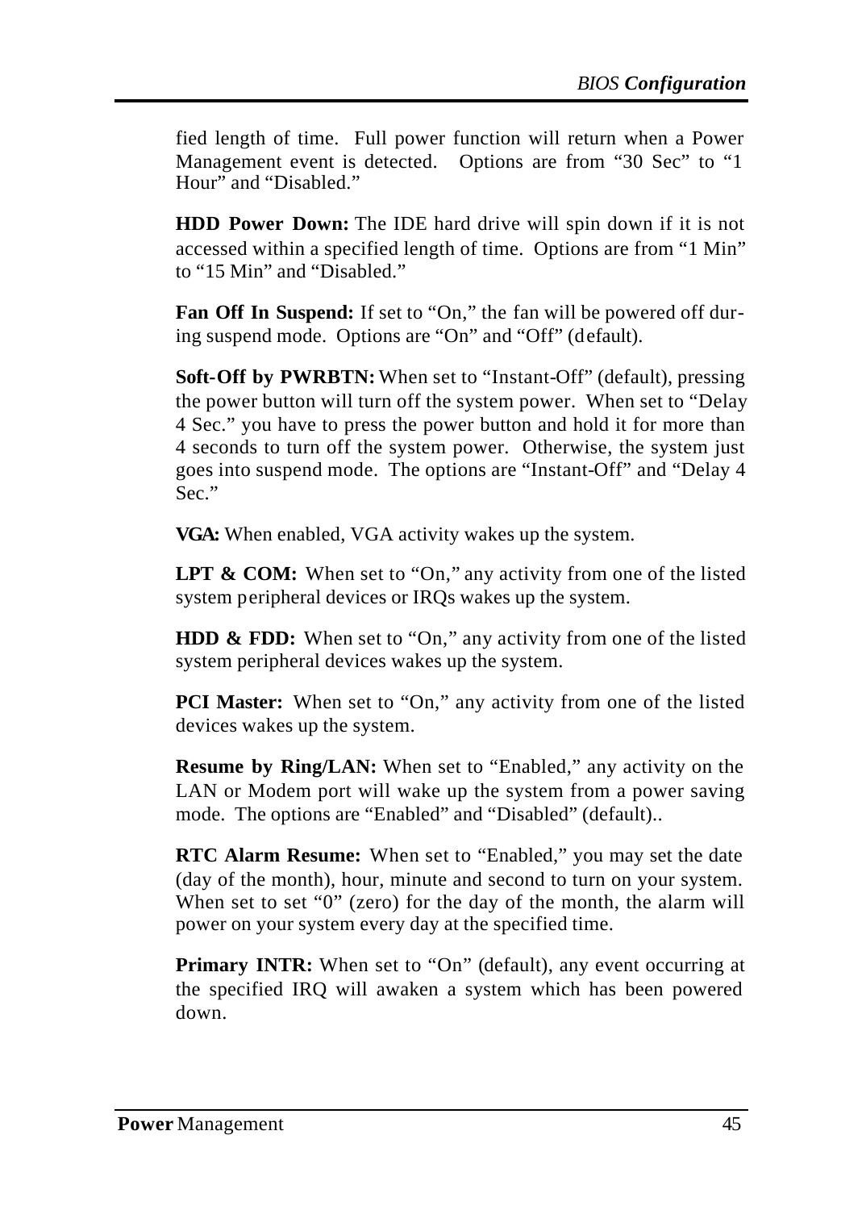fied length of time. Full power function will return when a Power Management event is detected. Options are from “30 Sec” to “1 Hour” and “Disabled.”

**HDD Power Down:** The IDE hard drive will spin down if it is not accessed within a specified length of time. Options are from “1 Min” to “15 Min” and “Disabled.”

**Fan Off In Suspend:** If set to “On,” the fan will be powered off during suspend mode. Options are “On” and “Off” (default).

**Soft-Off by PWRBTN:** When set to “Instant-Off” (default), pressing the power button will turn off the system power. When set to “Delay 4 Sec.” you have to press the power button and hold it for more than 4 seconds to turn off the system power. Otherwise, the system just goes into suspend mode. The options are “Instant-Off” and “Delay 4 Sec.”

**VGA:** When enabled, VGA activity wakes up the system.

**LPT & COM:** When set to “On,” any activity from one of the listed system peripheral devices or IRQs wakes up the system.

**HDD & FDD:** When set to “On,” any activity from one of the listed system peripheral devices wakes up the system.

**PCI Master:** When set to “On,” any activity from one of the listed devices wakes up the system.

**Resume by Ring/LAN:** When set to “Enabled,” any activity on the LAN or Modem port will wake up the system from a power saving mode. The options are “Enabled” and “Disabled” (default)..

**RTC Alarm Resume:** When set to “Enabled,” you may set the date (day of the month), hour, minute and second to turn on your system. When set to set “0” (zero) for the day of the month, the alarm will power on your system every day at the specified time.

**Primary INTR:** When set to “On” (default), any event occurring at the specified IRQ will awaken a system which has been powered down.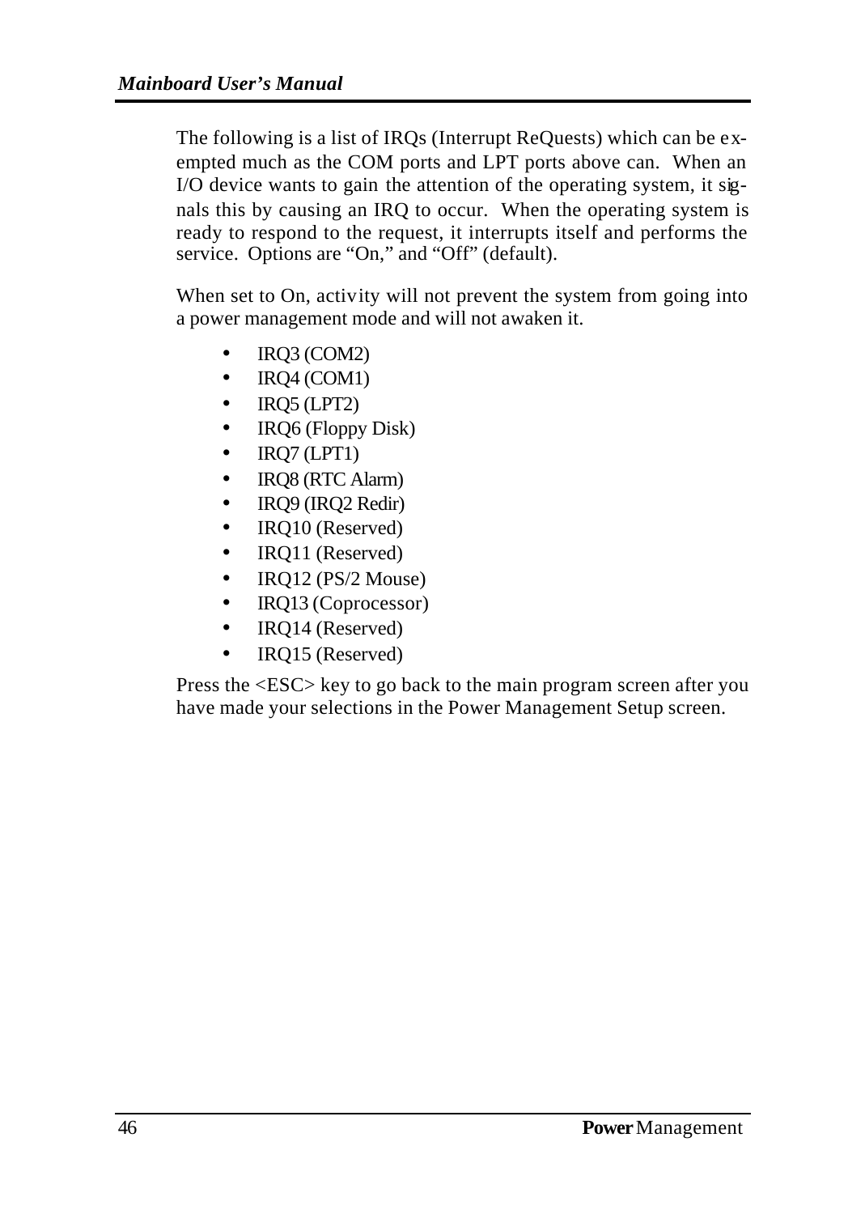The following is a list of IRQs (Interrupt ReQuests) which can be exempted much as the COM ports and LPT ports above can. When an I/O device wants to gain the attention of the operating system, it signals this by causing an IRQ to occur. When the operating system is ready to respond to the request, it interrupts itself and performs the service. Options are "On," and "Off" (default).

When set to On, activity will not prevent the system from going into a power management mode and will not awaken it.

- IRQ3 (COM2)
- IRQ4 (COM1)
- IRQ5 (LPT2)
- IRQ6 (Floppy Disk)
- IRQ7 (LPT1)
- IRQ8 (RTC Alarm)
- IRQ9 (IRQ2 Redir)
- IRQ10 (Reserved)
- IRQ11 (Reserved)
- IRQ12 (PS/2 Mouse)
- IRQ13 (Coprocessor)
- IRQ14 (Reserved)
- IRQ15 (Reserved)

Press the <ESC> key to go back to the main program screen after you have made your selections in the Power Management Setup screen.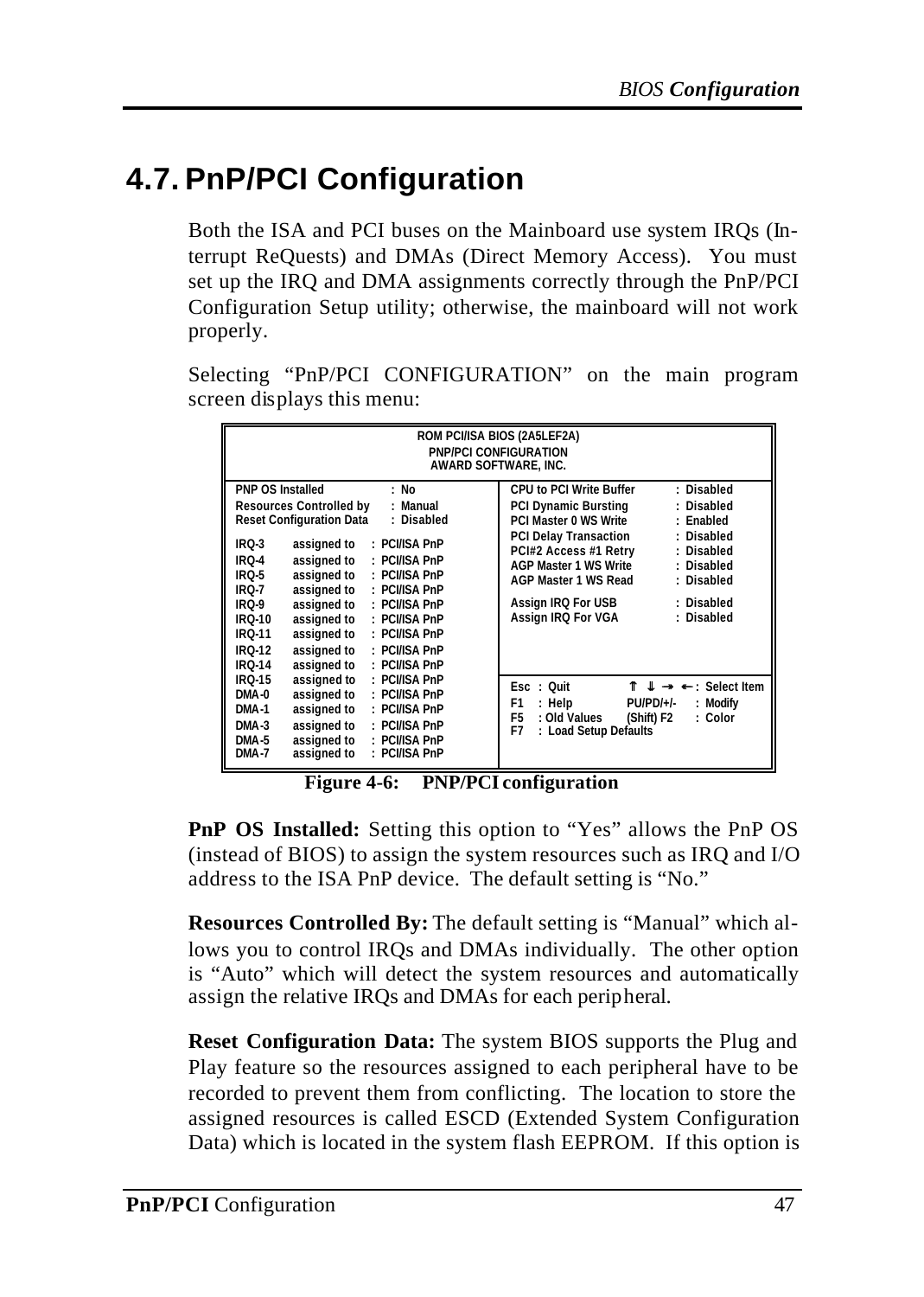# 4.7. PnP/PCI Configuration

Both the ISA and PCI buses on the Mainboard use system IRQs (Interrupt ReQuests) and DMAs (Direct Memory Access). You must set up the IRQ and DMA assignments correctly through the PnP/PCI Configuration Setup utility; otherwise, the mainboard will not work properly.

Selecting "PnP/PCI CONFIGURATION" on the main program screen displays this menu:

```
                         ROM PCI/ISA BIOS (2A5LEF2A)
                           PNP/PCI CONFIGURATION
                           AWARD SOFTWARE, INC.

PNP OS Installed            : No          CPU to PCI Write Buffer    : Disabled
Resources Controlled by     : Manual      PCI Dynamic Bursting       : Disabled
Reset Configuration Data    : Disabled    PCI Master 0 WS Write      : Enabled
                                          PCI Delay Transaction      : Disabled
IRQ-3    assigned to   : PCI/ISA PnP      PCI#2 Access #1 Retry      : Disabled
IRQ-4    assigned to   : PCI/ISA PnP      AGP Master 1 WS Write      : Disabled
IRQ-5    assigned to   : PCI/ISA PnP      AGP Master 1 WS Read       : Disabled
IRQ-7    assigned to   : PCI/ISA PnP
IRQ-9    assigned to   : PCI/ISA PnP      Assign IRQ For USB         : Disabled
IRQ-10   assigned to   : PCI/ISA PnP      Assign IRQ For VGA         : Disabled
IRQ-11   assigned to   : PCI/ISA PnP
IRQ-12   assigned to   : PCI/ISA PnP
IRQ-14   assigned to   : PCI/ISA PnP
IRQ-15   assigned to   : PCI/ISA PnP      Esc  : Quit        ↑ ↓ → ← : Select Item
DMA-0    assigned to   : PCI/ISA PnP      F1   : Help        PU/PD/+/-  : Modify
DMA-1    assigned to   : PCI/ISA PnP      F5   : Old Values  (Shift) F2 : Color
DMA-3    assigned to   : PCI/ISA PnP      F7   : Load Setup Defaults
DMA-5    assigned to   : PCI/ISA PnP
DMA-7    assigned to   : PCI/ISA PnP
```

**Figure 4-6: PNP/PCI configuration**

**PnP OS Installed:** Setting this option to "Yes" allows the PnP OS (instead of BIOS) to assign the system resources such as IRQ and I/O address to the ISA PnP device. The default setting is "No."

**Resources Controlled By:** The default setting is "Manual" which allows you to control IRQs and DMAs individually. The other option is "Auto" which will detect the system resources and automatically assign the relative IRQs and DMAs for each peripheral.

**Reset Configuration Data:** The system BIOS supports the Plug and Play feature so the resources assigned to each peripheral have to be recorded to prevent them from conflicting. The location to store the assigned resources is called ESCD (Extended System Configuration Data) which is located in the system flash EEPROM. If this option is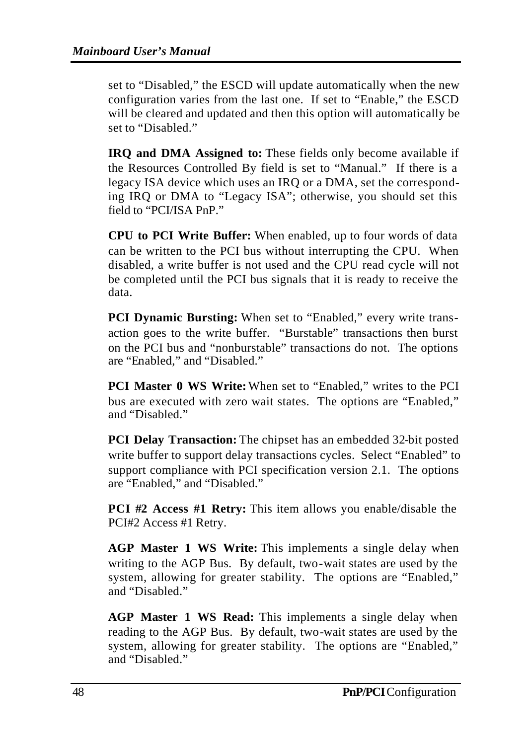set to “Disabled,” the ESCD will update automatically when the new configuration varies from the last one. If set to “Enable,” the ESCD will be cleared and updated and then this option will automatically be set to “Disabled.”

**IRQ and DMA Assigned to:** These fields only become available if the Resources Controlled By field is set to “Manual.” If there is a legacy ISA device which uses an IRQ or a DMA, set the corresponding IRQ or DMA to “Legacy ISA”; otherwise, you should set this field to “PCI/ISA PnP.”

**CPU to PCI Write Buffer:** When enabled, up to four words of data can be written to the PCI bus without interrupting the CPU. When disabled, a write buffer is not used and the CPU read cycle will not be completed until the PCI bus signals that it is ready to receive the data.

**PCI Dynamic Bursting:** When set to “Enabled,” every write transaction goes to the write buffer. “Burstable” transactions then burst on the PCI bus and “nonburstable” transactions do not. The options are “Enabled,” and “Disabled.”

**PCI Master 0 WS Write:** When set to “Enabled,” writes to the PCI bus are executed with zero wait states. The options are “Enabled,” and “Disabled.”

**PCI Delay Transaction:** The chipset has an embedded 32-bit posted write buffer to support delay transactions cycles. Select “Enabled” to support compliance with PCI specification version 2.1. The options are “Enabled,” and “Disabled.”

**PCI #2 Access #1 Retry:** This item allows you enable/disable the PCI#2 Access #1 Retry.

**AGP Master 1 WS Write:** This implements a single delay when writing to the AGP Bus. By default, two-wait states are used by the system, allowing for greater stability. The options are “Enabled,” and “Disabled.”

**AGP Master 1 WS Read:** This implements a single delay when reading to the AGP Bus. By default, two-wait states are used by the system, allowing for greater stability. The options are “Enabled,” and “Disabled.”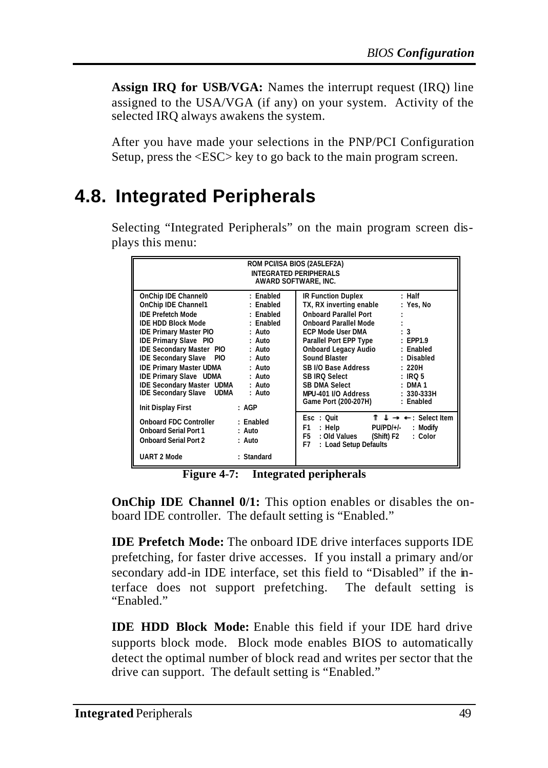**Assign IRQ for USB/VGA:** Names the interrupt request (IRQ) line assigned to the USA/VGA (if any) on your system. Activity of the selected IRQ always awakens the system.

After you have made your selections in the PNP/PCI Configuration Setup, press the <ESC> key to go back to the main program screen.

## 4.8. Integrated Peripherals

Selecting "Integrated Peripherals" on the main program screen displays this menu:

```
                      ROM PCI/ISA BIOS (2A5LEF2A)
                        INTEGRATED PERIPHERALS
                         AWARD SOFTWARE, INC.

OnChip IDE Channel0          : Enabled   | IR Function Duplex       : Half
OnChip IDE Channel1          : Enabled   | TX, RX inverting enable  : Yes, No
IDE Prefetch Mode            : Enabled   | Onboard Parallel Port    :
IDE HDD Block Mode           : Enabled   | Onboard Parallel Mode    :
IDE Primary Master PIO       : Auto      | ECP Mode User DMA        : 3
IDE Primary Slave  PIO       : Auto      | Parallel Port EPP Type   : EPP1.9
IDE Secondary Master  PIO    : Auto      | Onboard Legacy Audio     : Enabled
IDE Secondary Slave   PIO    : Auto      | Sound Blaster            : Disabled
IDE Primary Master UDMA      : Auto      | SB I/O Base Address      : 220H
IDE Primary Slave  UDMA      : Auto      | SB IRQ Select            : IRQ 5
IDE Secondary Master  UDMA   : Auto      | SB DMA Select            : DMA 1
IDE Secondary Slave   UDMA   : Auto      | MPU-401 I/O Address      : 330-333H
                                         | Game Port (200-207H)     : Enabled
Init Display First           : AGP       |
                                         | Esc : Quit         ⇑ ⇓ → ← : Select Item
Onboard FDC Controller       : Enabled   | F1  : Help         PU/PD/+/-  : Modify
Onboard Serial Port 1        : Auto      | F5  : Old Values   (Shift) F2 : Color
Onboard Serial Port 2        : Auto      | F7  : Load Setup Defaults
                                         |
UART 2 Mode                  : Standard  |
```

**Figure 4-7: Integrated peripherals**

**OnChip IDE Channel 0/1:** This option enables or disables the onboard IDE controller. The default setting is "Enabled."

**IDE Prefetch Mode:** The onboard IDE drive interfaces supports IDE prefetching, for faster drive accesses. If you install a primary and/or secondary add-in IDE interface, set this field to "Disabled" if the interface does not support prefetching. The default setting is "Enabled."

**IDE HDD Block Mode:** Enable this field if your IDE hard drive supports block mode. Block mode enables BIOS to automatically detect the optimal number of block read and writes per sector that the drive can support. The default setting is "Enabled."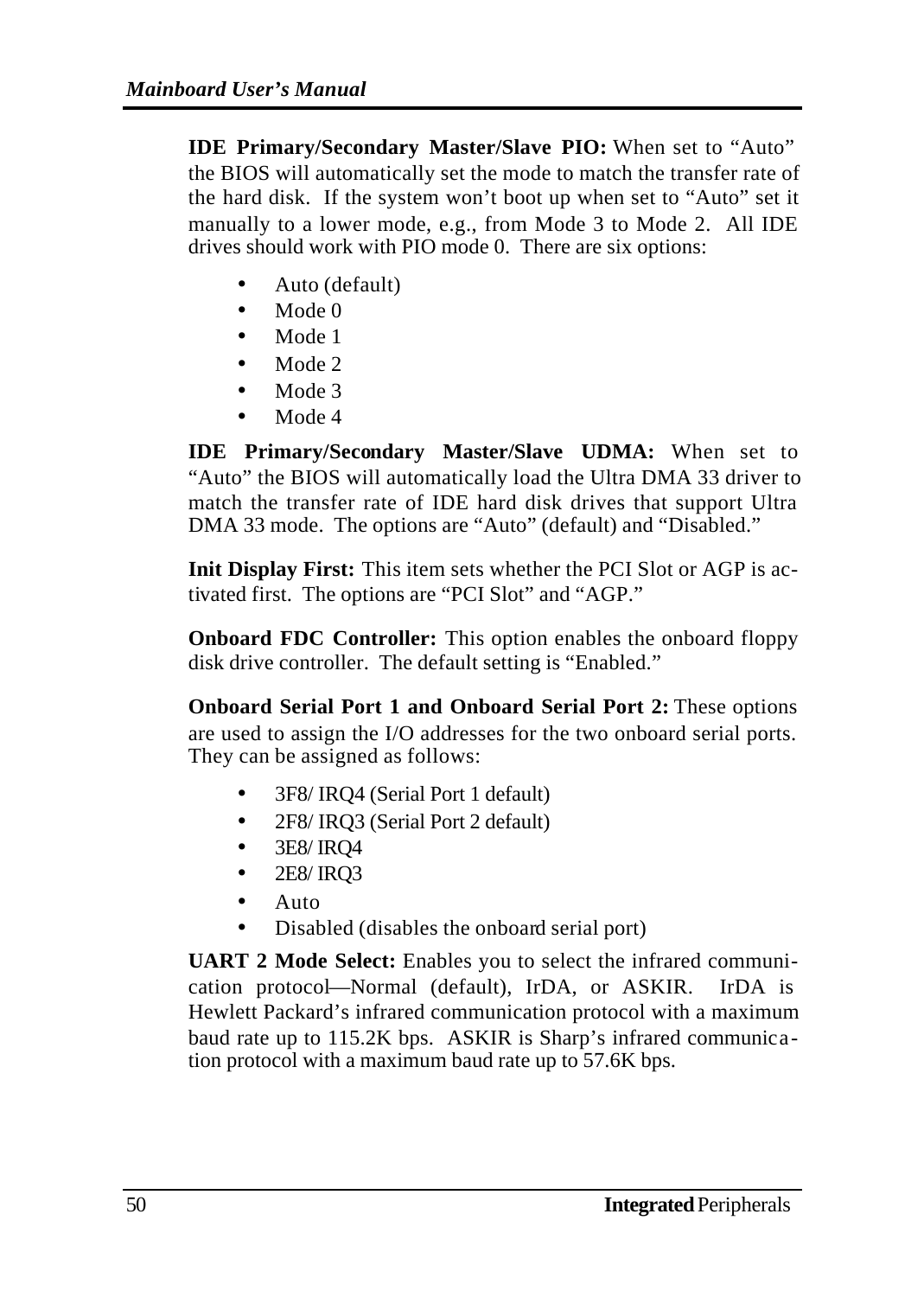**IDE Primary/Secondary Master/Slave PIO:** When set to "Auto" the BIOS will automatically set the mode to match the transfer rate of the hard disk. If the system won't boot up when set to "Auto" set it manually to a lower mode, e.g., from Mode 3 to Mode 2. All IDE drives should work with PIO mode 0. There are six options:

- Auto (default)
- Mode 0
- Mode 1
- Mode 2
- Mode 3
- Mode 4

**IDE Primary/Secondary Master/Slave UDMA:** When set to "Auto" the BIOS will automatically load the Ultra DMA 33 driver to match the transfer rate of IDE hard disk drives that support Ultra DMA 33 mode. The options are "Auto" (default) and "Disabled."

**Init Display First:** This item sets whether the PCI Slot or AGP is activated first. The options are "PCI Slot" and "AGP."

**Onboard FDC Controller:** This option enables the onboard floppy disk drive controller. The default setting is "Enabled."

**Onboard Serial Port 1 and Onboard Serial Port 2:** These options are used to assign the I/O addresses for the two onboard serial ports. They can be assigned as follows:

- 3F8/ IRQ4 (Serial Port 1 default)
- 2F8/ IRQ3 (Serial Port 2 default)
- 3E8/ IRQ4
- 2E8/ IRQ3
- Auto
- Disabled (disables the onboard serial port)

**UART 2 Mode Select:** Enables you to select the infrared communication protocol—Normal (default), IrDA, or ASKIR. IrDA is Hewlett Packard's infrared communication protocol with a maximum baud rate up to 115.2K bps. ASKIR is Sharp's infrared communication protocol with a maximum baud rate up to 57.6K bps.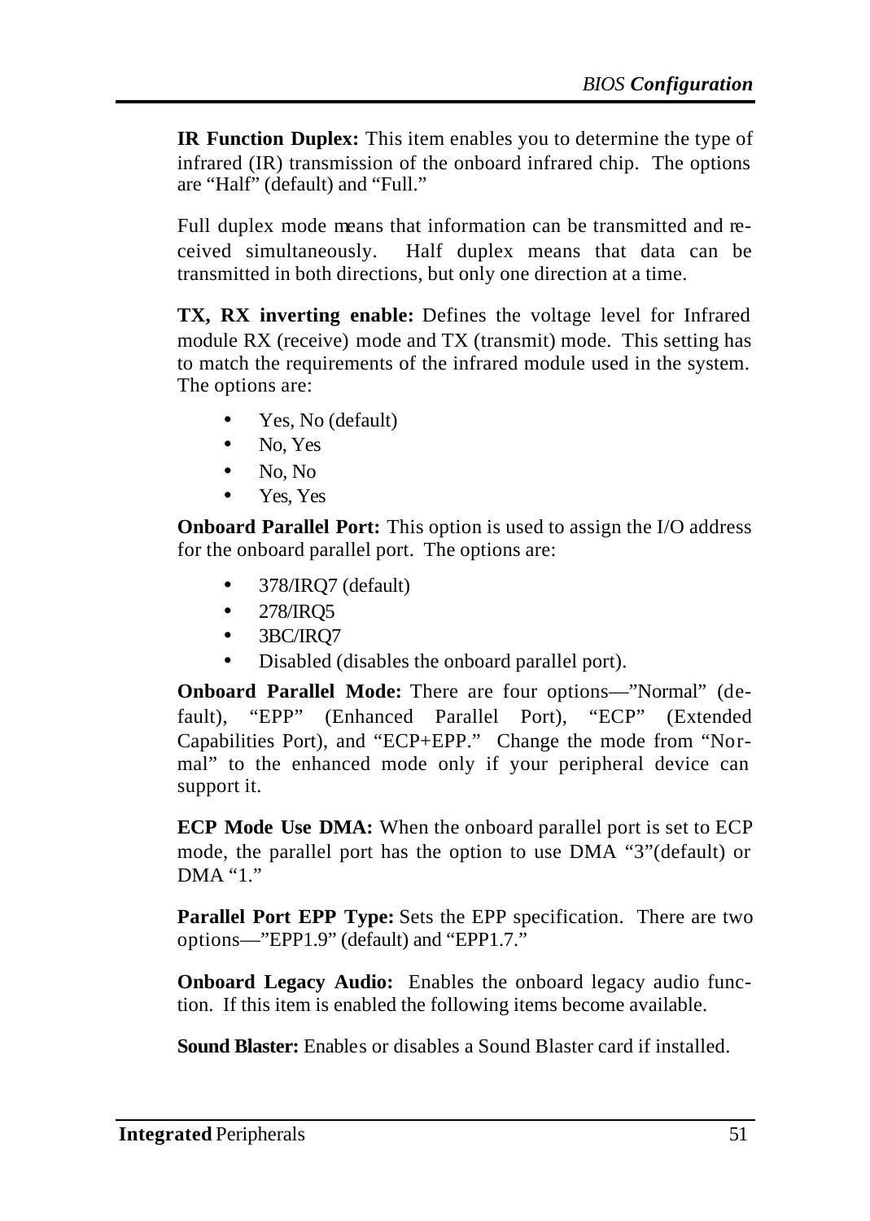**IR Function Duplex:** This item enables you to determine the type of infrared (IR) transmission of the onboard infrared chip. The options are "Half" (default) and "Full."

Full duplex mode means that information can be transmitted and received simultaneously. Half duplex means that data can be transmitted in both directions, but only one direction at a time.

**TX, RX inverting enable:** Defines the voltage level for Infrared module RX (receive) mode and TX (transmit) mode. This setting has to match the requirements of the infrared module used in the system. The options are:

- Yes, No (default)
- No, Yes
- No, No
- Yes, Yes

**Onboard Parallel Port:** This option is used to assign the I/O address for the onboard parallel port. The options are:

- 378/IRQ7 (default)
- 278/IRQ5
- 3BC/IRQ7
- Disabled (disables the onboard parallel port).

**Onboard Parallel Mode:** There are four options—"Normal" (default), "EPP" (Enhanced Parallel Port), "ECP" (Extended Capabilities Port), and "ECP+EPP." Change the mode from "Normal" to the enhanced mode only if your peripheral device can support it.

**ECP Mode Use DMA:** When the onboard parallel port is set to ECP mode, the parallel port has the option to use DMA "3"(default) or DMA "1."

**Parallel Port EPP Type:** Sets the EPP specification. There are two options—"EPP1.9" (default) and "EPP1.7."

**Onboard Legacy Audio:** Enables the onboard legacy audio function. If this item is enabled the following items become available.

**Sound Blaster:** Enables or disables a Sound Blaster card if installed.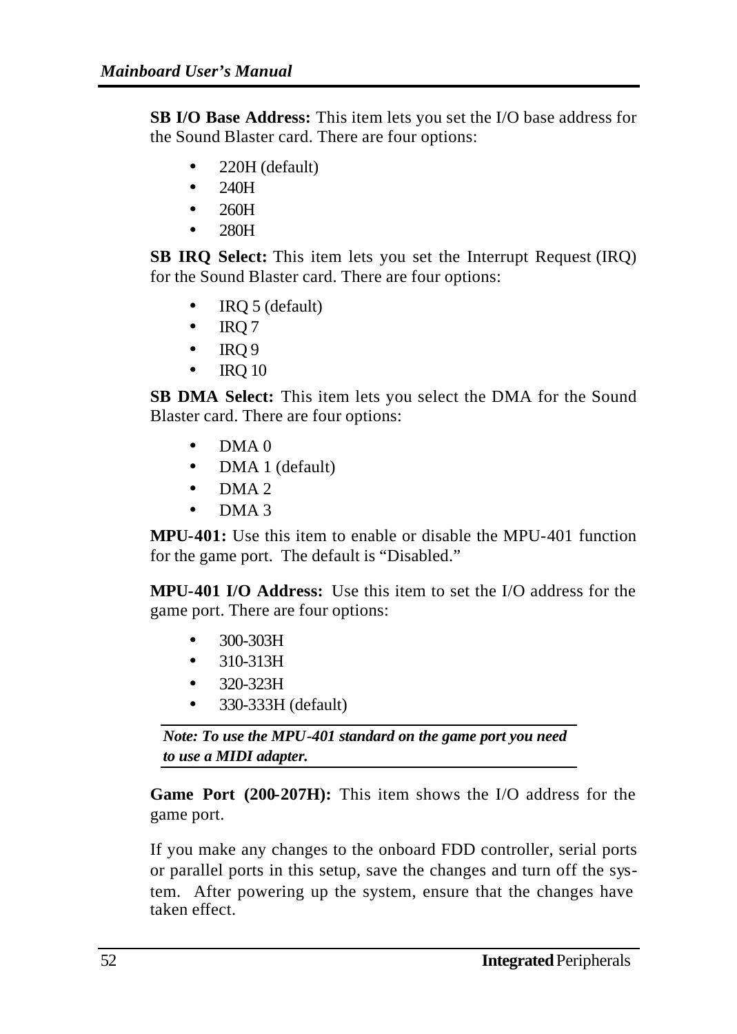**SB I/O Base Address:** This item lets you set the I/O base address for the Sound Blaster card. There are four options:

- 220H (default)
- 240H
- 260H
- 280H

**SB IRQ Select:** This item lets you set the Interrupt Request (IRQ) for the Sound Blaster card. There are four options:

- IRQ 5 (default)
- IRQ 7
- IRQ 9
- IRQ 10

**SB DMA Select:** This item lets you select the DMA for the Sound Blaster card. There are four options:

- DMA 0
- DMA 1 (default)
- DMA 2
- DMA 3

**MPU-401:** Use this item to enable or disable the MPU-401 function for the game port. The default is "Disabled."

**MPU-401 I/O Address:** Use this item to set the I/O address for the game port. There are four options:

- 300-303H
- 310-313H
- 320-323H
- 330-333H (default)

***Note: To use the MPU-401 standard on the game port you need to use a MIDI adapter.***

**Game Port (200-207H):** This item shows the I/O address for the game port.

If you make any changes to the onboard FDD controller, serial ports or parallel ports in this setup, save the changes and turn off the system. After powering up the system, ensure that the changes have taken effect.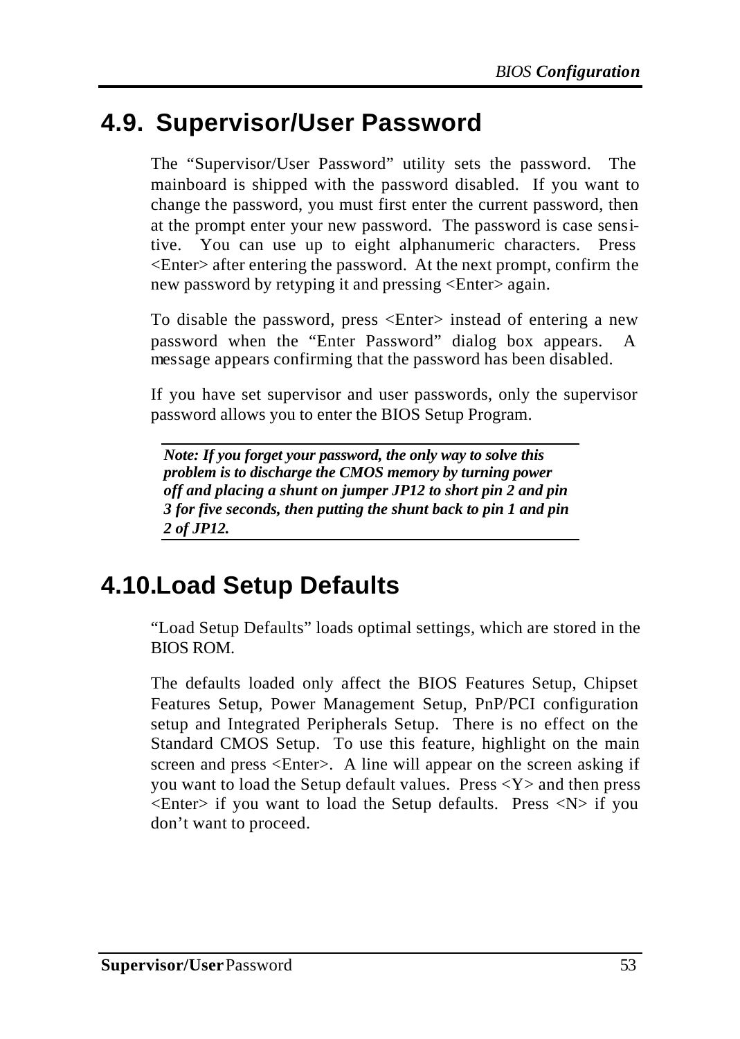## 4.9. Supervisor/User Password

The "Supervisor/User Password" utility sets the password. The mainboard is shipped with the password disabled. If you want to change the password, you must first enter the current password, then at the prompt enter your new password. The password is case sensitive. You can use up to eight alphanumeric characters. Press <Enter> after entering the password. At the next prompt, confirm the new password by retyping it and pressing <Enter> again.

To disable the password, press <Enter> instead of entering a new password when the "Enter Password" dialog box appears. A message appears confirming that the password has been disabled.

If you have set supervisor and user passwords, only the supervisor password allows you to enter the BIOS Setup Program.

---

***Note: If you forget your password, the only way to solve this problem is to discharge the CMOS memory by turning power off and placing a shunt on jumper JP12 to short pin 2 and pin 3 for five seconds, then putting the shunt back to pin 1 and pin 2 of JP12.***

---

## 4.10. Load Setup Defaults

"Load Setup Defaults" loads optimal settings, which are stored in the BIOS ROM.

The defaults loaded only affect the BIOS Features Setup, Chipset Features Setup, Power Management Setup, PnP/PCI configuration setup and Integrated Peripherals Setup. There is no effect on the Standard CMOS Setup. To use this feature, highlight on the main screen and press <Enter>. A line will appear on the screen asking if you want to load the Setup default values. Press <Y> and then press <Enter> if you want to load the Setup defaults. Press <N> if you don't want to proceed.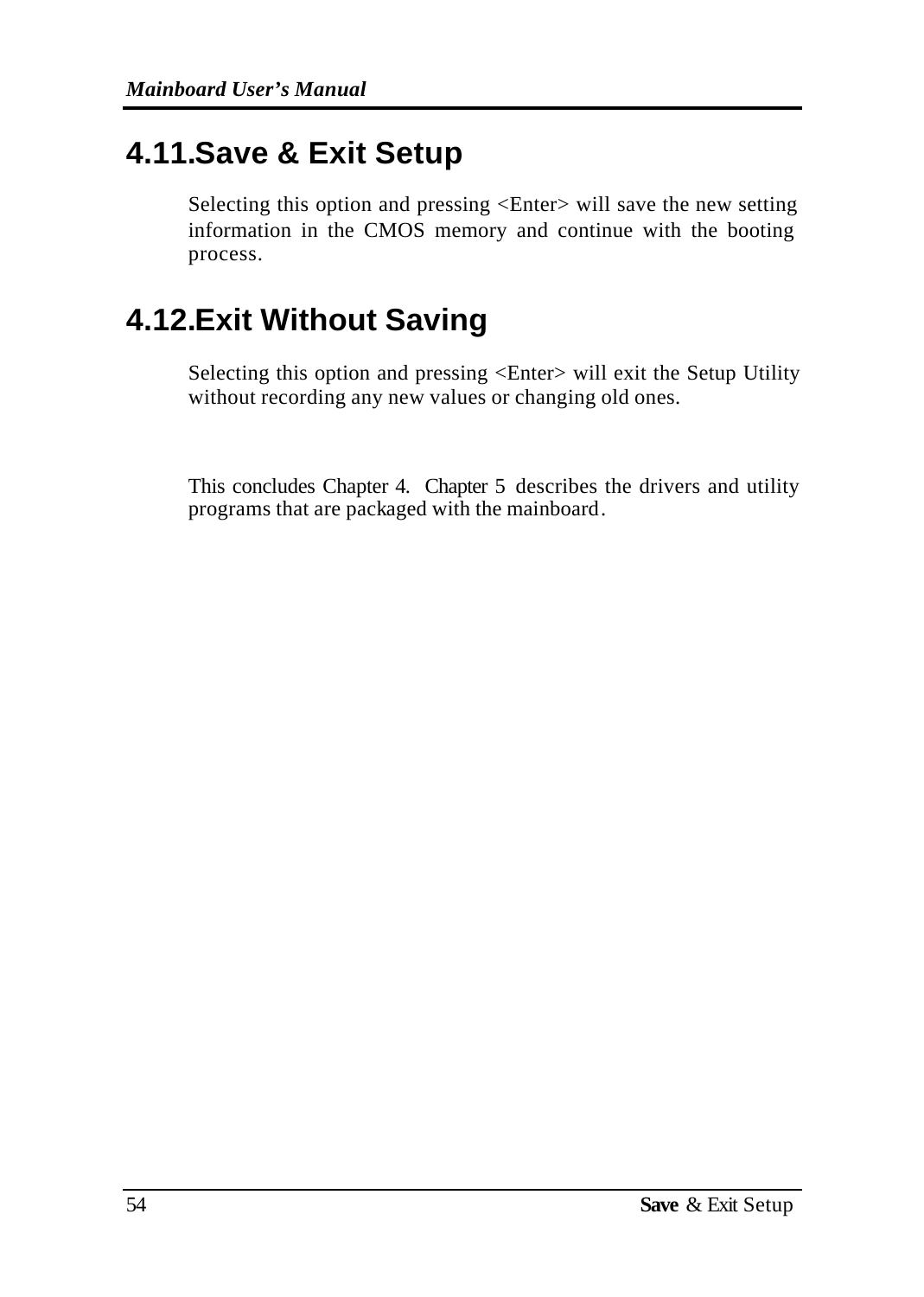## 4.11.Save & Exit Setup

Selecting this option and pressing <Enter> will save the new setting information in the CMOS memory and continue with the booting process.

## 4.12.Exit Without Saving

Selecting this option and pressing <Enter> will exit the Setup Utility without recording any new values or changing old ones.

This concludes Chapter 4. Chapter 5 describes the drivers and utility programs that are packaged with the mainboard.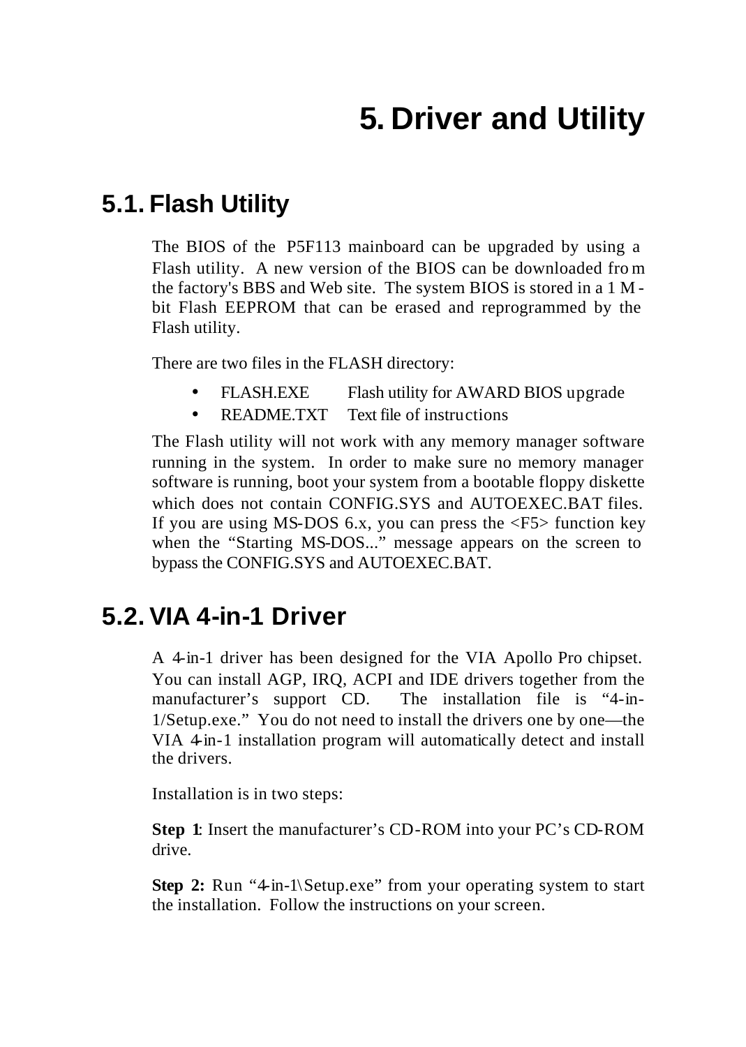# 5. Driver and Utility

## 5.1. Flash Utility

The BIOS of the P5F113 mainboard can be upgraded by using a Flash utility. A new version of the BIOS can be downloaded from the factory's BBS and Web site. The system BIOS is stored in a 1 M-bit Flash EEPROM that can be erased and reprogrammed by the Flash utility.

There are two files in the FLASH directory:

- FLASH.EXE Flash utility for AWARD BIOS upgrade
- README.TXT Text file of instructions

The Flash utility will not work with any memory manager software running in the system. In order to make sure no memory manager software is running, boot your system from a bootable floppy diskette which does not contain CONFIG.SYS and AUTOEXEC.BAT files. If you are using MS-DOS 6.x, you can press the <F5> function key when the "Starting MS-DOS..." message appears on the screen to bypass the CONFIG.SYS and AUTOEXEC.BAT.

## 5.2. VIA 4-in-1 Driver

A 4-in-1 driver has been designed for the VIA Apollo Pro chipset. You can install AGP, IRQ, ACPI and IDE drivers together from the manufacturer's support CD. The installation file is "4-in-1/Setup.exe." You do not need to install the drivers one by one—the VIA 4-in-1 installation program will automatically detect and install the drivers.

Installation is in two steps:

**Step 1**: Insert the manufacturer's CD-ROM into your PC's CD-ROM drive.

**Step 2:** Run "4-in-1\Setup.exe" from your operating system to start the installation. Follow the instructions on your screen.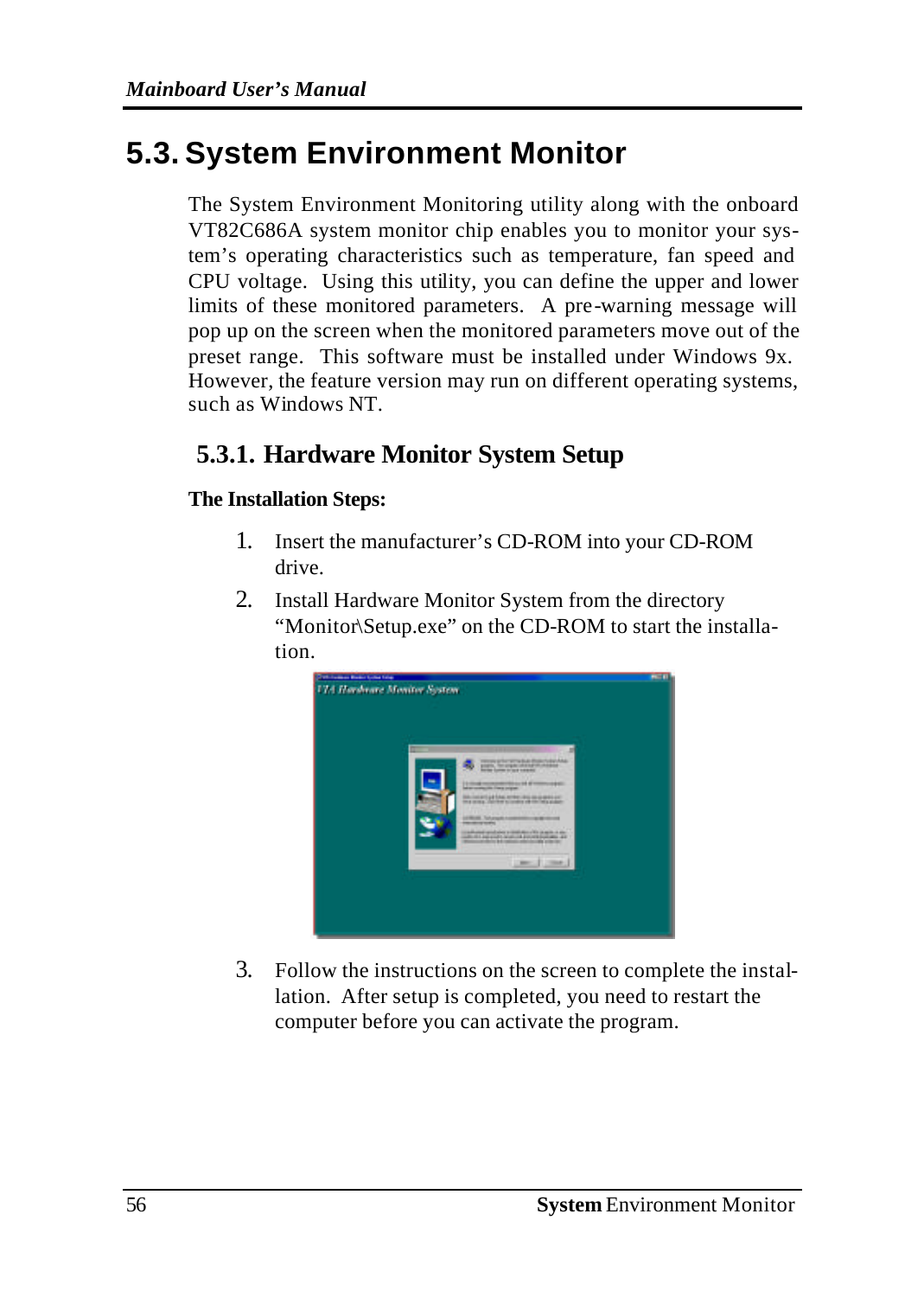# 5.3. System Environment Monitor

The System Environment Monitoring utility along with the onboard VT82C686A system monitor chip enables you to monitor your system's operating characteristics such as temperature, fan speed and CPU voltage. Using this utility, you can define the upper and lower limits of these monitored parameters. A pre-warning message will pop up on the screen when the monitored parameters move out of the preset range. This software must be installed under Windows 9x. However, the feature version may run on different operating systems, such as Windows NT.

## 5.3.1. Hardware Monitor System Setup

**The Installation Steps:**

1. Insert the manufacturer's CD-ROM into your CD-ROM drive.
2. Install Hardware Monitor System from the directory "Monitor\Setup.exe" on the CD-ROM to start the installation.
3. Follow the instructions on the screen to complete the installation. After setup is completed, you need to restart the computer before you can activate the program.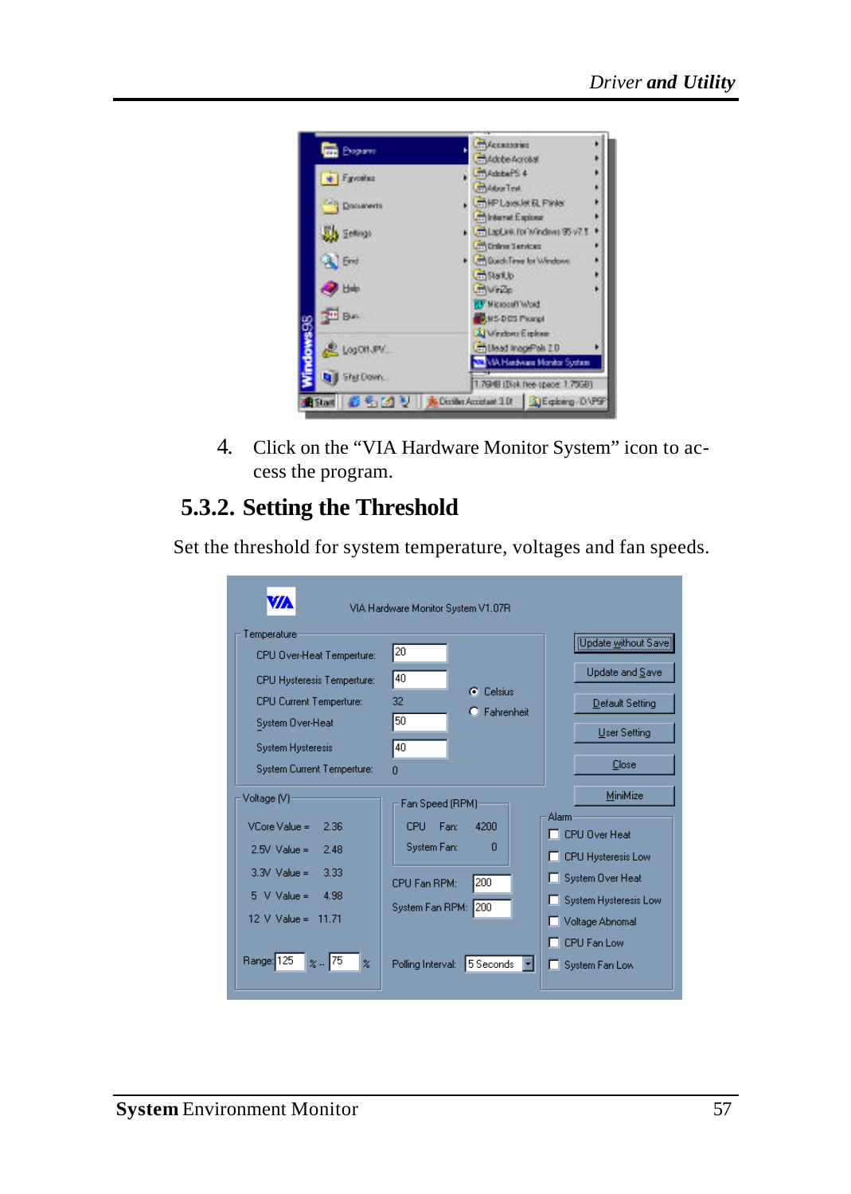4. Click on the "VIA Hardware Monitor System" icon to access the program.

### 5.3.2. Setting the Threshold

Set the threshold for system temperature, voltages and fan speeds.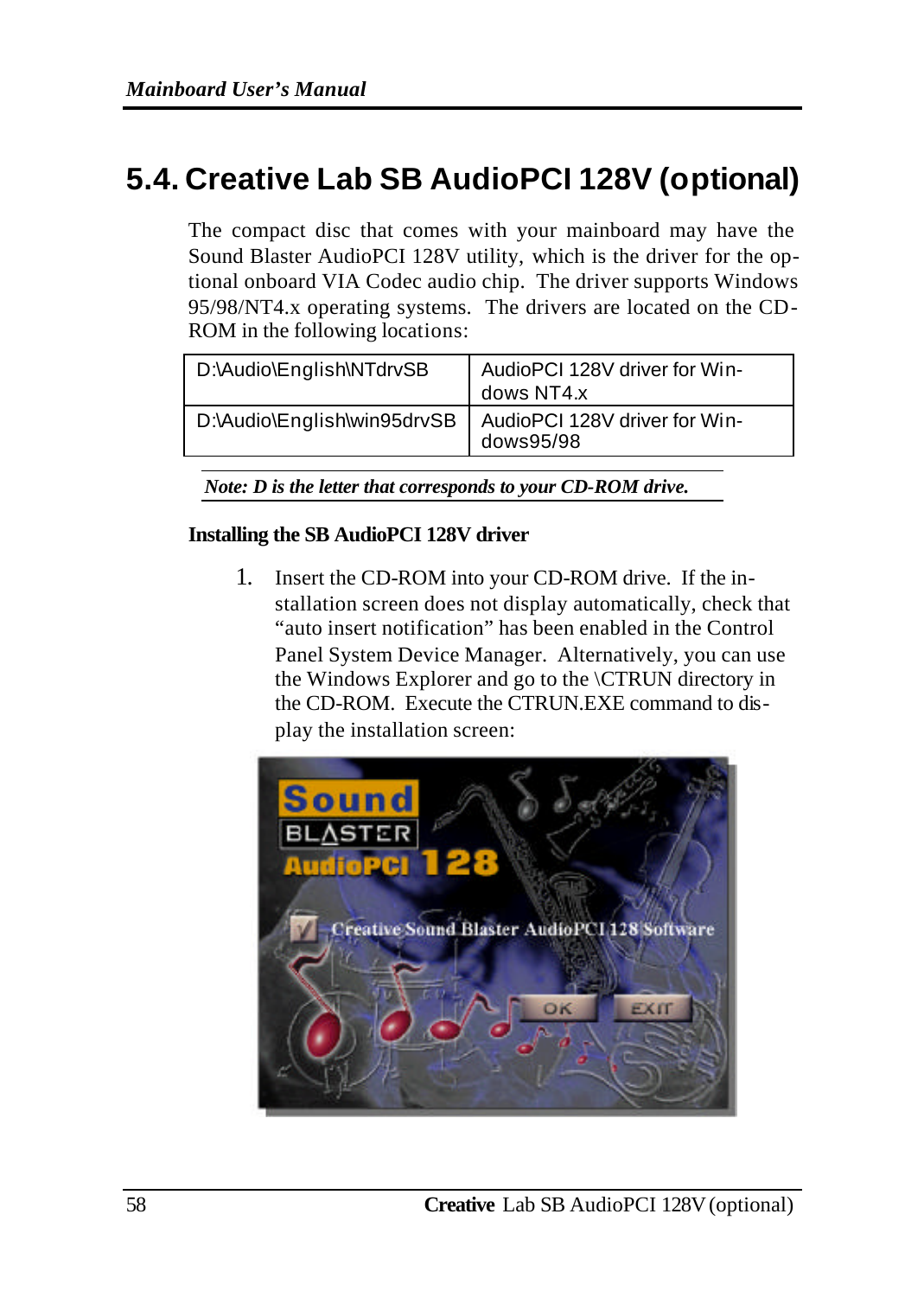## 5.4. Creative Lab SB AudioPCI 128V (optional)

The compact disc that comes with your mainboard may have the Sound Blaster AudioPCI 128V utility, which is the driver for the optional onboard VIA Codec audio chip. The driver supports Windows 95/98/NT4.x operating systems. The drivers are located on the CD-ROM in the following locations:

| | |
|---|---|
| D:\Audio\English\NTdrvSB | AudioPCI 128V driver for Windows NT4.x |
| D:\Audio\English\win95drvSB | AudioPCI 128V driver for Windows95/98 |

***Note: D is the letter that corresponds to your CD-ROM drive.***

**Installing the SB AudioPCI 128V driver**

1. Insert the CD-ROM into your CD-ROM drive. If the installation screen does not display automatically, check that "auto insert notification" has been enabled in the Control Panel System Device Manager. Alternatively, you can use the Windows Explorer and go to the \CTRUN directory in the CD-ROM. Execute the CTRUN.EXE command to display the installation screen: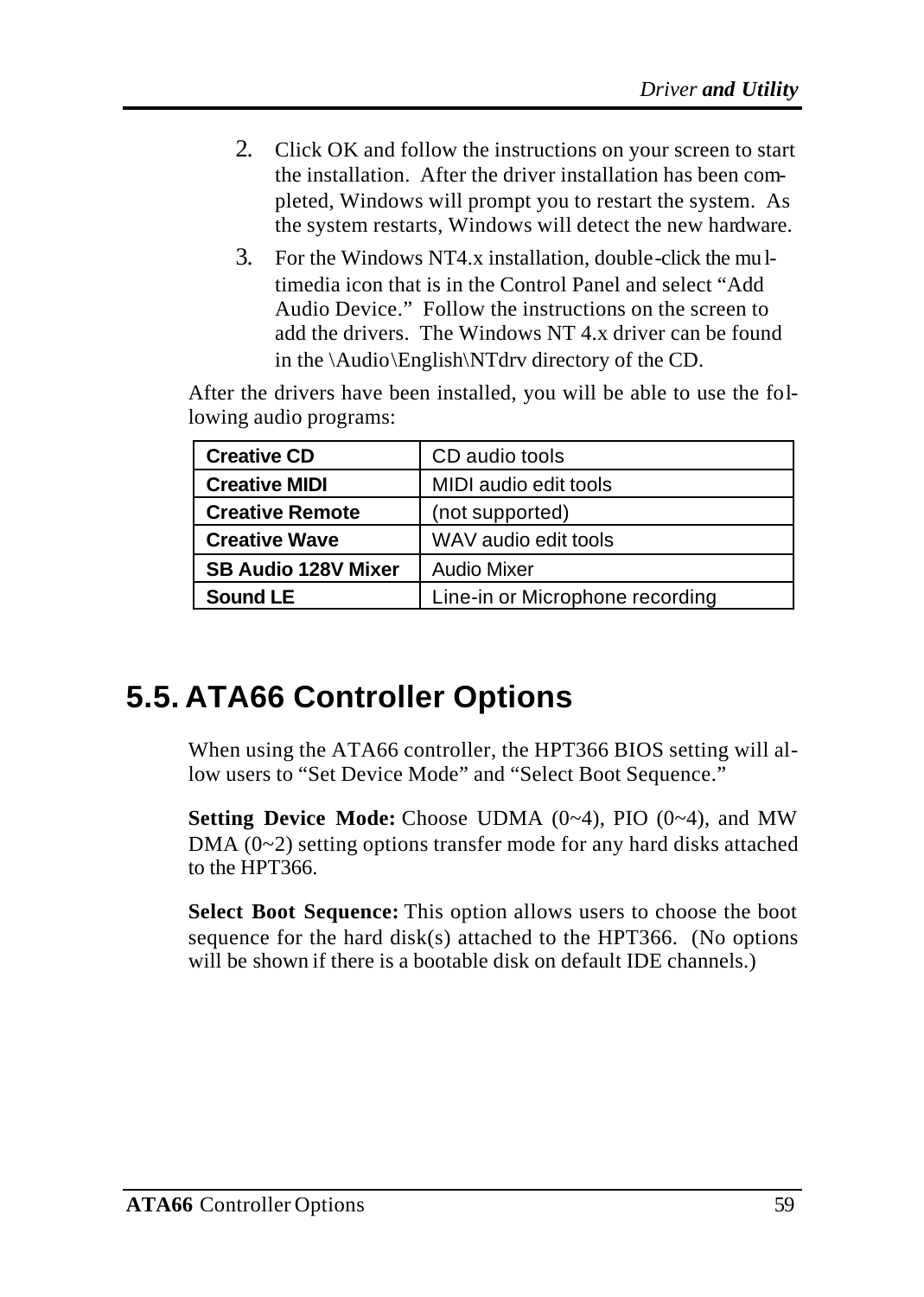2. Click OK and follow the instructions on your screen to start the installation. After the driver installation has been completed, Windows will prompt you to restart the system. As the system restarts, Windows will detect the new hardware.
3. For the Windows NT4.x installation, double-click the multimedia icon that is in the Control Panel and select "Add Audio Device." Follow the instructions on the screen to add the drivers. The Windows NT 4.x driver can be found in the \Audio\English\NTdrv directory of the CD.

After the drivers have been installed, you will be able to use the following audio programs:

| | |
|---|---|
| **Creative CD** | CD audio tools |
| **Creative MIDI** | MIDI audio edit tools |
| **Creative Remote** | (not supported) |
| **Creative Wave** | WAV audio edit tools |
| **SB Audio 128V Mixer** | Audio Mixer |
| **Sound LE** | Line-in or Microphone recording |

## 5.5. ATA66 Controller Options

When using the ATA66 controller, the HPT366 BIOS setting will allow users to "Set Device Mode" and "Select Boot Sequence."

**Setting Device Mode:** Choose UDMA (0~4), PIO (0~4), and MW DMA (0~2) setting options transfer mode for any hard disks attached to the HPT366.

**Select Boot Sequence:** This option allows users to choose the boot sequence for the hard disk(s) attached to the HPT366. (No options will be shown if there is a bootable disk on default IDE channels.)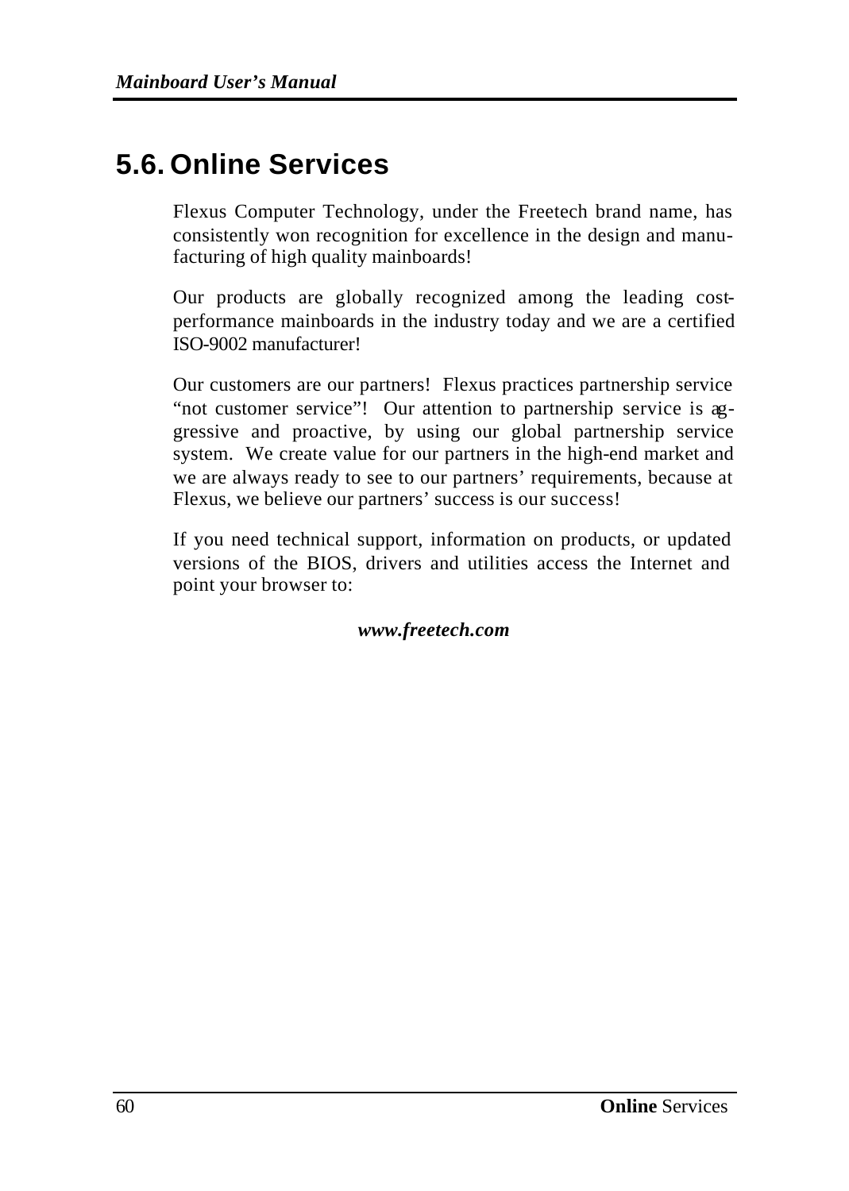## 5.6. Online Services

Flexus Computer Technology, under the Freetech brand name, has consistently won recognition for excellence in the design and manufacturing of high quality mainboards!

Our products are globally recognized among the leading cost-performance mainboards in the industry today and we are a certified ISO-9002 manufacturer!

Our customers are our partners! Flexus practices partnership service "not customer service"! Our attention to partnership service is aggressive and proactive, by using our global partnership service system. We create value for our partners in the high-end market and we are always ready to see to our partners' requirements, because at Flexus, we believe our partners' success is our success!

If you need technical support, information on products, or updated versions of the BIOS, drivers and utilities access the Internet and point your browser to:

***www.freetech.com***